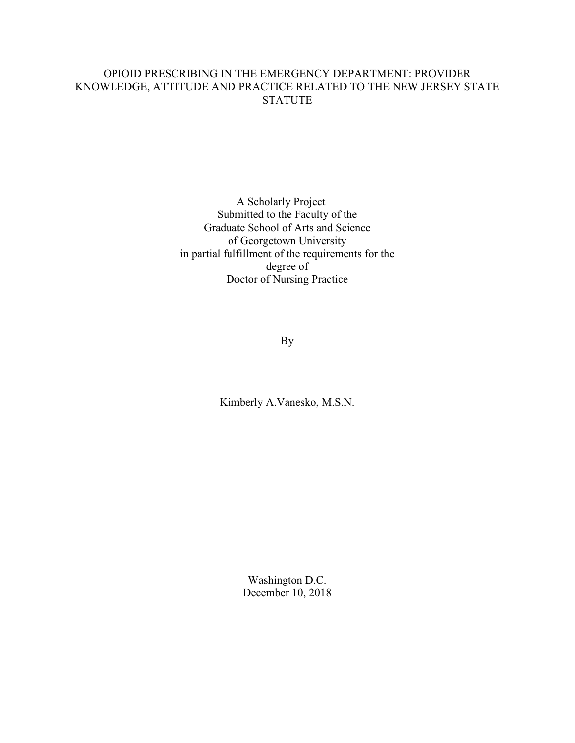# OPIOID PRESCRIBING IN THE EMERGENCY DEPARTMENT: PROVIDER KNOWLEDGE, ATTITUDE AND PRACTICE RELATED TO THE NEW JERSEY STATE STATUTE

A Scholarly Project
Submitted to the Faculty of the
Graduate School of Arts and Science
of Georgetown University
in partial fulfillment of the requirements for the
degree of
Doctor of Nursing Practice

By

Kimberly A.Vanesko, M.S.N.

Washington D.C.
December 10, 2018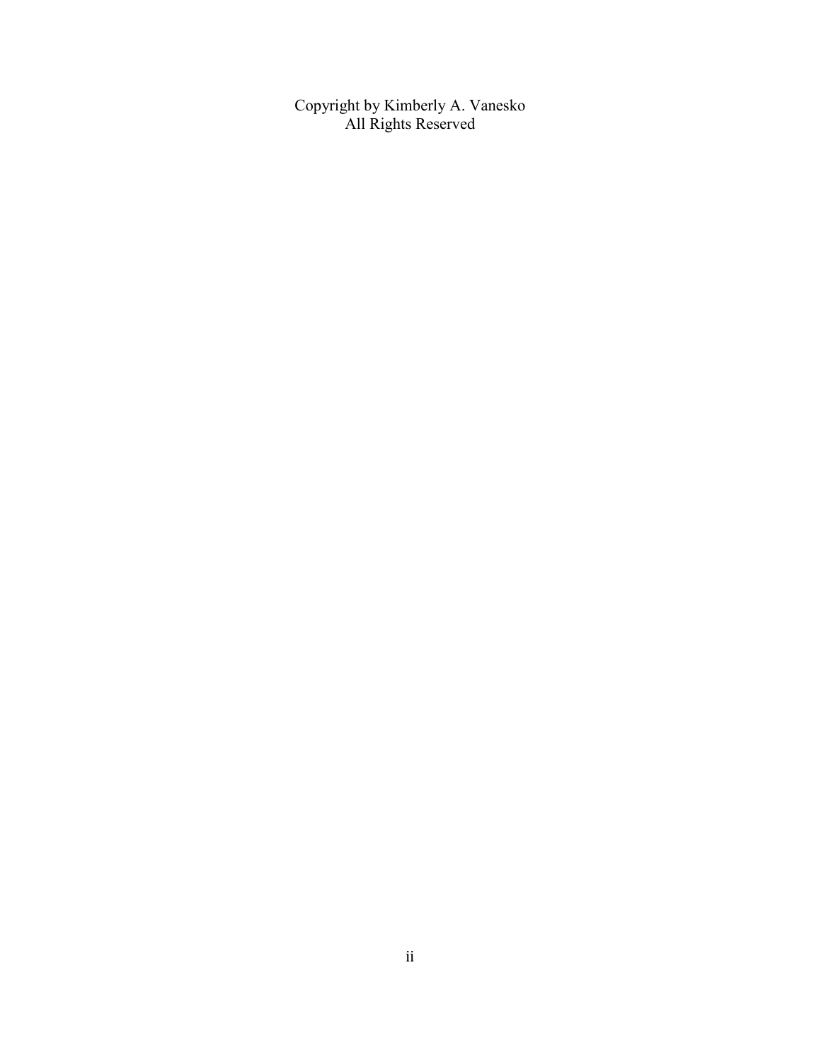Copyright by Kimberly A. Vanesko
All Rights Reserved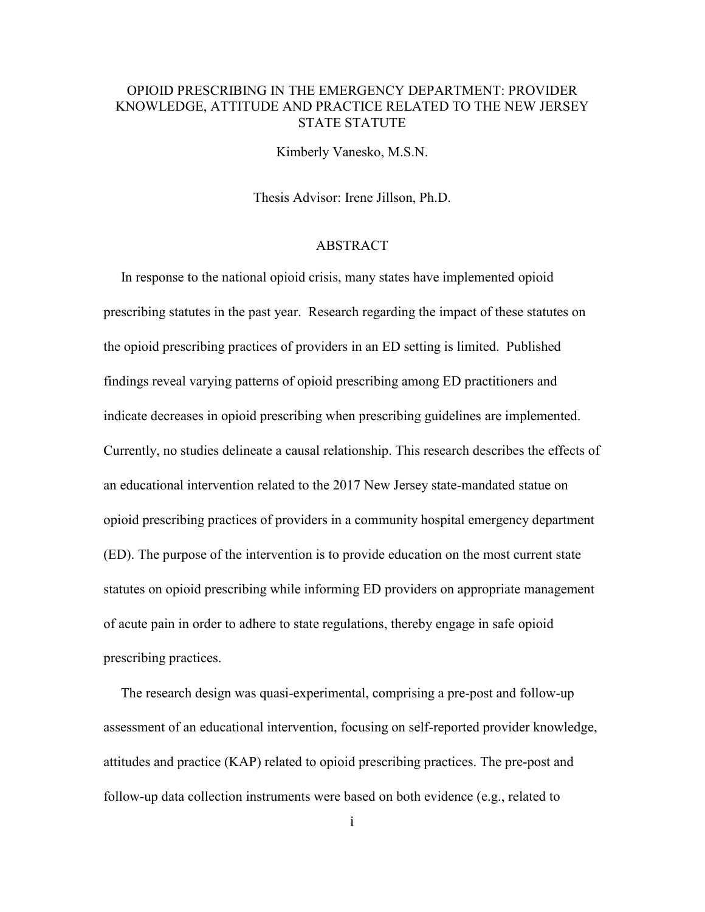OPIOID PRESCRIBING IN THE EMERGENCY DEPARTMENT: PROVIDER KNOWLEDGE, ATTITUDE AND PRACTICE RELATED TO THE NEW JERSEY STATE STATUTE

Kimberly Vanesko, M.S.N.

Thesis Advisor: Irene Jillson, Ph.D.

## ABSTRACT

In response to the national opioid crisis, many states have implemented opioid prescribing statutes in the past year. Research regarding the impact of these statutes on the opioid prescribing practices of providers in an ED setting is limited. Published findings reveal varying patterns of opioid prescribing among ED practitioners and indicate decreases in opioid prescribing when prescribing guidelines are implemented. Currently, no studies delineate a causal relationship. This research describes the effects of an educational intervention related to the 2017 New Jersey state-mandated statue on opioid prescribing practices of providers in a community hospital emergency department (ED). The purpose of the intervention is to provide education on the most current state statutes on opioid prescribing while informing ED providers on appropriate management of acute pain in order to adhere to state regulations, thereby engage in safe opioid prescribing practices.

The research design was quasi-experimental, comprising a pre-post and follow-up assessment of an educational intervention, focusing on self-reported provider knowledge, attitudes and practice (KAP) related to opioid prescribing practices. The pre-post and follow-up data collection instruments were based on both evidence (e.g., related to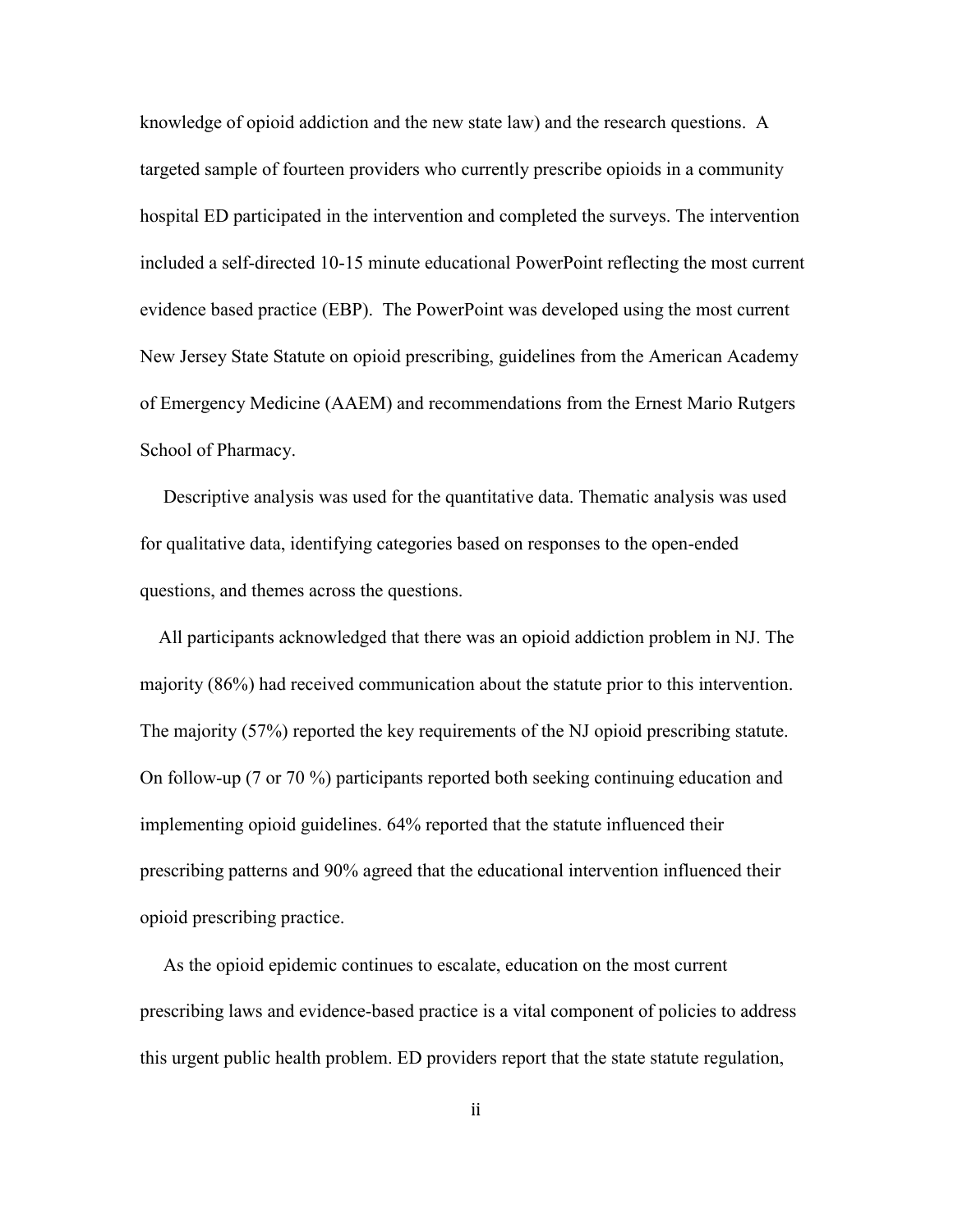knowledge of opioid addiction and the new state law) and the research questions. A targeted sample of fourteen providers who currently prescribe opioids in a community hospital ED participated in the intervention and completed the surveys. The intervention included a self-directed 10-15 minute educational PowerPoint reflecting the most current evidence based practice (EBP). The PowerPoint was developed using the most current New Jersey State Statute on opioid prescribing, guidelines from the American Academy of Emergency Medicine (AAEM) and recommendations from the Ernest Mario Rutgers School of Pharmacy.

Descriptive analysis was used for the quantitative data. Thematic analysis was used for qualitative data, identifying categories based on responses to the open-ended questions, and themes across the questions.

All participants acknowledged that there was an opioid addiction problem in NJ. The majority (86%) had received communication about the statute prior to this intervention. The majority (57%) reported the key requirements of the NJ opioid prescribing statute. On follow-up (7 or 70 %) participants reported both seeking continuing education and implementing opioid guidelines. 64% reported that the statute influenced their prescribing patterns and 90% agreed that the educational intervention influenced their opioid prescribing practice.

As the opioid epidemic continues to escalate, education on the most current prescribing laws and evidence-based practice is a vital component of policies to address this urgent public health problem. ED providers report that the state statute regulation,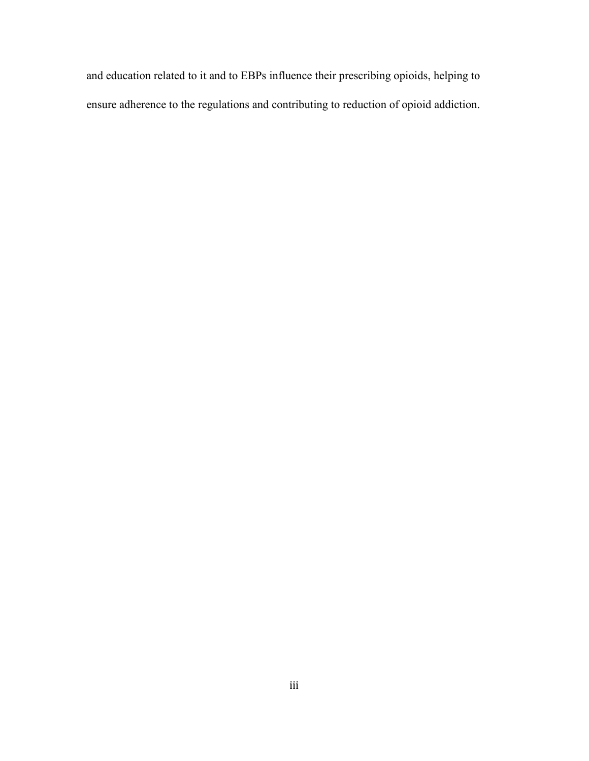and education related to it and to EBPs influence their prescribing opioids, helping to ensure adherence to the regulations and contributing to reduction of opioid addiction.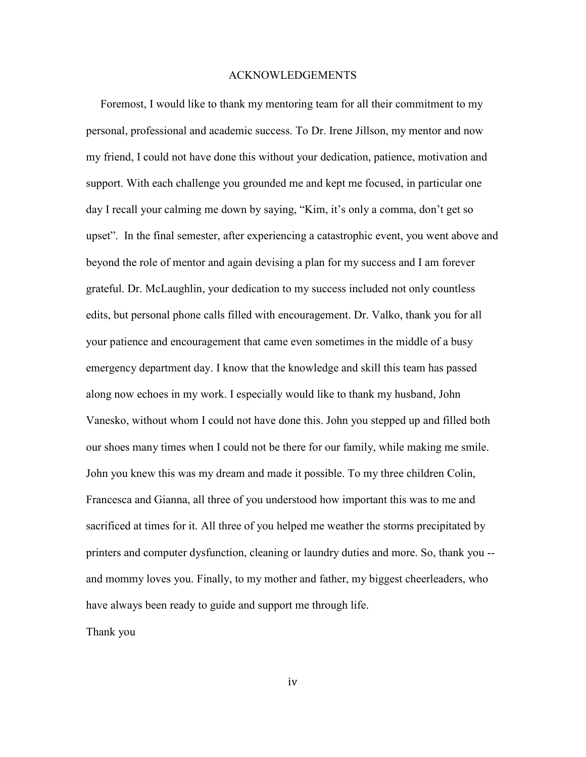# ACKNOWLEDGEMENTS

Foremost, I would like to thank my mentoring team for all their commitment to my personal, professional and academic success. To Dr. Irene Jillson, my mentor and now my friend, I could not have done this without your dedication, patience, motivation and support. With each challenge you grounded me and kept me focused, in particular one day I recall your calming me down by saying, “Kim, it’s only a comma, don’t get so upset”. In the final semester, after experiencing a catastrophic event, you went above and beyond the role of mentor and again devising a plan for my success and I am forever grateful. Dr. McLaughlin, your dedication to my success included not only countless edits, but personal phone calls filled with encouragement. Dr. Valko, thank you for all your patience and encouragement that came even sometimes in the middle of a busy emergency department day. I know that the knowledge and skill this team has passed along now echoes in my work. I especially would like to thank my husband, John Vanesko, without whom I could not have done this. John you stepped up and filled both our shoes many times when I could not be there for our family, while making me smile. John you knew this was my dream and made it possible. To my three children Colin, Francesca and Gianna, all three of you understood how important this was to me and sacrificed at times for it. All three of you helped me weather the storms precipitated by printers and computer dysfunction, cleaning or laundry duties and more. So, thank you -- and mommy loves you. Finally, to my mother and father, my biggest cheerleaders, who have always been ready to guide and support me through life.

Thank you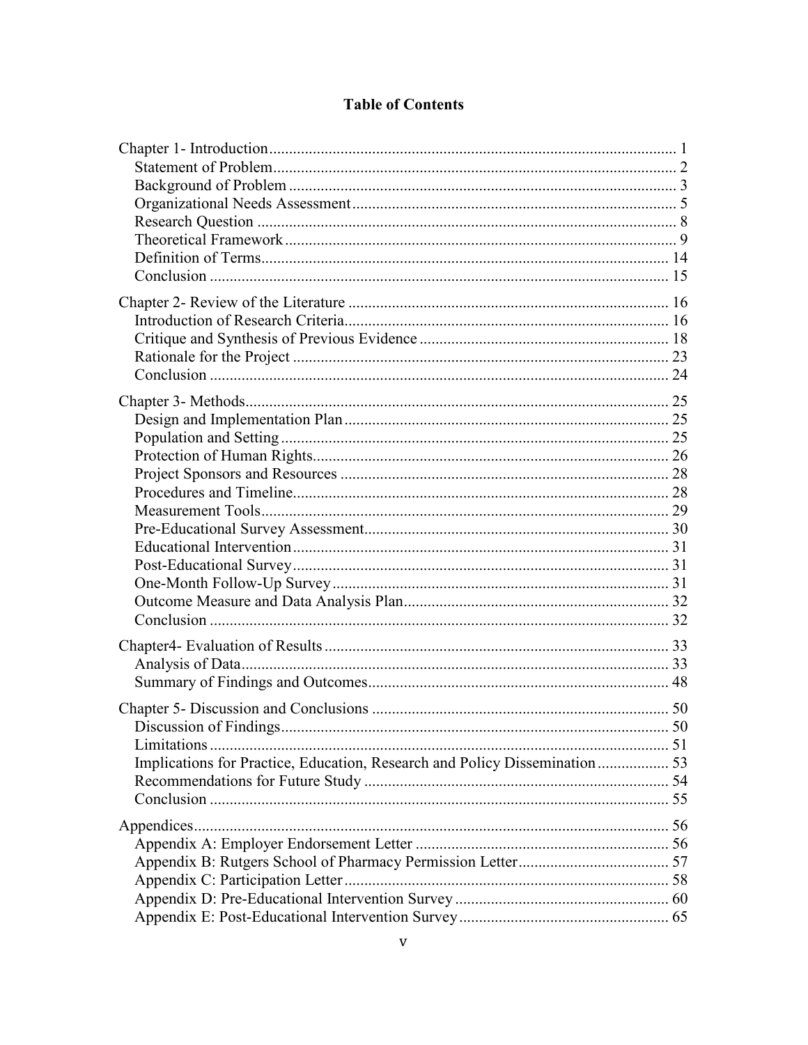# Table of Contents

Chapter 1- Introduction ... 1
- Statement of Problem ... 2
- Background of Problem ... 3
- Organizational Needs Assessment ... 5
- Research Question ... 8
- Theoretical Framework ... 9
- Definition of Terms ... 14
- Conclusion ... 15

Chapter 2- Review of the Literature ... 16
- Introduction of Research Criteria ... 16
- Critique and Synthesis of Previous Evidence ... 18
- Rationale for the Project ... 23
- Conclusion ... 24

Chapter 3- Methods ... 25
- Design and Implementation Plan ... 25
- Population and Setting ... 25
- Protection of Human Rights ... 26
- Project Sponsors and Resources ... 28
- Procedures and Timeline ... 28
- Measurement Tools ... 29
- Pre-Educational Survey Assessment ... 30
- Educational Intervention ... 31
- Post-Educational Survey ... 31
- One-Month Follow-Up Survey ... 31
- Outcome Measure and Data Analysis Plan ... 32
- Conclusion ... 32

Chapter4- Evaluation of Results ... 33
- Analysis of Data ... 33
- Summary of Findings and Outcomes ... 48

Chapter 5- Discussion and Conclusions ... 50
- Discussion of Findings ... 50
- Limitations ... 51
- Implications for Practice, Education, Research and Policy Dissemination ... 53
- Recommendations for Future Study ... 54
- Conclusion ... 55

Appendices ... 56
- Appendix A: Employer Endorsement Letter ... 56
- Appendix B: Rutgers School of Pharmacy Permission Letter ... 57
- Appendix C: Participation Letter ... 58
- Appendix D: Pre-Educational Intervention Survey ... 60
- Appendix E: Post-Educational Intervention Survey ... 65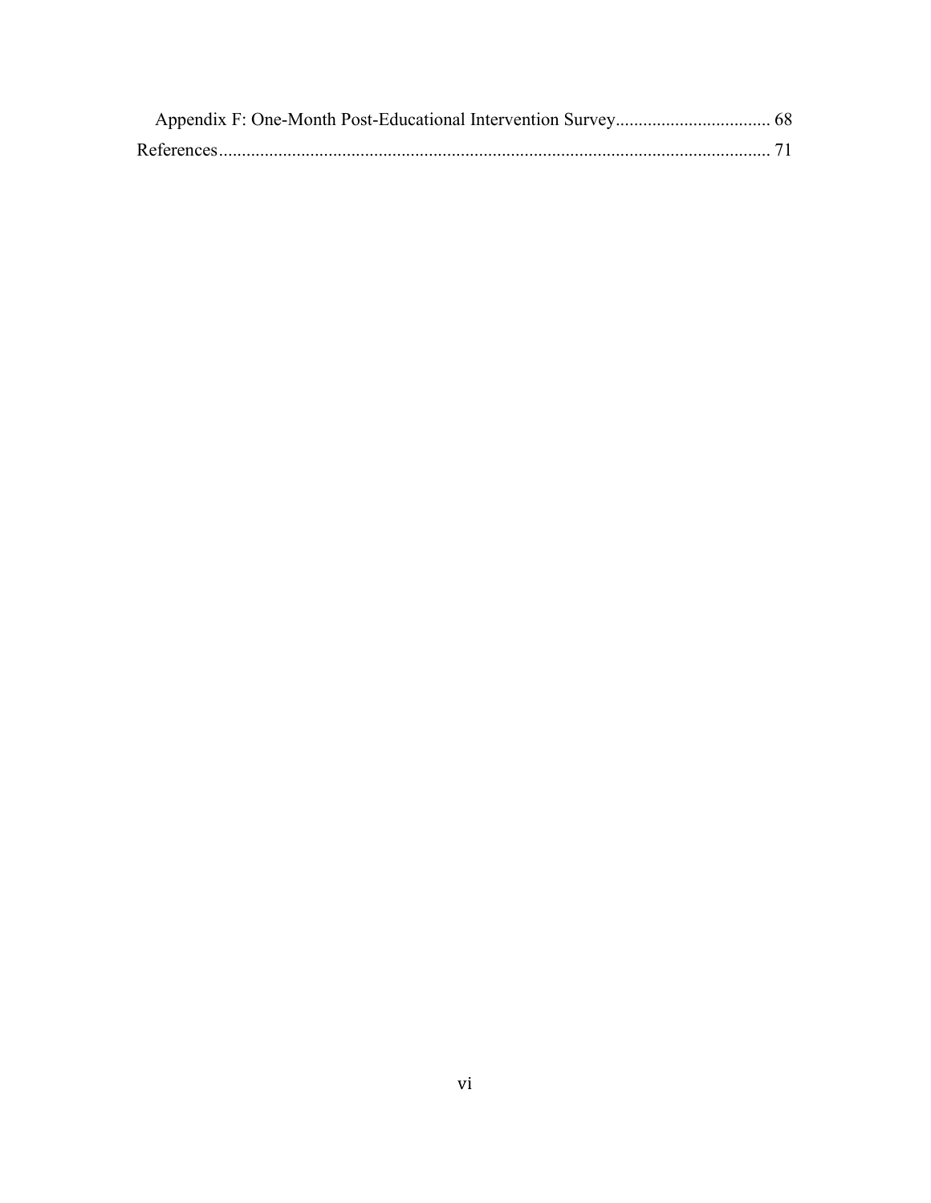Appendix F: One-Month Post-Educational Intervention Survey .................................. 68

References ........................................................................................................................ 71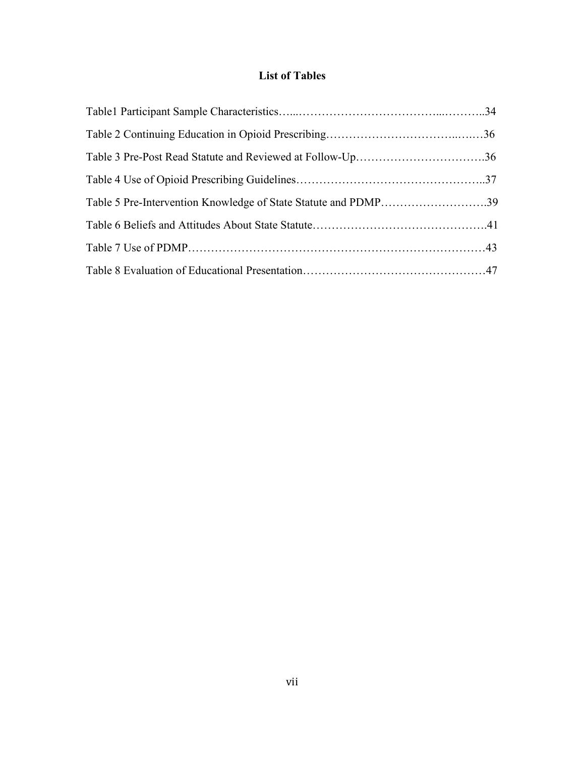# List of Tables

Table1 Participant Sample Characteristics…...……………………………...………..34

Table 2 Continuing Education in Opioid Prescribing……………………………...….…36

Table 3 Pre-Post Read Statute and Reviewed at Follow-Up…………………………….36

Table 4 Use of Opioid Prescribing Guidelines…………………………………………..37

Table 5 Pre-Intervention Knowledge of State Statute and PDMP……………….……….39

Table 6 Beliefs and Attitudes About State Statute……………………………………….41

Table 7 Use of PDMP……………………………………………………………………43

Table 8 Evaluation of Educational Presentation…………………………………………47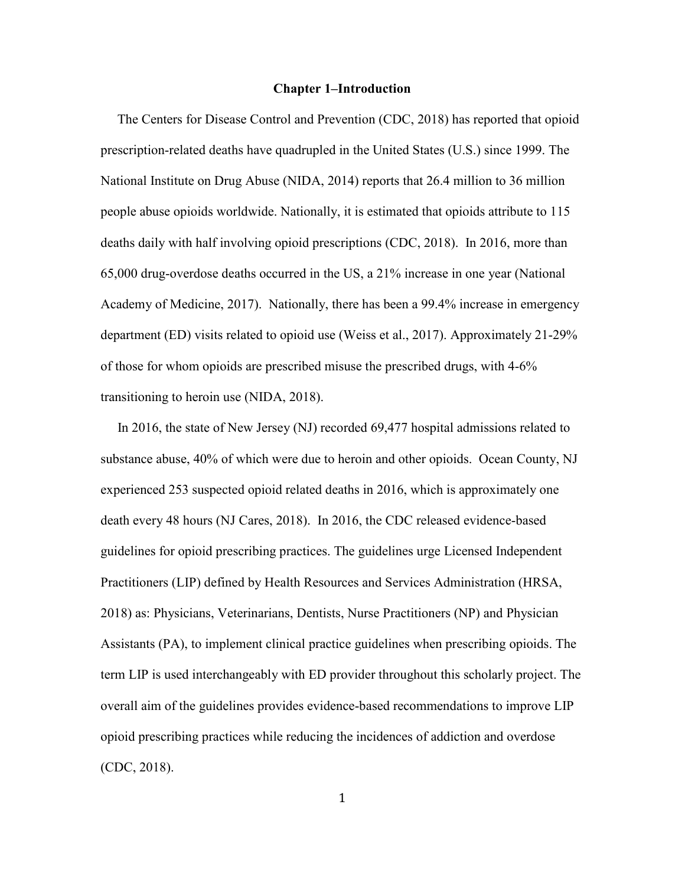# Chapter 1–Introduction

The Centers for Disease Control and Prevention (CDC, 2018) has reported that opioid prescription-related deaths have quadrupled in the United States (U.S.) since 1999. The National Institute on Drug Abuse (NIDA, 2014) reports that 26.4 million to 36 million people abuse opioids worldwide. Nationally, it is estimated that opioids attribute to 115 deaths daily with half involving opioid prescriptions (CDC, 2018). In 2016, more than 65,000 drug-overdose deaths occurred in the US, a 21% increase in one year (National Academy of Medicine, 2017). Nationally, there has been a 99.4% increase in emergency department (ED) visits related to opioid use (Weiss et al., 2017). Approximately 21-29% of those for whom opioids are prescribed misuse the prescribed drugs, with 4-6% transitioning to heroin use (NIDA, 2018).

In 2016, the state of New Jersey (NJ) recorded 69,477 hospital admissions related to substance abuse, 40% of which were due to heroin and other opioids. Ocean County, NJ experienced 253 suspected opioid related deaths in 2016, which is approximately one death every 48 hours (NJ Cares, 2018). In 2016, the CDC released evidence-based guidelines for opioid prescribing practices. The guidelines urge Licensed Independent Practitioners (LIP) defined by Health Resources and Services Administration (HRSA, 2018) as: Physicians, Veterinarians, Dentists, Nurse Practitioners (NP) and Physician Assistants (PA), to implement clinical practice guidelines when prescribing opioids. The term LIP is used interchangeably with ED provider throughout this scholarly project. The overall aim of the guidelines provides evidence-based recommendations to improve LIP opioid prescribing practices while reducing the incidences of addiction and overdose (CDC, 2018).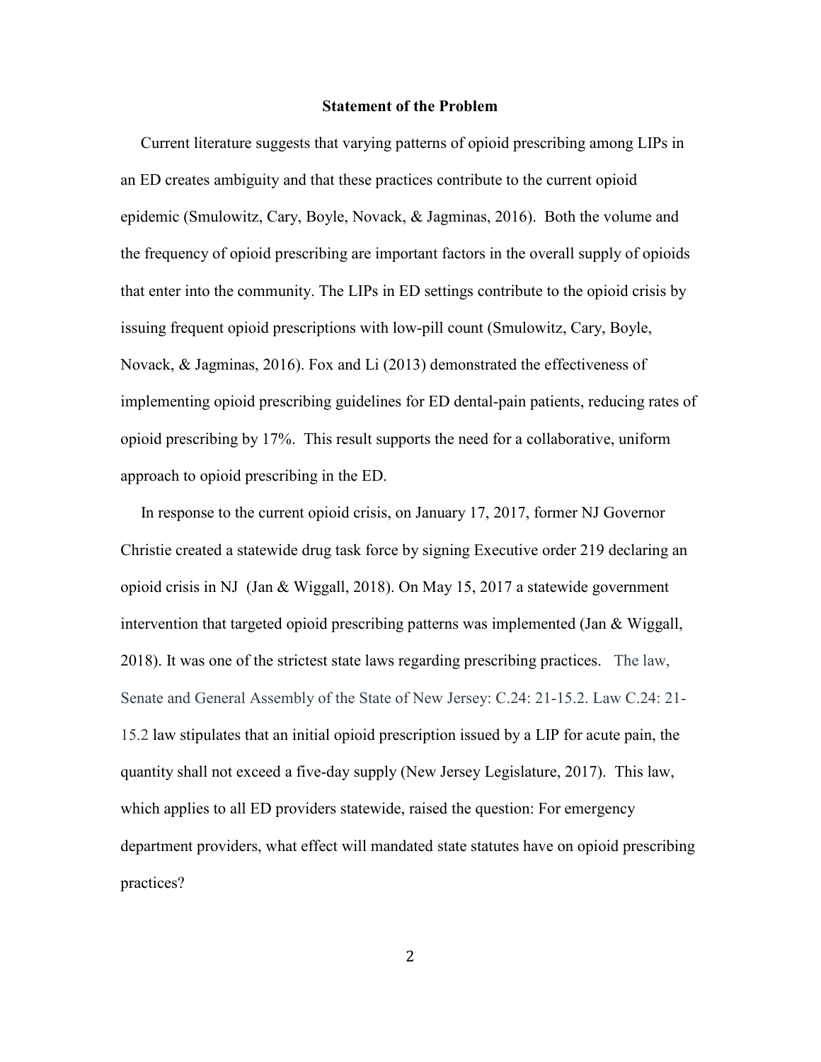## Statement of the Problem

Current literature suggests that varying patterns of opioid prescribing among LIPs in an ED creates ambiguity and that these practices contribute to the current opioid epidemic (Smulowitz, Cary, Boyle, Novack, & Jagminas, 2016). Both the volume and the frequency of opioid prescribing are important factors in the overall supply of opioids that enter into the community. The LIPs in ED settings contribute to the opioid crisis by issuing frequent opioid prescriptions with low-pill count (Smulowitz, Cary, Boyle, Novack, & Jagminas, 2016). Fox and Li (2013) demonstrated the effectiveness of implementing opioid prescribing guidelines for ED dental-pain patients, reducing rates of opioid prescribing by 17%. This result supports the need for a collaborative, uniform approach to opioid prescribing in the ED.

In response to the current opioid crisis, on January 17, 2017, former NJ Governor Christie created a statewide drug task force by signing Executive order 219 declaring an opioid crisis in NJ (Jan & Wiggall, 2018). On May 15, 2017 a statewide government intervention that targeted opioid prescribing patterns was implemented (Jan & Wiggall, 2018). It was one of the strictest state laws regarding prescribing practices. The law, Senate and General Assembly of the State of New Jersey: C.24: 21-15.2. Law C.24: 21-15.2 law stipulates that an initial opioid prescription issued by a LIP for acute pain, the quantity shall not exceed a five-day supply (New Jersey Legislature, 2017). This law, which applies to all ED providers statewide, raised the question: For emergency department providers, what effect will mandated state statutes have on opioid prescribing practices?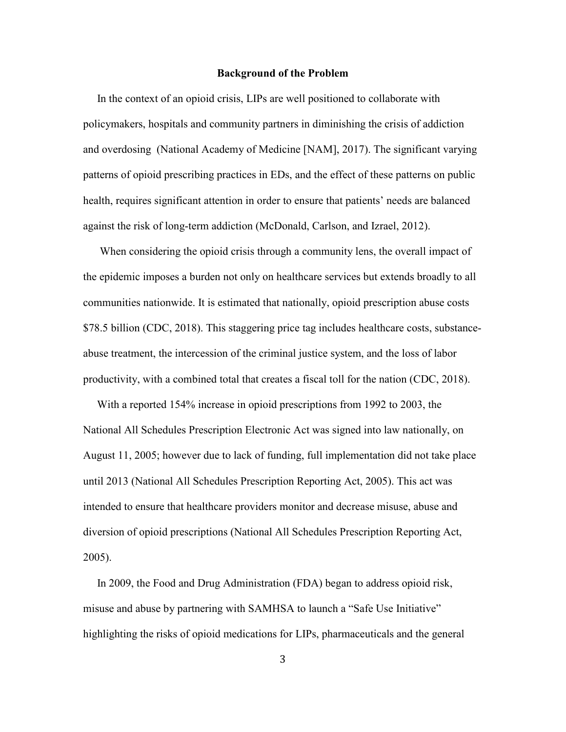## Background of the Problem

In the context of an opioid crisis, LIPs are well positioned to collaborate with policymakers, hospitals and community partners in diminishing the crisis of addiction and overdosing (National Academy of Medicine [NAM], 2017). The significant varying patterns of opioid prescribing practices in EDs, and the effect of these patterns on public health, requires significant attention in order to ensure that patients' needs are balanced against the risk of long-term addiction (McDonald, Carlson, and Izrael, 2012).

When considering the opioid crisis through a community lens, the overall impact of the epidemic imposes a burden not only on healthcare services but extends broadly to all communities nationwide. It is estimated that nationally, opioid prescription abuse costs $78.5 billion (CDC, 2018). This staggering price tag includes healthcare costs, substance-abuse treatment, the intercession of the criminal justice system, and the loss of labor productivity, with a combined total that creates a fiscal toll for the nation (CDC, 2018).

With a reported 154% increase in opioid prescriptions from 1992 to 2003, the National All Schedules Prescription Electronic Act was signed into law nationally, on August 11, 2005; however due to lack of funding, full implementation did not take place until 2013 (National All Schedules Prescription Reporting Act, 2005). This act was intended to ensure that healthcare providers monitor and decrease misuse, abuse and diversion of opioid prescriptions (National All Schedules Prescription Reporting Act, 2005).

In 2009, the Food and Drug Administration (FDA) began to address opioid risk, misuse and abuse by partnering with SAMHSA to launch a "Safe Use Initiative" highlighting the risks of opioid medications for LIPs, pharmaceuticals and the general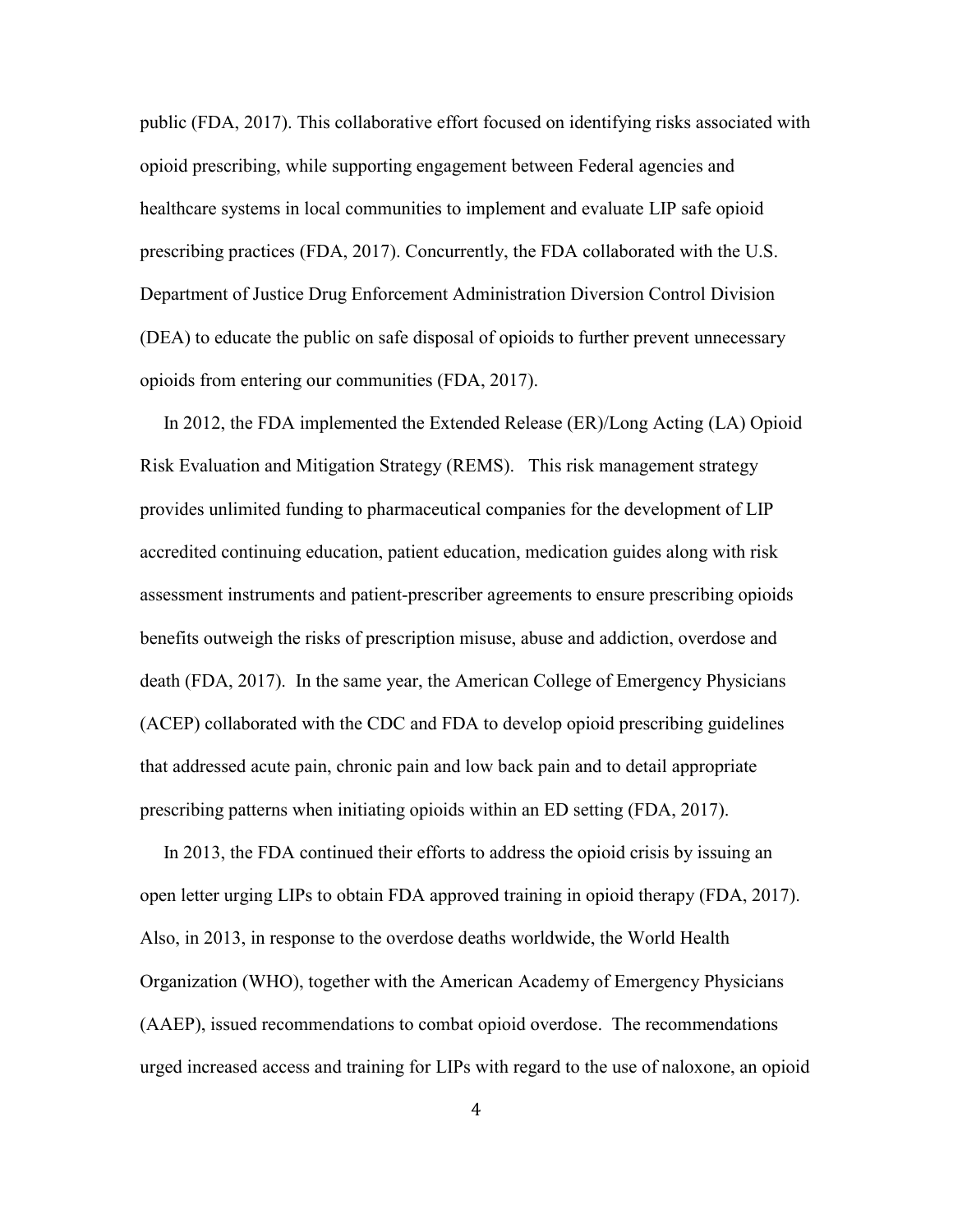public (FDA, 2017). This collaborative effort focused on identifying risks associated with opioid prescribing, while supporting engagement between Federal agencies and healthcare systems in local communities to implement and evaluate LIP safe opioid prescribing practices (FDA, 2017). Concurrently, the FDA collaborated with the U.S. Department of Justice Drug Enforcement Administration Diversion Control Division (DEA) to educate the public on safe disposal of opioids to further prevent unnecessary opioids from entering our communities (FDA, 2017).

In 2012, the FDA implemented the Extended Release (ER)/Long Acting (LA) Opioid Risk Evaluation and Mitigation Strategy (REMS). This risk management strategy provides unlimited funding to pharmaceutical companies for the development of LIP accredited continuing education, patient education, medication guides along with risk assessment instruments and patient-prescriber agreements to ensure prescribing opioids benefits outweigh the risks of prescription misuse, abuse and addiction, overdose and death (FDA, 2017). In the same year, the American College of Emergency Physicians (ACEP) collaborated with the CDC and FDA to develop opioid prescribing guidelines that addressed acute pain, chronic pain and low back pain and to detail appropriate prescribing patterns when initiating opioids within an ED setting (FDA, 2017).

In 2013, the FDA continued their efforts to address the opioid crisis by issuing an open letter urging LIPs to obtain FDA approved training in opioid therapy (FDA, 2017). Also, in 2013, in response to the overdose deaths worldwide, the World Health Organization (WHO), together with the American Academy of Emergency Physicians (AAEP), issued recommendations to combat opioid overdose. The recommendations urged increased access and training for LIPs with regard to the use of naloxone, an opioid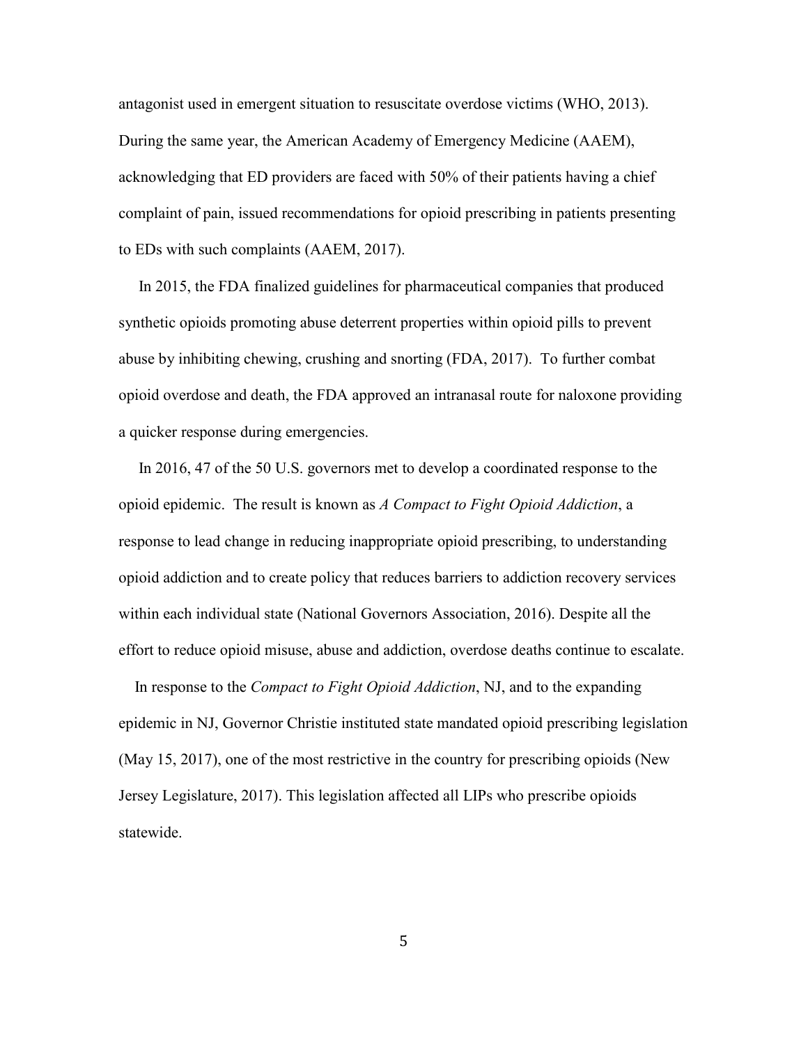antagonist used in emergent situation to resuscitate overdose victims (WHO, 2013). During the same year, the American Academy of Emergency Medicine (AAEM), acknowledging that ED providers are faced with 50% of their patients having a chief complaint of pain, issued recommendations for opioid prescribing in patients presenting to EDs with such complaints (AAEM, 2017).

In 2015, the FDA finalized guidelines for pharmaceutical companies that produced synthetic opioids promoting abuse deterrent properties within opioid pills to prevent abuse by inhibiting chewing, crushing and snorting (FDA, 2017). To further combat opioid overdose and death, the FDA approved an intranasal route for naloxone providing a quicker response during emergencies.

In 2016, 47 of the 50 U.S. governors met to develop a coordinated response to the opioid epidemic. The result is known as *A Compact to Fight Opioid Addiction*, a response to lead change in reducing inappropriate opioid prescribing, to understanding opioid addiction and to create policy that reduces barriers to addiction recovery services within each individual state (National Governors Association, 2016). Despite all the effort to reduce opioid misuse, abuse and addiction, overdose deaths continue to escalate.

In response to the *Compact to Fight Opioid Addiction*, NJ, and to the expanding epidemic in NJ, Governor Christie instituted state mandated opioid prescribing legislation (May 15, 2017), one of the most restrictive in the country for prescribing opioids (New Jersey Legislature, 2017). This legislation affected all LIPs who prescribe opioids statewide.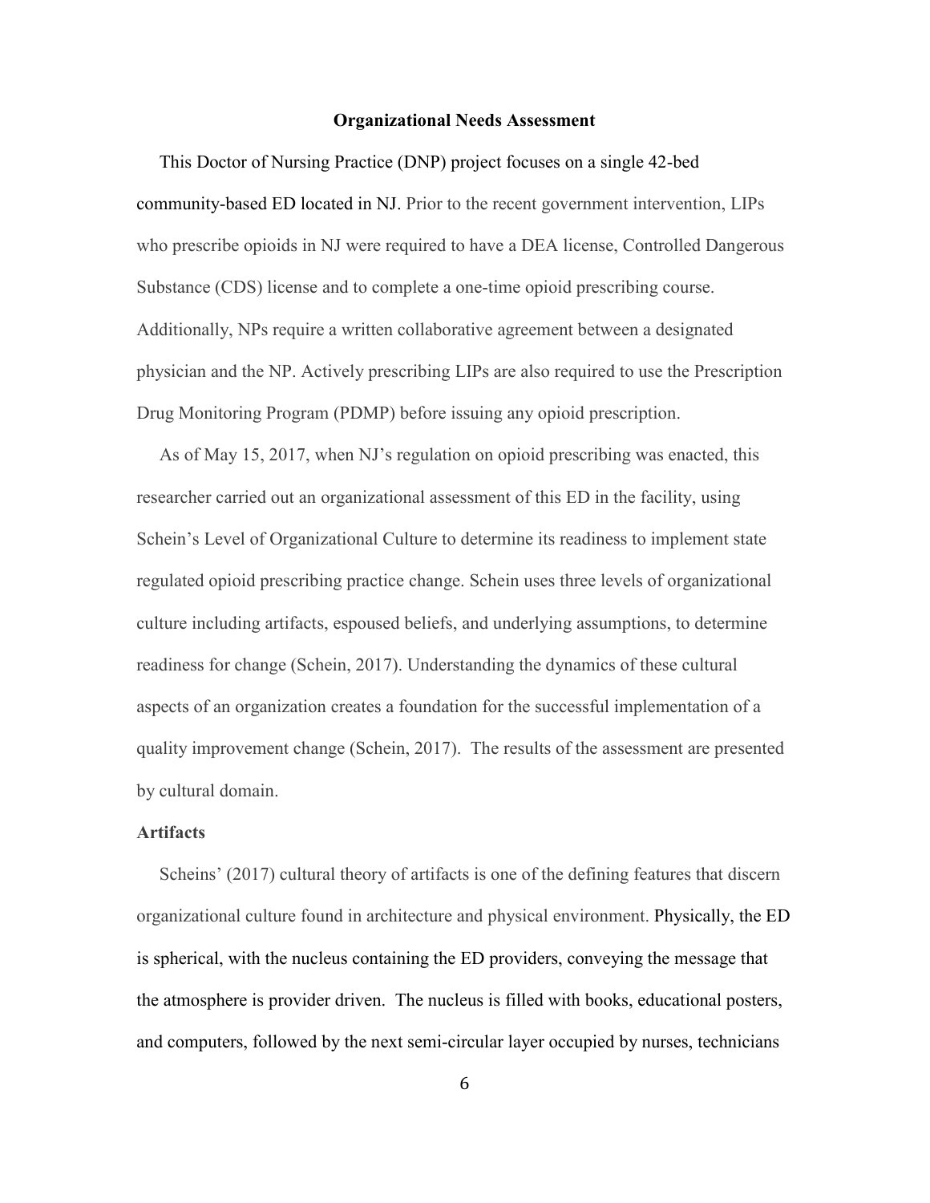## Organizational Needs Assessment

This Doctor of Nursing Practice (DNP) project focuses on a single 42-bed community-based ED located in NJ. Prior to the recent government intervention, LIPs who prescribe opioids in NJ were required to have a DEA license, Controlled Dangerous Substance (CDS) license and to complete a one-time opioid prescribing course. Additionally, NPs require a written collaborative agreement between a designated physician and the NP. Actively prescribing LIPs are also required to use the Prescription Drug Monitoring Program (PDMP) before issuing any opioid prescription.

As of May 15, 2017, when NJ's regulation on opioid prescribing was enacted, this researcher carried out an organizational assessment of this ED in the facility, using Schein's Level of Organizational Culture to determine its readiness to implement state regulated opioid prescribing practice change. Schein uses three levels of organizational culture including artifacts, espoused beliefs, and underlying assumptions, to determine readiness for change (Schein, 2017). Understanding the dynamics of these cultural aspects of an organization creates a foundation for the successful implementation of a quality improvement change (Schein, 2017). The results of the assessment are presented by cultural domain.

### Artifacts

Scheins' (2017) cultural theory of artifacts is one of the defining features that discern organizational culture found in architecture and physical environment. Physically, the ED is spherical, with the nucleus containing the ED providers, conveying the message that the atmosphere is provider driven. The nucleus is filled with books, educational posters, and computers, followed by the next semi-circular layer occupied by nurses, technicians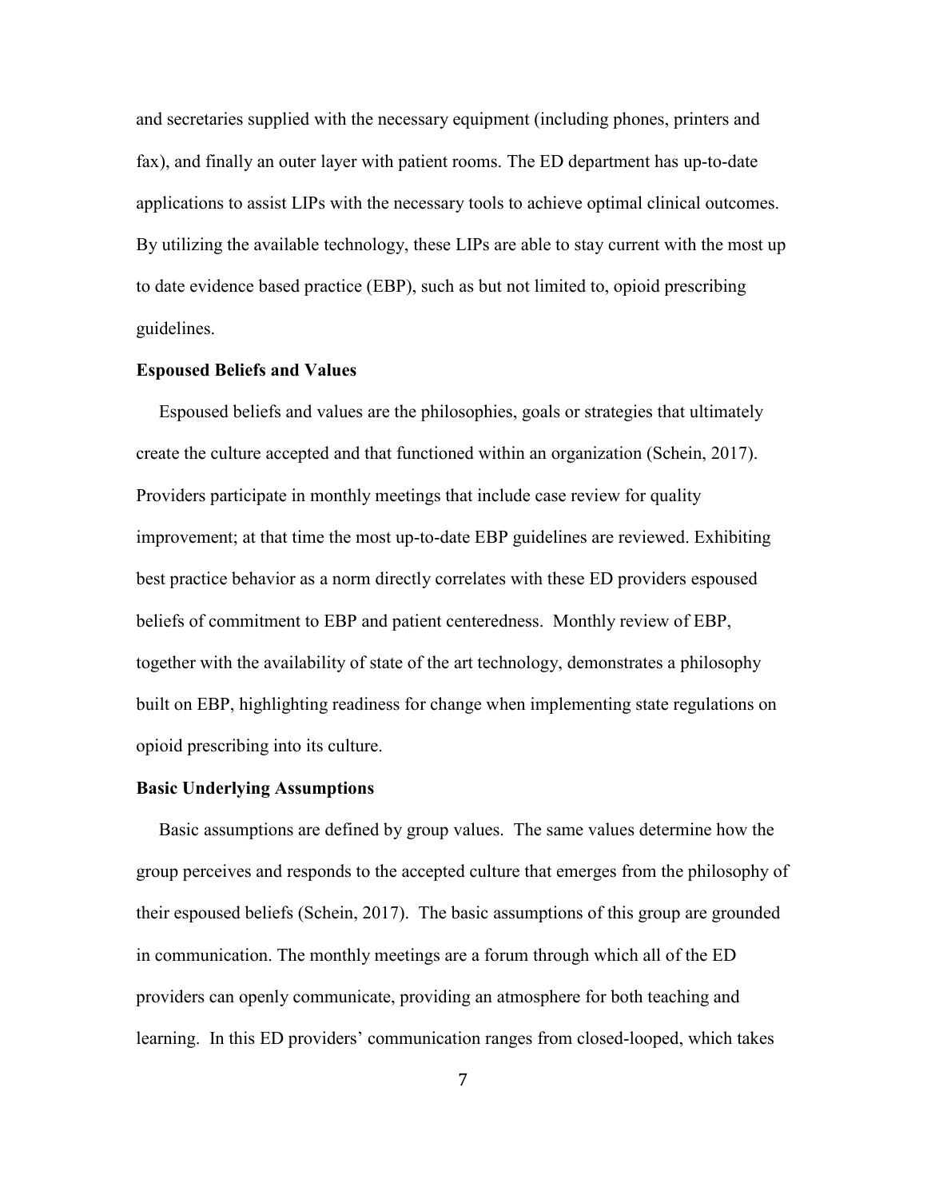and secretaries supplied with the necessary equipment (including phones, printers and fax), and finally an outer layer with patient rooms. The ED department has up-to-date applications to assist LIPs with the necessary tools to achieve optimal clinical outcomes. By utilizing the available technology, these LIPs are able to stay current with the most up to date evidence based practice (EBP), such as but not limited to, opioid prescribing guidelines.

**Espoused Beliefs and Values**

Espoused beliefs and values are the philosophies, goals or strategies that ultimately create the culture accepted and that functioned within an organization (Schein, 2017). Providers participate in monthly meetings that include case review for quality improvement; at that time the most up-to-date EBP guidelines are reviewed. Exhibiting best practice behavior as a norm directly correlates with these ED providers espoused beliefs of commitment to EBP and patient centeredness. Monthly review of EBP, together with the availability of state of the art technology, demonstrates a philosophy built on EBP, highlighting readiness for change when implementing state regulations on opioid prescribing into its culture.

**Basic Underlying Assumptions**

Basic assumptions are defined by group values. The same values determine how the group perceives and responds to the accepted culture that emerges from the philosophy of their espoused beliefs (Schein, 2017). The basic assumptions of this group are grounded in communication. The monthly meetings are a forum through which all of the ED providers can openly communicate, providing an atmosphere for both teaching and learning. In this ED providers' communication ranges from closed-looped, which takes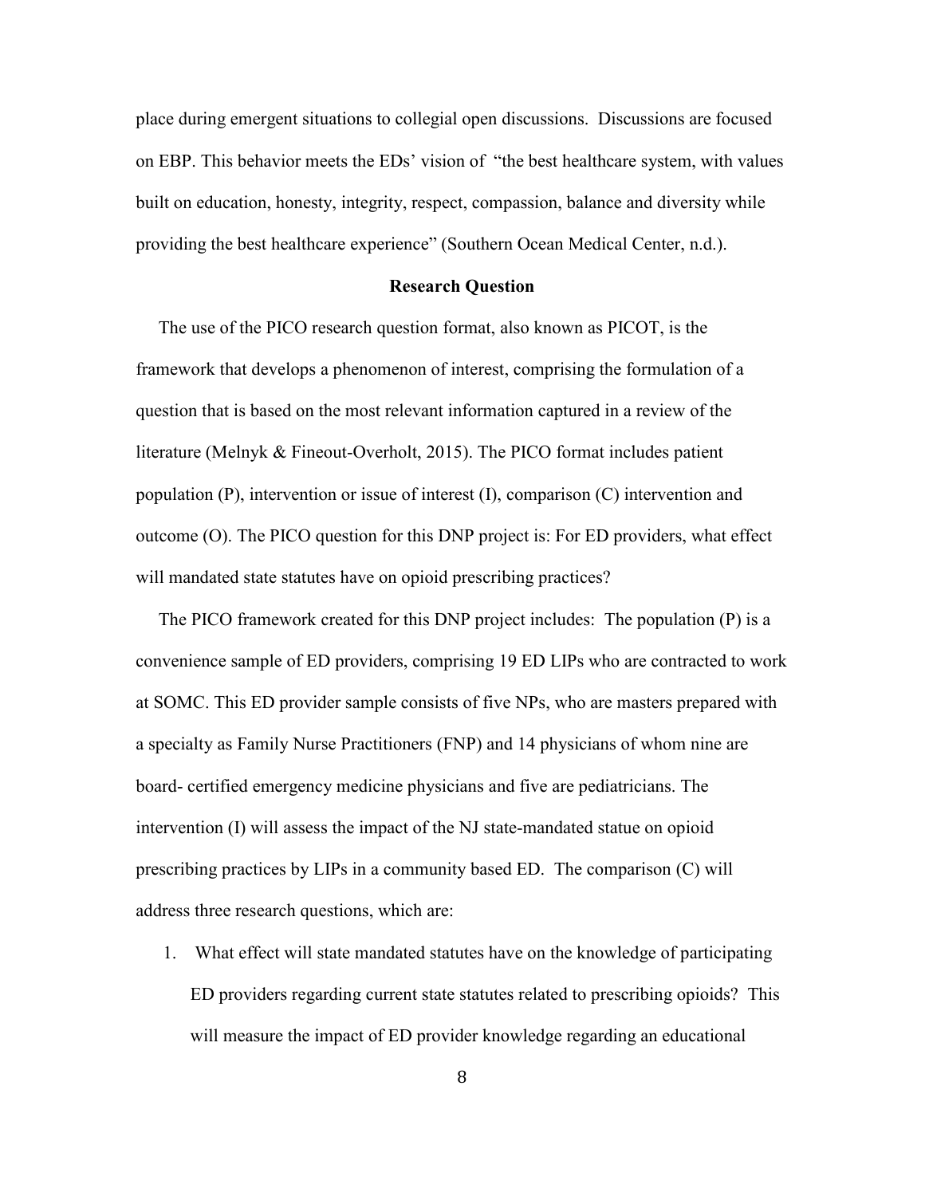place during emergent situations to collegial open discussions. Discussions are focused on EBP. This behavior meets the EDs' vision of "the best healthcare system, with values built on education, honesty, integrity, respect, compassion, balance and diversity while providing the best healthcare experience" (Southern Ocean Medical Center, n.d.).

## Research Question

The use of the PICO research question format, also known as PICOT, is the framework that develops a phenomenon of interest, comprising the formulation of a question that is based on the most relevant information captured in a review of the literature (Melnyk & Fineout-Overholt, 2015). The PICO format includes patient population (P), intervention or issue of interest (I), comparison (C) intervention and outcome (O). The PICO question for this DNP project is: For ED providers, what effect will mandated state statutes have on opioid prescribing practices?

The PICO framework created for this DNP project includes: The population (P) is a convenience sample of ED providers, comprising 19 ED LIPs who are contracted to work at SOMC. This ED provider sample consists of five NPs, who are masters prepared with a specialty as Family Nurse Practitioners (FNP) and 14 physicians of whom nine are board- certified emergency medicine physicians and five are pediatricians. The intervention (I) will assess the impact of the NJ state-mandated statue on opioid prescribing practices by LIPs in a community based ED. The comparison (C) will address three research questions, which are:

1. What effect will state mandated statutes have on the knowledge of participating ED providers regarding current state statutes related to prescribing opioids? This will measure the impact of ED provider knowledge regarding an educational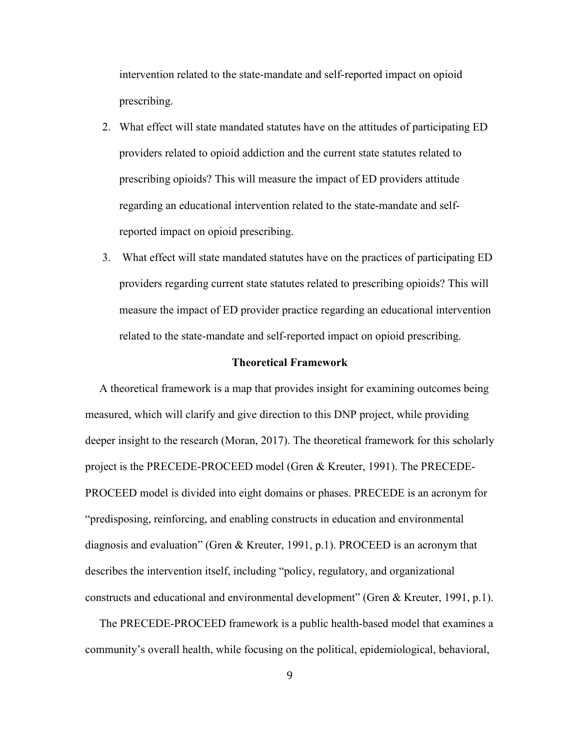intervention related to the state-mandate and self-reported impact on opioid prescribing.

2. What effect will state mandated statutes have on the attitudes of participating ED providers related to opioid addiction and the current state statutes related to prescribing opioids? This will measure the impact of ED providers attitude regarding an educational intervention related to the state-mandate and self-reported impact on opioid prescribing.
3. What effect will state mandated statutes have on the practices of participating ED providers regarding current state statutes related to prescribing opioids? This will measure the impact of ED provider practice regarding an educational intervention related to the state-mandate and self-reported impact on opioid prescribing.

## Theoretical Framework

A theoretical framework is a map that provides insight for examining outcomes being measured, which will clarify and give direction to this DNP project, while providing deeper insight to the research (Moran, 2017). The theoretical framework for this scholarly project is the PRECEDE-PROCEED model (Gren & Kreuter, 1991). The PRECEDE-PROCEED model is divided into eight domains or phases. PRECEDE is an acronym for "predisposing, reinforcing, and enabling constructs in education and environmental diagnosis and evaluation" (Gren & Kreuter, 1991, p.1). PROCEED is an acronym that describes the intervention itself, including "policy, regulatory, and organizational constructs and educational and environmental development" (Gren & Kreuter, 1991, p.1).

The PRECEDE-PROCEED framework is a public health-based model that examines a community's overall health, while focusing on the political, epidemiological, behavioral,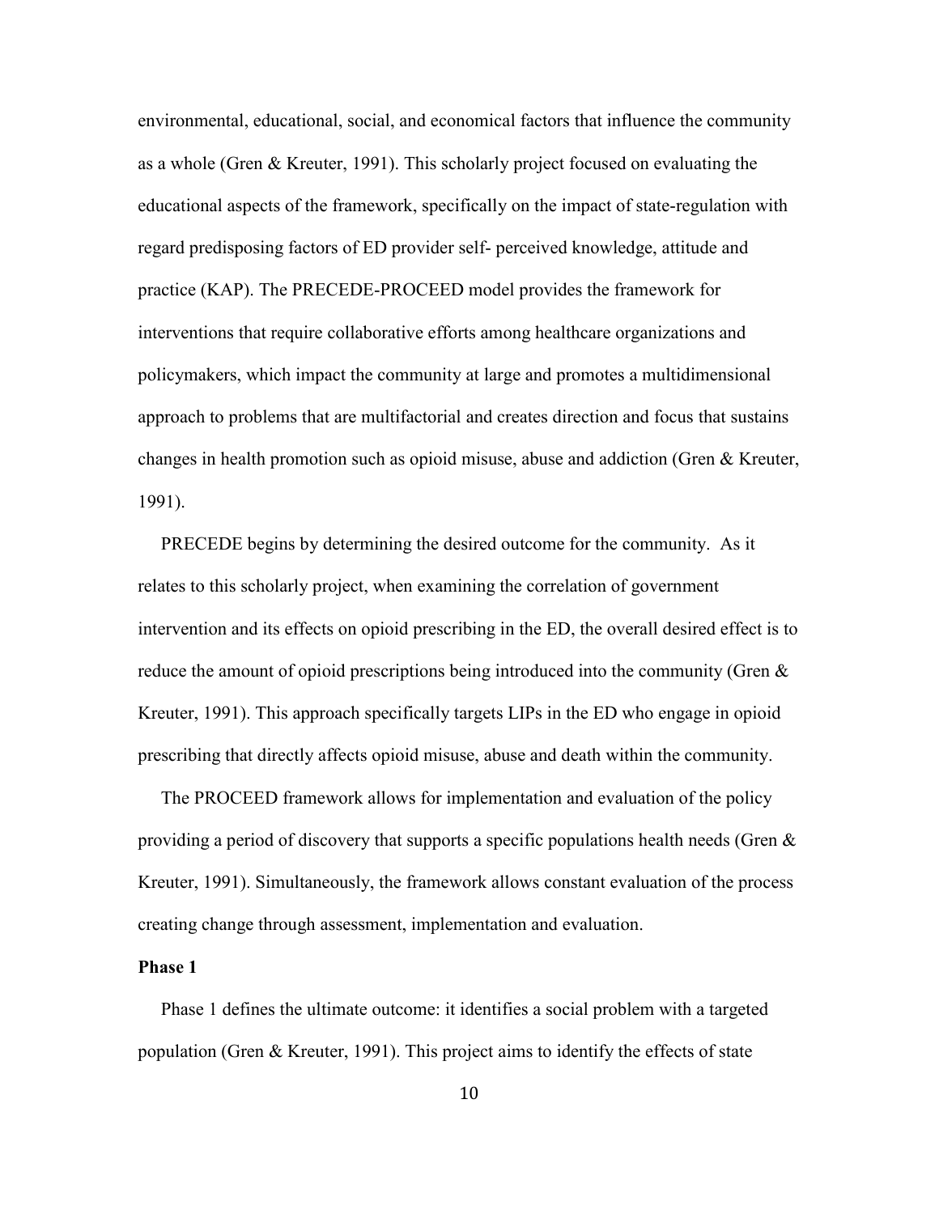environmental, educational, social, and economical factors that influence the community as a whole (Gren & Kreuter, 1991). This scholarly project focused on evaluating the educational aspects of the framework, specifically on the impact of state-regulation with regard predisposing factors of ED provider self- perceived knowledge, attitude and practice (KAP). The PRECEDE-PROCEED model provides the framework for interventions that require collaborative efforts among healthcare organizations and policymakers, which impact the community at large and promotes a multidimensional approach to problems that are multifactorial and creates direction and focus that sustains changes in health promotion such as opioid misuse, abuse and addiction (Gren & Kreuter, 1991).

PRECEDE begins by determining the desired outcome for the community. As it relates to this scholarly project, when examining the correlation of government intervention and its effects on opioid prescribing in the ED, the overall desired effect is to reduce the amount of opioid prescriptions being introduced into the community (Gren & Kreuter, 1991). This approach specifically targets LIPs in the ED who engage in opioid prescribing that directly affects opioid misuse, abuse and death within the community.

The PROCEED framework allows for implementation and evaluation of the policy providing a period of discovery that supports a specific populations health needs (Gren & Kreuter, 1991). Simultaneously, the framework allows constant evaluation of the process creating change through assessment, implementation and evaluation.

**Phase 1**

Phase 1 defines the ultimate outcome: it identifies a social problem with a targeted population (Gren & Kreuter, 1991). This project aims to identify the effects of state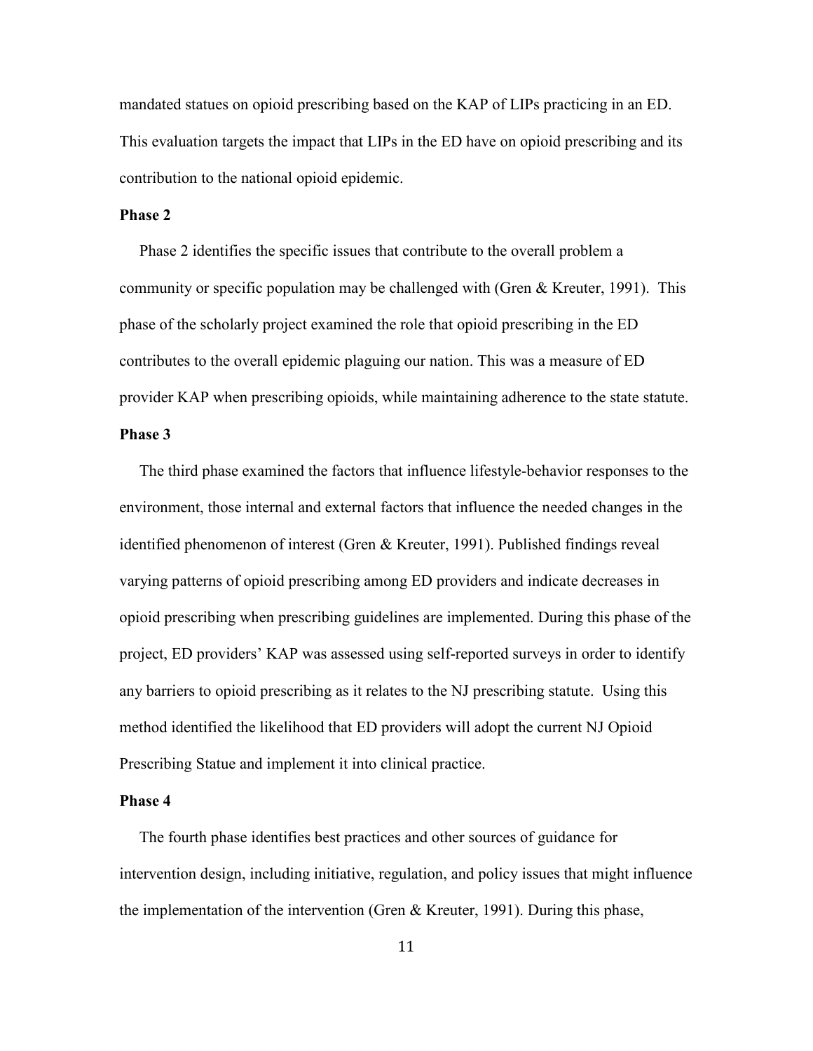mandated statues on opioid prescribing based on the KAP of LIPs practicing in an ED. This evaluation targets the impact that LIPs in the ED have on opioid prescribing and its contribution to the national opioid epidemic.

**Phase 2**

Phase 2 identifies the specific issues that contribute to the overall problem a community or specific population may be challenged with (Gren & Kreuter, 1991). This phase of the scholarly project examined the role that opioid prescribing in the ED contributes to the overall epidemic plaguing our nation. This was a measure of ED provider KAP when prescribing opioids, while maintaining adherence to the state statute.

**Phase 3**

The third phase examined the factors that influence lifestyle-behavior responses to the environment, those internal and external factors that influence the needed changes in the identified phenomenon of interest (Gren & Kreuter, 1991). Published findings reveal varying patterns of opioid prescribing among ED providers and indicate decreases in opioid prescribing when prescribing guidelines are implemented. During this phase of the project, ED providers' KAP was assessed using self-reported surveys in order to identify any barriers to opioid prescribing as it relates to the NJ prescribing statute. Using this method identified the likelihood that ED providers will adopt the current NJ Opioid Prescribing Statue and implement it into clinical practice.

**Phase 4**

The fourth phase identifies best practices and other sources of guidance for intervention design, including initiative, regulation, and policy issues that might influence the implementation of the intervention (Gren & Kreuter, 1991). During this phase,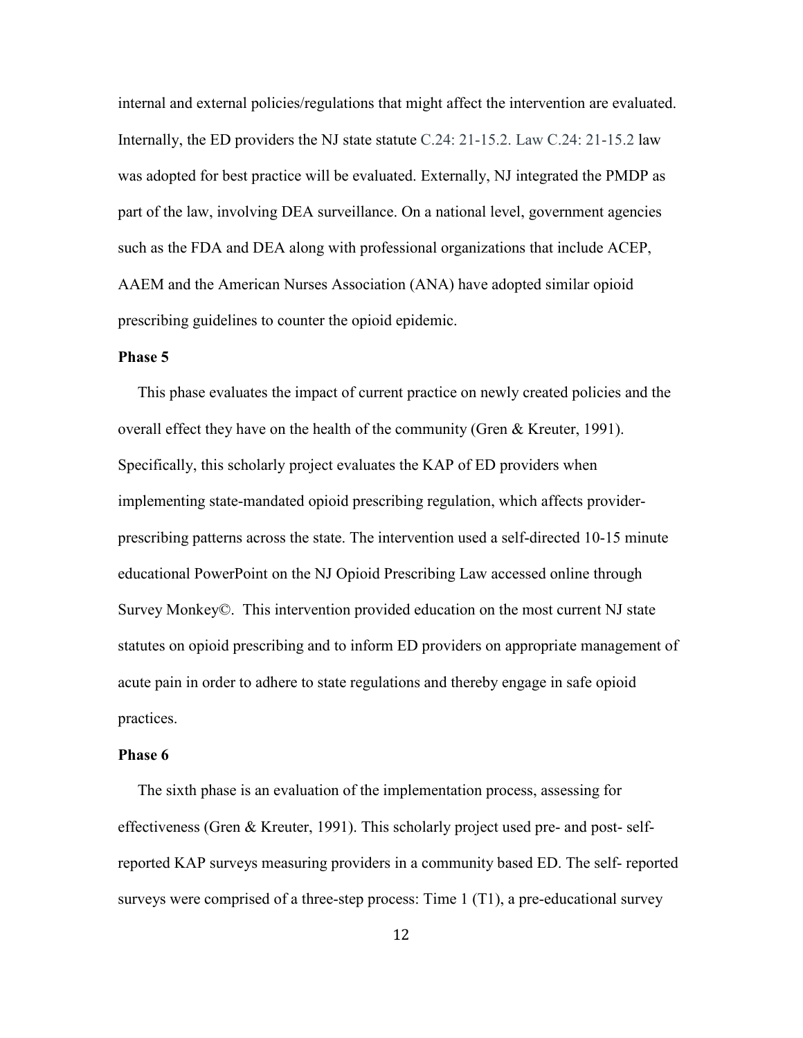internal and external policies/regulations that might affect the intervention are evaluated. Internally, the ED providers the NJ state statute C.24: 21-15.2. Law C.24: 21-15.2 law was adopted for best practice will be evaluated. Externally, NJ integrated the PMDP as part of the law, involving DEA surveillance. On a national level, government agencies such as the FDA and DEA along with professional organizations that include ACEP, AAEM and the American Nurses Association (ANA) have adopted similar opioid prescribing guidelines to counter the opioid epidemic.

**Phase 5**

This phase evaluates the impact of current practice on newly created policies and the overall effect they have on the health of the community (Gren & Kreuter, 1991). Specifically, this scholarly project evaluates the KAP of ED providers when implementing state-mandated opioid prescribing regulation, which affects provider-prescribing patterns across the state. The intervention used a self-directed 10-15 minute educational PowerPoint on the NJ Opioid Prescribing Law accessed online through Survey Monkey©. This intervention provided education on the most current NJ state statutes on opioid prescribing and to inform ED providers on appropriate management of acute pain in order to adhere to state regulations and thereby engage in safe opioid practices.

**Phase 6**

The sixth phase is an evaluation of the implementation process, assessing for effectiveness (Gren & Kreuter, 1991). This scholarly project used pre- and post- self-reported KAP surveys measuring providers in a community based ED. The self- reported surveys were comprised of a three-step process: Time 1 (T1), a pre-educational survey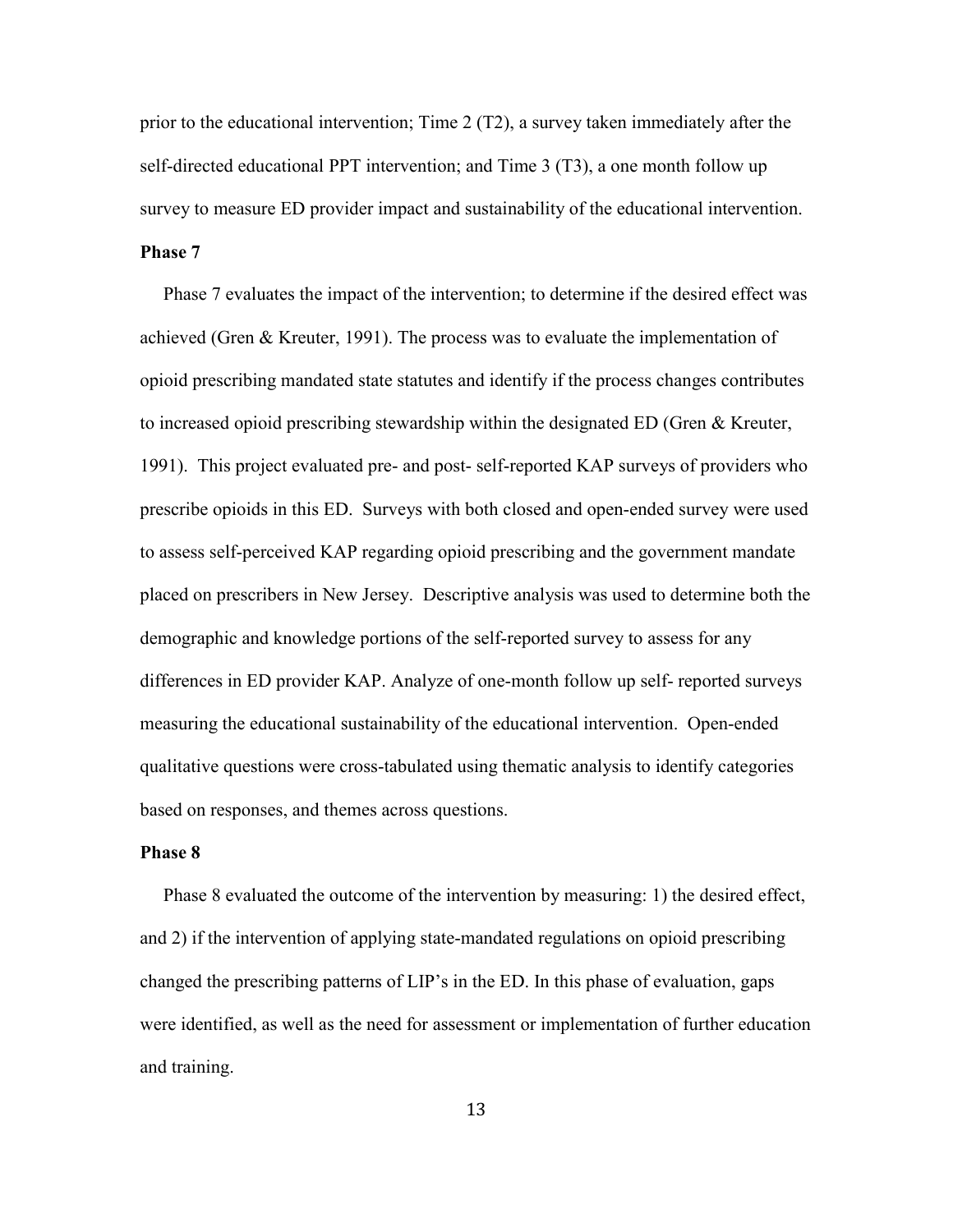prior to the educational intervention; Time 2 (T2), a survey taken immediately after the self-directed educational PPT intervention; and Time 3 (T3), a one month follow up survey to measure ED provider impact and sustainability of the educational intervention.

### Phase 7

Phase 7 evaluates the impact of the intervention; to determine if the desired effect was achieved (Gren & Kreuter, 1991). The process was to evaluate the implementation of opioid prescribing mandated state statutes and identify if the process changes contributes to increased opioid prescribing stewardship within the designated ED (Gren & Kreuter, 1991). This project evaluated pre- and post- self-reported KAP surveys of providers who prescribe opioids in this ED. Surveys with both closed and open-ended survey were used to assess self-perceived KAP regarding opioid prescribing and the government mandate placed on prescribers in New Jersey. Descriptive analysis was used to determine both the demographic and knowledge portions of the self-reported survey to assess for any differences in ED provider KAP. Analyze of one-month follow up self- reported surveys measuring the educational sustainability of the educational intervention. Open-ended qualitative questions were cross-tabulated using thematic analysis to identify categories based on responses, and themes across questions.

### Phase 8

Phase 8 evaluated the outcome of the intervention by measuring: 1) the desired effect, and 2) if the intervention of applying state-mandated regulations on opioid prescribing changed the prescribing patterns of LIP's in the ED. In this phase of evaluation, gaps were identified, as well as the need for assessment or implementation of further education and training.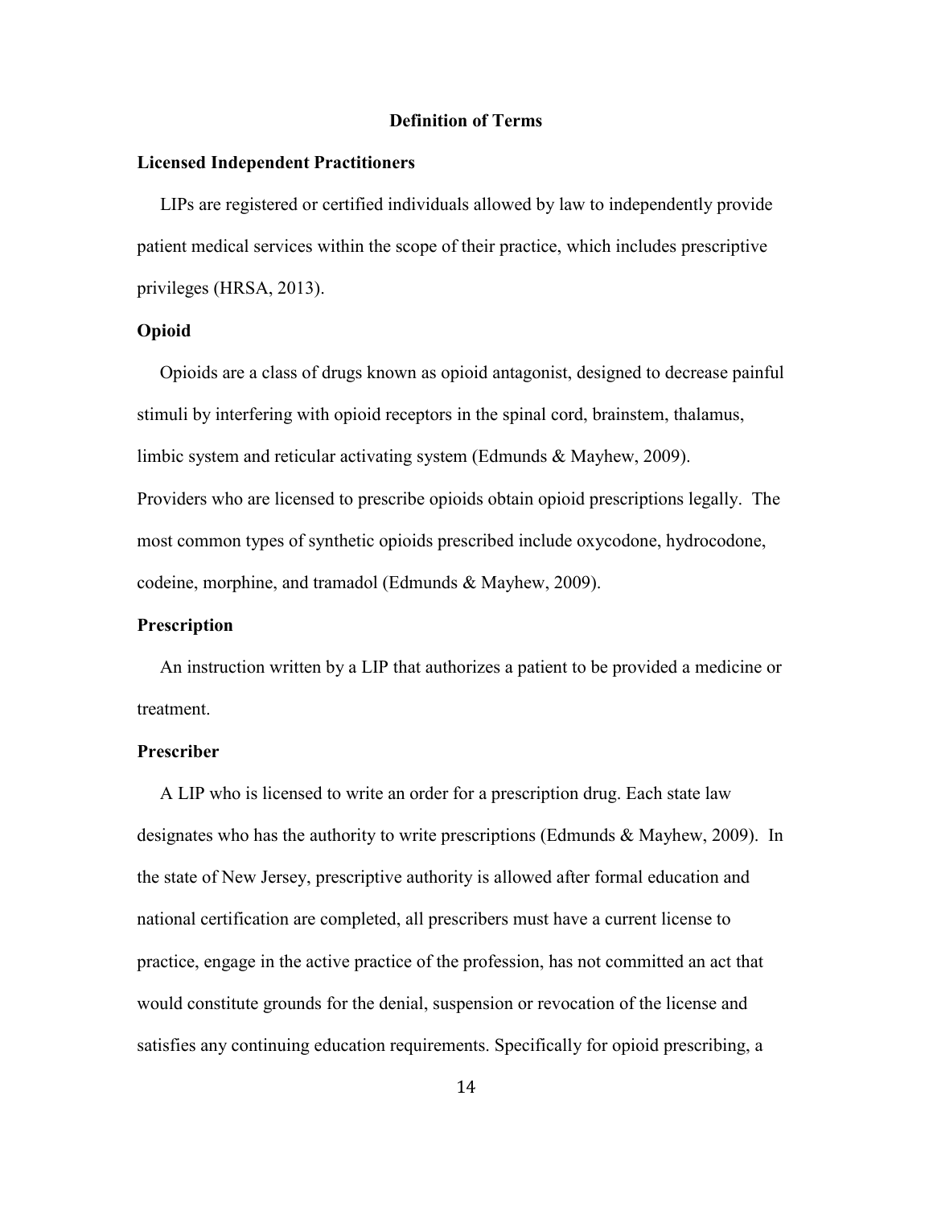## Definition of Terms

### Licensed Independent Practitioners

LIPs are registered or certified individuals allowed by law to independently provide patient medical services within the scope of their practice, which includes prescriptive privileges (HRSA, 2013).

### Opioid

Opioids are a class of drugs known as opioid antagonist, designed to decrease painful stimuli by interfering with opioid receptors in the spinal cord, brainstem, thalamus, limbic system and reticular activating system (Edmunds & Mayhew, 2009). Providers who are licensed to prescribe opioids obtain opioid prescriptions legally. The most common types of synthetic opioids prescribed include oxycodone, hydrocodone, codeine, morphine, and tramadol (Edmunds & Mayhew, 2009).

### Prescription

An instruction written by a LIP that authorizes a patient to be provided a medicine or treatment.

### Prescriber

A LIP who is licensed to write an order for a prescription drug. Each state law designates who has the authority to write prescriptions (Edmunds & Mayhew, 2009). In the state of New Jersey, prescriptive authority is allowed after formal education and national certification are completed, all prescribers must have a current license to practice, engage in the active practice of the profession, has not committed an act that would constitute grounds for the denial, suspension or revocation of the license and satisfies any continuing education requirements. Specifically for opioid prescribing, a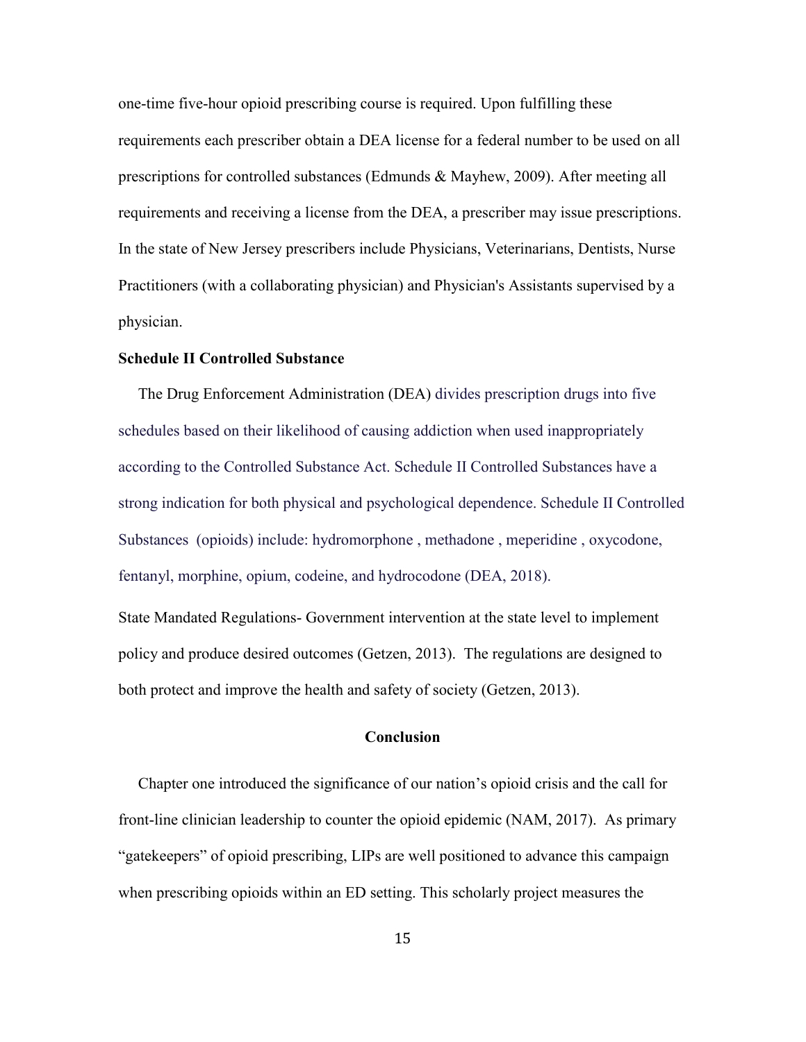one-time five-hour opioid prescribing course is required. Upon fulfilling these requirements each prescriber obtain a DEA license for a federal number to be used on all prescriptions for controlled substances (Edmunds & Mayhew, 2009). After meeting all requirements and receiving a license from the DEA, a prescriber may issue prescriptions. In the state of New Jersey prescribers include Physicians, Veterinarians, Dentists, Nurse Practitioners (with a collaborating physician) and Physician's Assistants supervised by a physician.

**Schedule II Controlled Substance**

The Drug Enforcement Administration (DEA) divides prescription drugs into five schedules based on their likelihood of causing addiction when used inappropriately according to the Controlled Substance Act. Schedule II Controlled Substances have a strong indication for both physical and psychological dependence. Schedule II Controlled Substances (opioids) include: hydromorphone , methadone , meperidine , oxycodone, fentanyl, morphine, opium, codeine, and hydrocodone (DEA, 2018).

State Mandated Regulations- Government intervention at the state level to implement policy and produce desired outcomes (Getzen, 2013). The regulations are designed to both protect and improve the health and safety of society (Getzen, 2013).

## Conclusion

Chapter one introduced the significance of our nation's opioid crisis and the call for front-line clinician leadership to counter the opioid epidemic (NAM, 2017). As primary "gatekeepers" of opioid prescribing, LIPs are well positioned to advance this campaign when prescribing opioids within an ED setting. This scholarly project measures the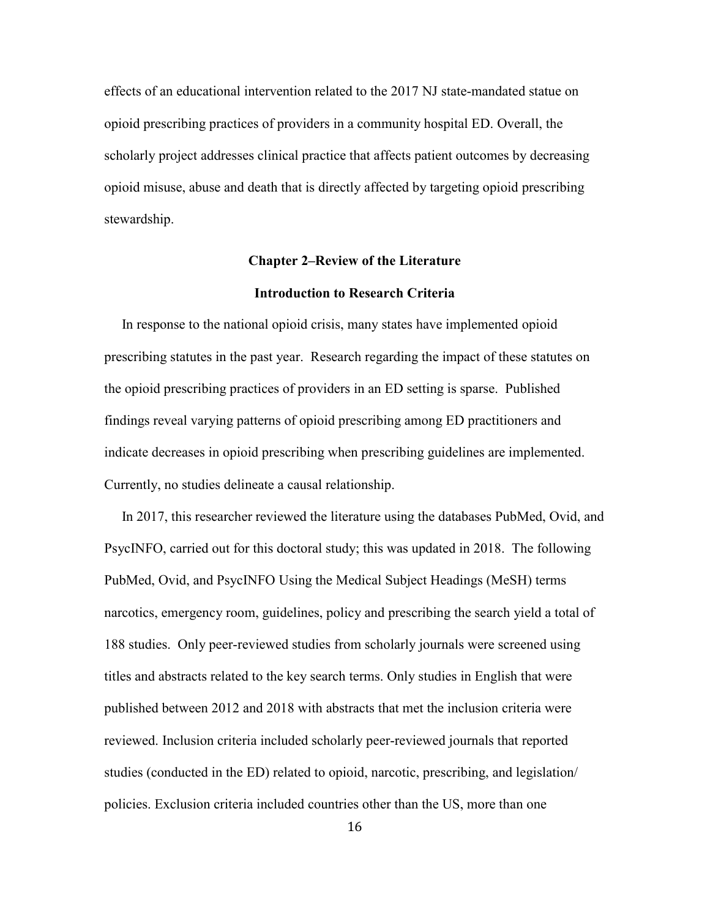effects of an educational intervention related to the 2017 NJ state-mandated statue on opioid prescribing practices of providers in a community hospital ED. Overall, the scholarly project addresses clinical practice that affects patient outcomes by decreasing opioid misuse, abuse and death that is directly affected by targeting opioid prescribing stewardship.

## Chapter 2–Review of the Literature

### Introduction to Research Criteria

In response to the national opioid crisis, many states have implemented opioid prescribing statutes in the past year. Research regarding the impact of these statutes on the opioid prescribing practices of providers in an ED setting is sparse. Published findings reveal varying patterns of opioid prescribing among ED practitioners and indicate decreases in opioid prescribing when prescribing guidelines are implemented. Currently, no studies delineate a causal relationship.

In 2017, this researcher reviewed the literature using the databases PubMed, Ovid, and PsycINFO, carried out for this doctoral study; this was updated in 2018. The following PubMed, Ovid, and PsycINFO Using the Medical Subject Headings (MeSH) terms narcotics, emergency room, guidelines, policy and prescribing the search yield a total of 188 studies. Only peer-reviewed studies from scholarly journals were screened using titles and abstracts related to the key search terms. Only studies in English that were published between 2012 and 2018 with abstracts that met the inclusion criteria were reviewed. Inclusion criteria included scholarly peer-reviewed journals that reported studies (conducted in the ED) related to opioid, narcotic, prescribing, and legislation/ policies. Exclusion criteria included countries other than the US, more than one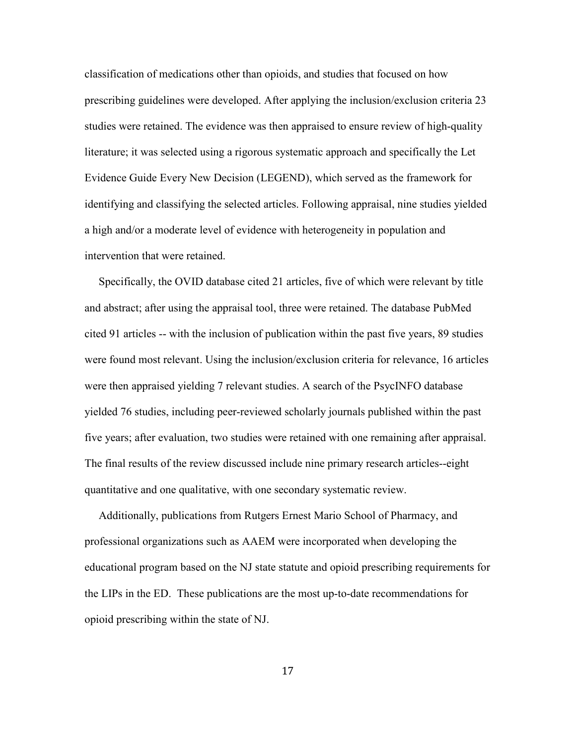classification of medications other than opioids, and studies that focused on how prescribing guidelines were developed. After applying the inclusion/exclusion criteria 23 studies were retained. The evidence was then appraised to ensure review of high-quality literature; it was selected using a rigorous systematic approach and specifically the Let Evidence Guide Every New Decision (LEGEND), which served as the framework for identifying and classifying the selected articles. Following appraisal, nine studies yielded a high and/or a moderate level of evidence with heterogeneity in population and intervention that were retained.

Specifically, the OVID database cited 21 articles, five of which were relevant by title and abstract; after using the appraisal tool, three were retained. The database PubMed cited 91 articles -- with the inclusion of publication within the past five years, 89 studies were found most relevant. Using the inclusion/exclusion criteria for relevance, 16 articles were then appraised yielding 7 relevant studies. A search of the PsycINFO database yielded 76 studies, including peer-reviewed scholarly journals published within the past five years; after evaluation, two studies were retained with one remaining after appraisal. The final results of the review discussed include nine primary research articles--eight quantitative and one qualitative, with one secondary systematic review.

Additionally, publications from Rutgers Ernest Mario School of Pharmacy, and professional organizations such as AAEM were incorporated when developing the educational program based on the NJ state statute and opioid prescribing requirements for the LIPs in the ED. These publications are the most up-to-date recommendations for opioid prescribing within the state of NJ.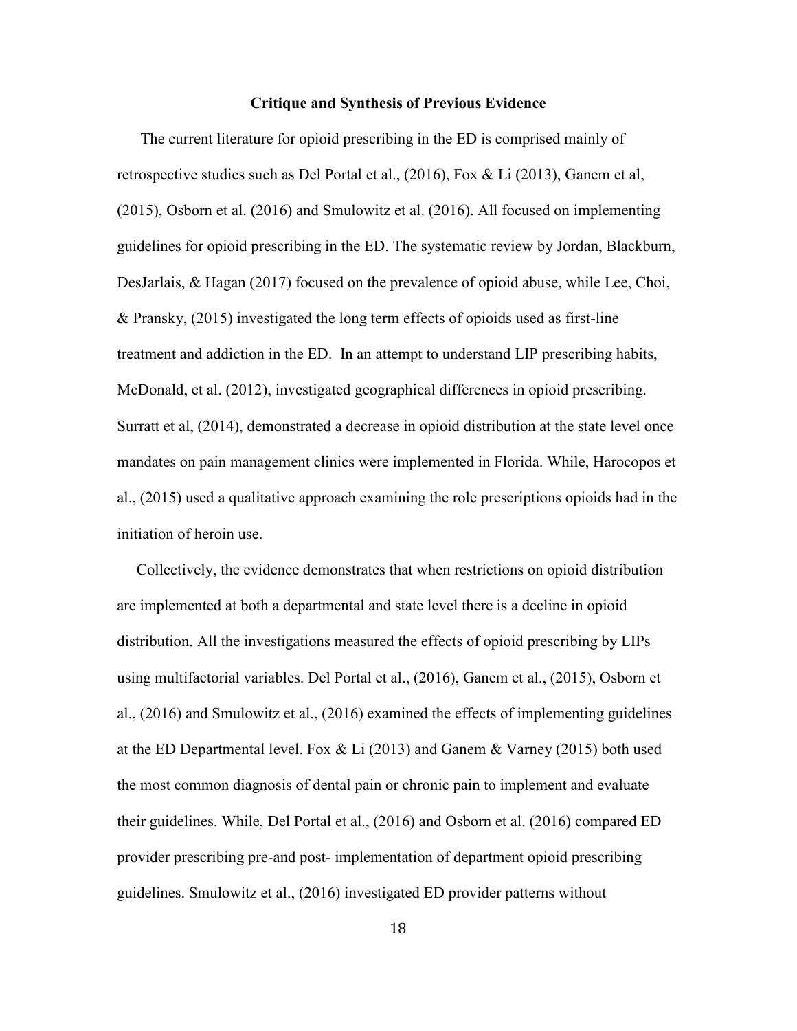## Critique and Synthesis of Previous Evidence

The current literature for opioid prescribing in the ED is comprised mainly of retrospective studies such as Del Portal et al., (2016), Fox & Li (2013), Ganem et al, (2015), Osborn et al. (2016) and Smulowitz et al. (2016). All focused on implementing guidelines for opioid prescribing in the ED. The systematic review by Jordan, Blackburn, DesJarlais, & Hagan (2017) focused on the prevalence of opioid abuse, while Lee, Choi, & Pransky, (2015) investigated the long term effects of opioids used as first-line treatment and addiction in the ED. In an attempt to understand LIP prescribing habits, McDonald, et al. (2012), investigated geographical differences in opioid prescribing. Surratt et al, (2014), demonstrated a decrease in opioid distribution at the state level once mandates on pain management clinics were implemented in Florida. While, Harocopos et al., (2015) used a qualitative approach examining the role prescriptions opioids had in the initiation of heroin use.

Collectively, the evidence demonstrates that when restrictions on opioid distribution are implemented at both a departmental and state level there is a decline in opioid distribution. All the investigations measured the effects of opioid prescribing by LIPs using multifactorial variables. Del Portal et al., (2016), Ganem et al., (2015), Osborn et al., (2016) and Smulowitz et al., (2016) examined the effects of implementing guidelines at the ED Departmental level. Fox & Li (2013) and Ganem & Varney (2015) both used the most common diagnosis of dental pain or chronic pain to implement and evaluate their guidelines. While, Del Portal et al., (2016) and Osborn et al. (2016) compared ED provider prescribing pre-and post- implementation of department opioid prescribing guidelines. Smulowitz et al., (2016) investigated ED provider patterns without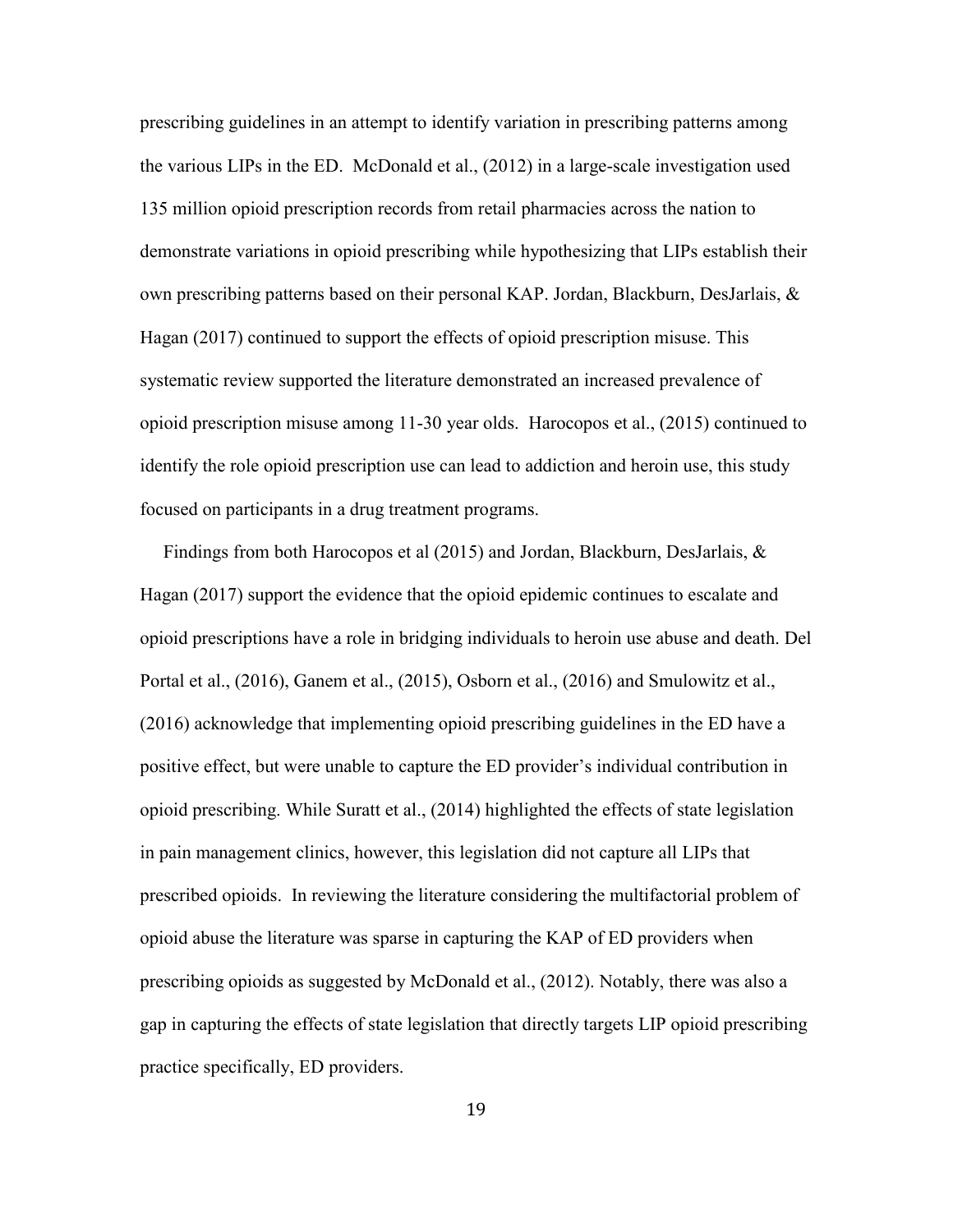prescribing guidelines in an attempt to identify variation in prescribing patterns among the various LIPs in the ED. McDonald et al., (2012) in a large-scale investigation used 135 million opioid prescription records from retail pharmacies across the nation to demonstrate variations in opioid prescribing while hypothesizing that LIPs establish their own prescribing patterns based on their personal KAP. Jordan, Blackburn, DesJarlais, & Hagan (2017) continued to support the effects of opioid prescription misuse. This systematic review supported the literature demonstrated an increased prevalence of opioid prescription misuse among 11-30 year olds. Harocopos et al., (2015) continued to identify the role opioid prescription use can lead to addiction and heroin use, this study focused on participants in a drug treatment programs.

Findings from both Harocopos et al (2015) and Jordan, Blackburn, DesJarlais, & Hagan (2017) support the evidence that the opioid epidemic continues to escalate and opioid prescriptions have a role in bridging individuals to heroin use abuse and death. Del Portal et al., (2016), Ganem et al., (2015), Osborn et al., (2016) and Smulowitz et al., (2016) acknowledge that implementing opioid prescribing guidelines in the ED have a positive effect, but were unable to capture the ED provider's individual contribution in opioid prescribing. While Suratt et al., (2014) highlighted the effects of state legislation in pain management clinics, however, this legislation did not capture all LIPs that prescribed opioids. In reviewing the literature considering the multifactorial problem of opioid abuse the literature was sparse in capturing the KAP of ED providers when prescribing opioids as suggested by McDonald et al., (2012). Notably, there was also a gap in capturing the effects of state legislation that directly targets LIP opioid prescribing practice specifically, ED providers.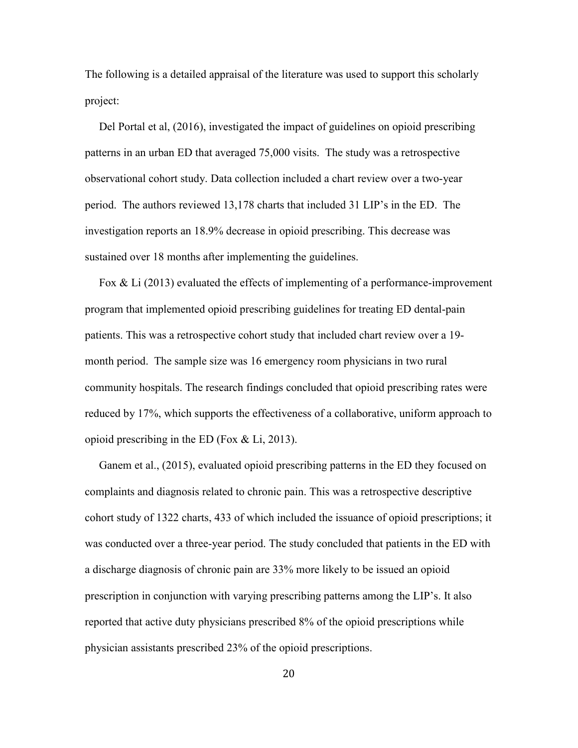The following is a detailed appraisal of the literature was used to support this scholarly project:

Del Portal et al, (2016), investigated the impact of guidelines on opioid prescribing patterns in an urban ED that averaged 75,000 visits. The study was a retrospective observational cohort study. Data collection included a chart review over a two-year period. The authors reviewed 13,178 charts that included 31 LIP's in the ED. The investigation reports an 18.9% decrease in opioid prescribing. This decrease was sustained over 18 months after implementing the guidelines.

Fox & Li (2013) evaluated the effects of implementing of a performance-improvement program that implemented opioid prescribing guidelines for treating ED dental-pain patients. This was a retrospective cohort study that included chart review over a 19-month period. The sample size was 16 emergency room physicians in two rural community hospitals. The research findings concluded that opioid prescribing rates were reduced by 17%, which supports the effectiveness of a collaborative, uniform approach to opioid prescribing in the ED (Fox & Li, 2013).

Ganem et al., (2015), evaluated opioid prescribing patterns in the ED they focused on complaints and diagnosis related to chronic pain. This was a retrospective descriptive cohort study of 1322 charts, 433 of which included the issuance of opioid prescriptions; it was conducted over a three-year period. The study concluded that patients in the ED with a discharge diagnosis of chronic pain are 33% more likely to be issued an opioid prescription in conjunction with varying prescribing patterns among the LIP's. It also reported that active duty physicians prescribed 8% of the opioid prescriptions while physician assistants prescribed 23% of the opioid prescriptions.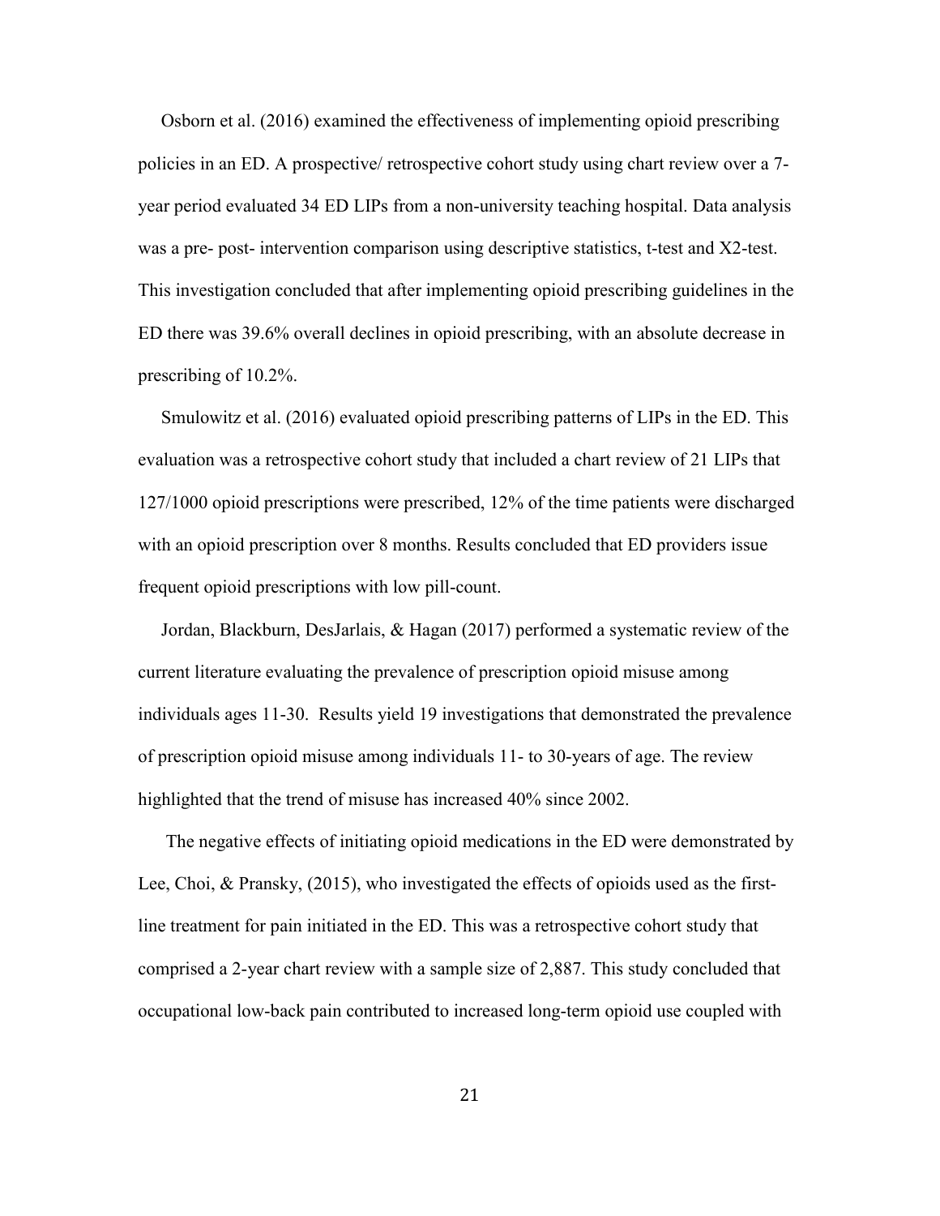Osborn et al. (2016) examined the effectiveness of implementing opioid prescribing policies in an ED. A prospective/ retrospective cohort study using chart review over a 7-year period evaluated 34 ED LIPs from a non-university teaching hospital. Data analysis was a pre- post- intervention comparison using descriptive statistics, t-test and X2-test. This investigation concluded that after implementing opioid prescribing guidelines in the ED there was 39.6% overall declines in opioid prescribing, with an absolute decrease in prescribing of 10.2%.

Smulowitz et al. (2016) evaluated opioid prescribing patterns of LIPs in the ED. This evaluation was a retrospective cohort study that included a chart review of 21 LIPs that 127/1000 opioid prescriptions were prescribed, 12% of the time patients were discharged with an opioid prescription over 8 months. Results concluded that ED providers issue frequent opioid prescriptions with low pill-count.

Jordan, Blackburn, DesJarlais, & Hagan (2017) performed a systematic review of the current literature evaluating the prevalence of prescription opioid misuse among individuals ages 11-30. Results yield 19 investigations that demonstrated the prevalence of prescription opioid misuse among individuals 11- to 30-years of age. The review highlighted that the trend of misuse has increased 40% since 2002.

The negative effects of initiating opioid medications in the ED were demonstrated by Lee, Choi, & Pransky, (2015), who investigated the effects of opioids used as the first-line treatment for pain initiated in the ED. This was a retrospective cohort study that comprised a 2-year chart review with a sample size of 2,887. This study concluded that occupational low-back pain contributed to increased long-term opioid use coupled with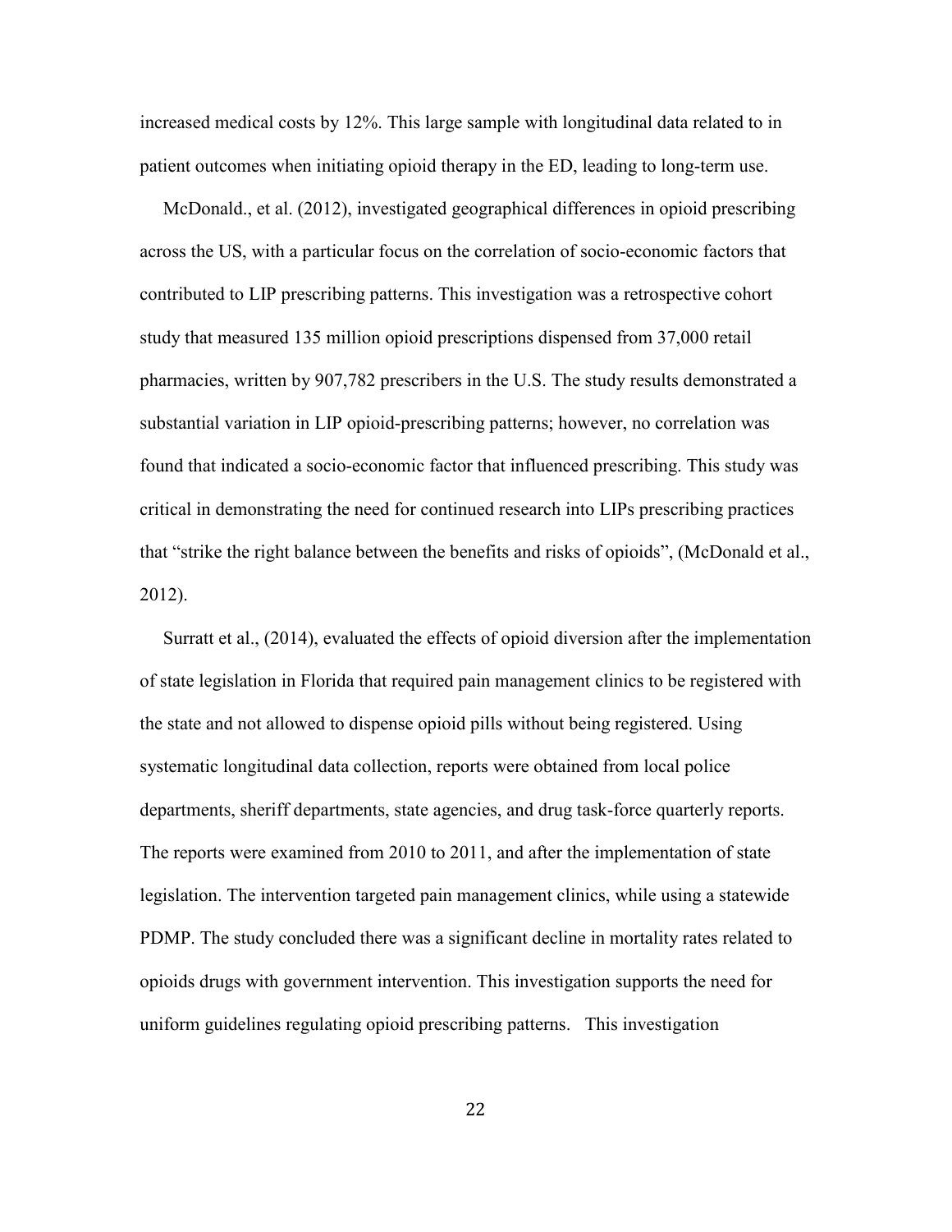increased medical costs by 12%. This large sample with longitudinal data related to in patient outcomes when initiating opioid therapy in the ED, leading to long-term use.

McDonald., et al. (2012), investigated geographical differences in opioid prescribing across the US, with a particular focus on the correlation of socio-economic factors that contributed to LIP prescribing patterns. This investigation was a retrospective cohort study that measured 135 million opioid prescriptions dispensed from 37,000 retail pharmacies, written by 907,782 prescribers in the U.S. The study results demonstrated a substantial variation in LIP opioid-prescribing patterns; however, no correlation was found that indicated a socio-economic factor that influenced prescribing. This study was critical in demonstrating the need for continued research into LIPs prescribing practices that "strike the right balance between the benefits and risks of opioids", (McDonald et al., 2012).

Surratt et al., (2014), evaluated the effects of opioid diversion after the implementation of state legislation in Florida that required pain management clinics to be registered with the state and not allowed to dispense opioid pills without being registered. Using systematic longitudinal data collection, reports were obtained from local police departments, sheriff departments, state agencies, and drug task-force quarterly reports. The reports were examined from 2010 to 2011, and after the implementation of state legislation. The intervention targeted pain management clinics, while using a statewide PDMP. The study concluded there was a significant decline in mortality rates related to opioids drugs with government intervention. This investigation supports the need for uniform guidelines regulating opioid prescribing patterns. This investigation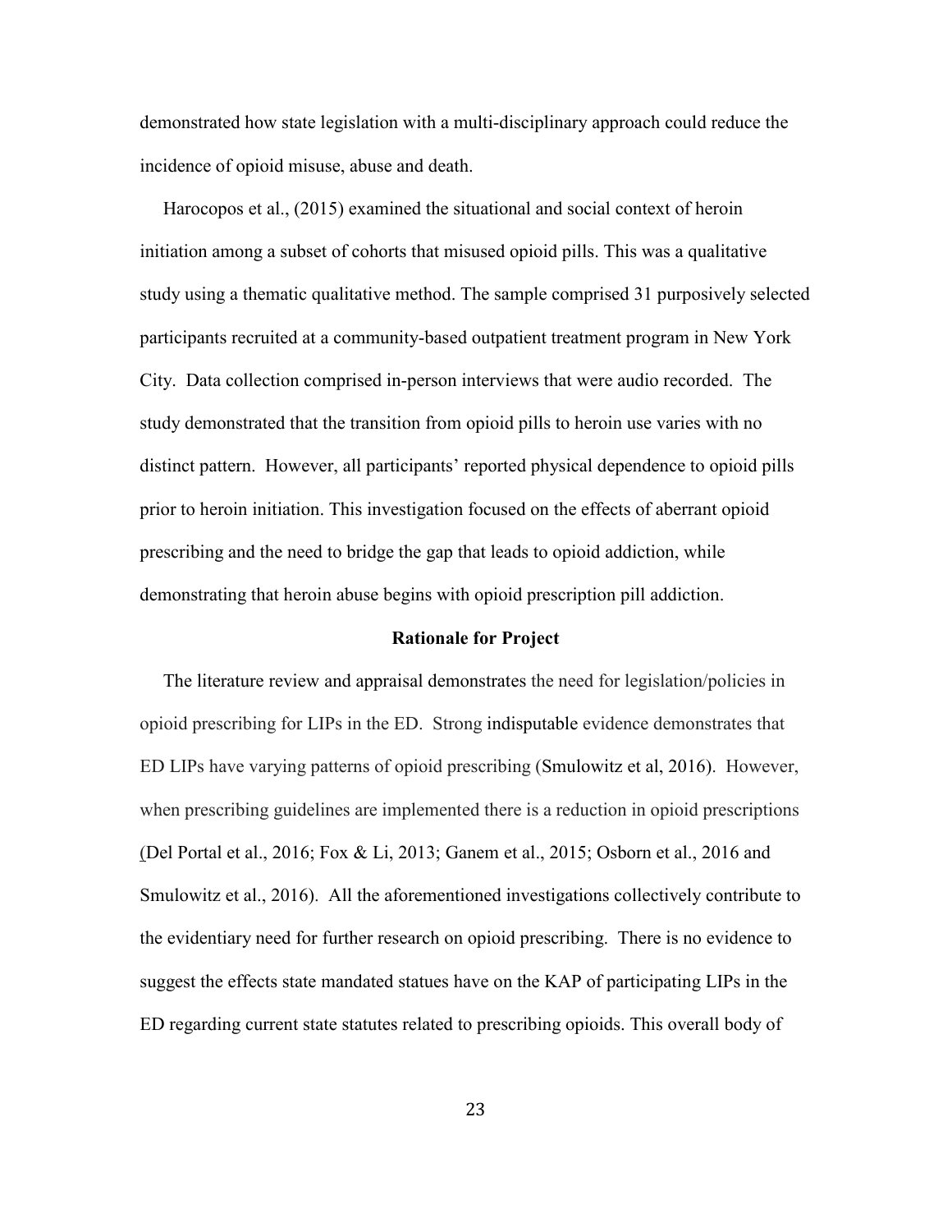demonstrated how state legislation with a multi-disciplinary approach could reduce the incidence of opioid misuse, abuse and death.

Harocopos et al., (2015) examined the situational and social context of heroin initiation among a subset of cohorts that misused opioid pills. This was a qualitative study using a thematic qualitative method. The sample comprised 31 purposively selected participants recruited at a community-based outpatient treatment program in New York City. Data collection comprised in-person interviews that were audio recorded. The study demonstrated that the transition from opioid pills to heroin use varies with no distinct pattern. However, all participants' reported physical dependence to opioid pills prior to heroin initiation. This investigation focused on the effects of aberrant opioid prescribing and the need to bridge the gap that leads to opioid addiction, while demonstrating that heroin abuse begins with opioid prescription pill addiction.

## Rationale for Project

The literature review and appraisal demonstrates the need for legislation/policies in opioid prescribing for LIPs in the ED. Strong indisputable evidence demonstrates that ED LIPs have varying patterns of opioid prescribing (Smulowitz et al, 2016). However, when prescribing guidelines are implemented there is a reduction in opioid prescriptions (Del Portal et al., 2016; Fox & Li, 2013; Ganem et al., 2015; Osborn et al., 2016 and Smulowitz et al., 2016). All the aforementioned investigations collectively contribute to the evidentiary need for further research on opioid prescribing. There is no evidence to suggest the effects state mandated statues have on the KAP of participating LIPs in the ED regarding current state statutes related to prescribing opioids. This overall body of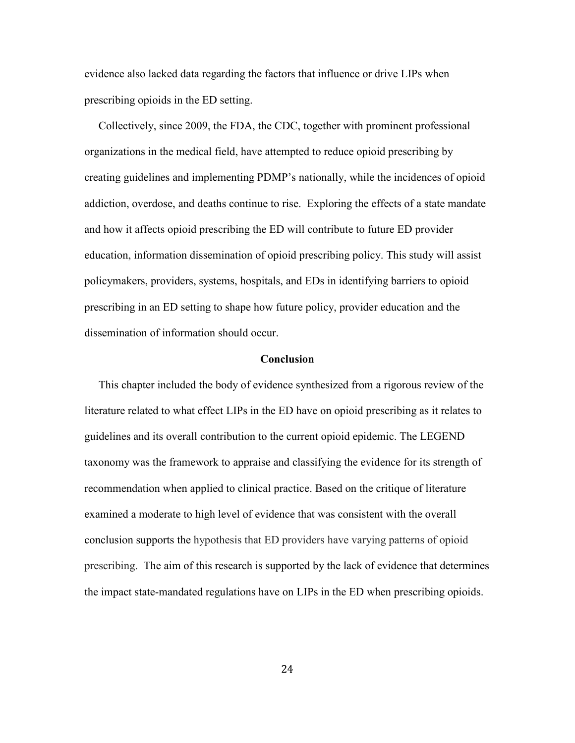evidence also lacked data regarding the factors that influence or drive LIPs when prescribing opioids in the ED setting.

Collectively, since 2009, the FDA, the CDC, together with prominent professional organizations in the medical field, have attempted to reduce opioid prescribing by creating guidelines and implementing PDMP's nationally, while the incidences of opioid addiction, overdose, and deaths continue to rise.  Exploring the effects of a state mandate and how it affects opioid prescribing the ED will contribute to future ED provider education, information dissemination of opioid prescribing policy. This study will assist policymakers, providers, systems, hospitals, and EDs in identifying barriers to opioid prescribing in an ED setting to shape how future policy, provider education and the dissemination of information should occur.

## Conclusion

This chapter included the body of evidence synthesized from a rigorous review of the literature related to what effect LIPs in the ED have on opioid prescribing as it relates to guidelines and its overall contribution to the current opioid epidemic. The LEGEND taxonomy was the framework to appraise and classifying the evidence for its strength of recommendation when applied to clinical practice. Based on the critique of literature examined a moderate to high level of evidence that was consistent with the overall conclusion supports the hypothesis that ED providers have varying patterns of opioid prescribing.  The aim of this research is supported by the lack of evidence that determines the impact state-mandated regulations have on LIPs in the ED when prescribing opioids.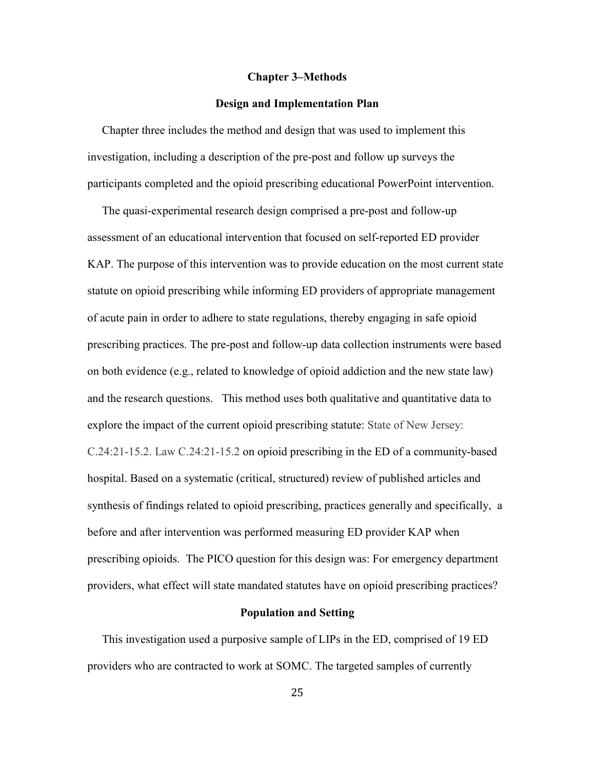# Chapter 3–Methods

## Design and Implementation Plan

Chapter three includes the method and design that was used to implement this investigation, including a description of the pre-post and follow up surveys the participants completed and the opioid prescribing educational PowerPoint intervention.

The quasi-experimental research design comprised a pre-post and follow-up assessment of an educational intervention that focused on self-reported ED provider KAP. The purpose of this intervention was to provide education on the most current state statute on opioid prescribing while informing ED providers of appropriate management of acute pain in order to adhere to state regulations, thereby engaging in safe opioid prescribing practices. The pre-post and follow-up data collection instruments were based on both evidence (e.g., related to knowledge of opioid addiction and the new state law) and the research questions. This method uses both qualitative and quantitative data to explore the impact of the current opioid prescribing statute: State of New Jersey: C.24:21-15.2. Law C.24:21-15.2 on opioid prescribing in the ED of a community-based hospital. Based on a systematic (critical, structured) review of published articles and synthesis of findings related to opioid prescribing, practices generally and specifically, a before and after intervention was performed measuring ED provider KAP when prescribing opioids. The PICO question for this design was: For emergency department providers, what effect will state mandated statutes have on opioid prescribing practices?

## Population and Setting

This investigation used a purposive sample of LIPs in the ED, comprised of 19 ED providers who are contracted to work at SOMC. The targeted samples of currently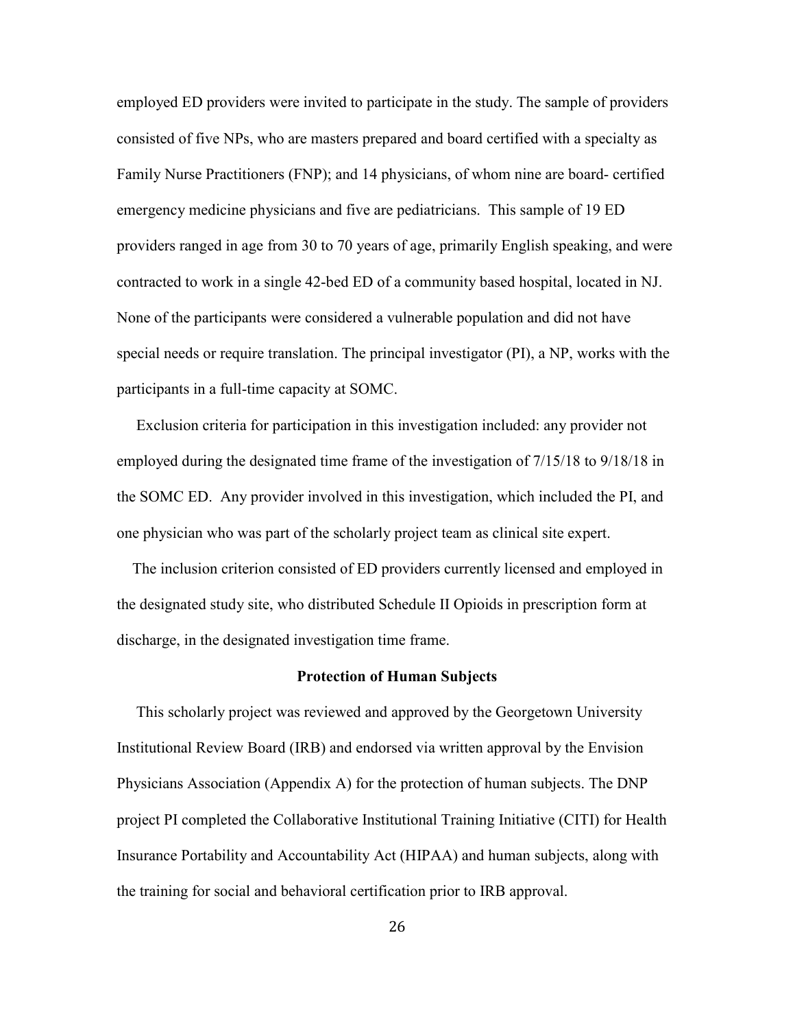employed ED providers were invited to participate in the study. The sample of providers consisted of five NPs, who are masters prepared and board certified with a specialty as Family Nurse Practitioners (FNP); and 14 physicians, of whom nine are board- certified emergency medicine physicians and five are pediatricians. This sample of 19 ED providers ranged in age from 30 to 70 years of age, primarily English speaking, and were contracted to work in a single 42-bed ED of a community based hospital, located in NJ. None of the participants were considered a vulnerable population and did not have special needs or require translation. The principal investigator (PI), a NP, works with the participants in a full-time capacity at SOMC.

Exclusion criteria for participation in this investigation included: any provider not employed during the designated time frame of the investigation of 7/15/18 to 9/18/18 in the SOMC ED. Any provider involved in this investigation, which included the PI, and one physician who was part of the scholarly project team as clinical site expert.

The inclusion criterion consisted of ED providers currently licensed and employed in the designated study site, who distributed Schedule II Opioids in prescription form at discharge, in the designated investigation time frame.

## Protection of Human Subjects

This scholarly project was reviewed and approved by the Georgetown University Institutional Review Board (IRB) and endorsed via written approval by the Envision Physicians Association (Appendix A) for the protection of human subjects. The DNP project PI completed the Collaborative Institutional Training Initiative (CITI) for Health Insurance Portability and Accountability Act (HIPAA) and human subjects, along with the training for social and behavioral certification prior to IRB approval.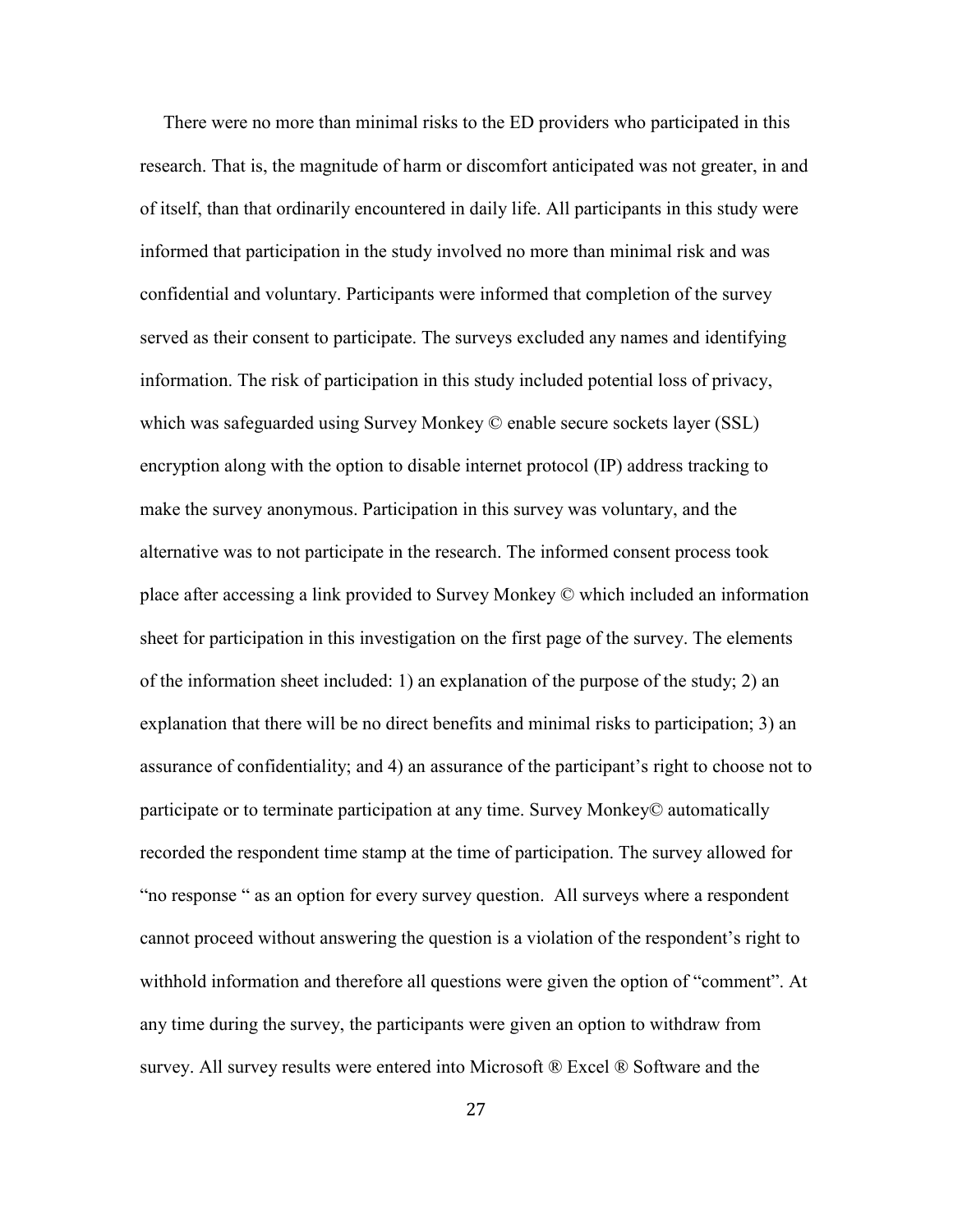There were no more than minimal risks to the ED providers who participated in this research. That is, the magnitude of harm or discomfort anticipated was not greater, in and of itself, than that ordinarily encountered in daily life. All participants in this study were informed that participation in the study involved no more than minimal risk and was confidential and voluntary. Participants were informed that completion of the survey served as their consent to participate. The surveys excluded any names and identifying information. The risk of participation in this study included potential loss of privacy, which was safeguarded using Survey Monkey © enable secure sockets layer (SSL) encryption along with the option to disable internet protocol (IP) address tracking to make the survey anonymous. Participation in this survey was voluntary, and the alternative was to not participate in the research. The informed consent process took place after accessing a link provided to Survey Monkey © which included an information sheet for participation in this investigation on the first page of the survey. The elements of the information sheet included: 1) an explanation of the purpose of the study; 2) an explanation that there will be no direct benefits and minimal risks to participation; 3) an assurance of confidentiality; and 4) an assurance of the participant's right to choose not to participate or to terminate participation at any time. Survey Monkey© automatically recorded the respondent time stamp at the time of participation. The survey allowed for "no response " as an option for every survey question. All surveys where a respondent cannot proceed without answering the question is a violation of the respondent's right to withhold information and therefore all questions were given the option of "comment". At any time during the survey, the participants were given an option to withdraw from survey. All survey results were entered into Microsoft ® Excel ® Software and the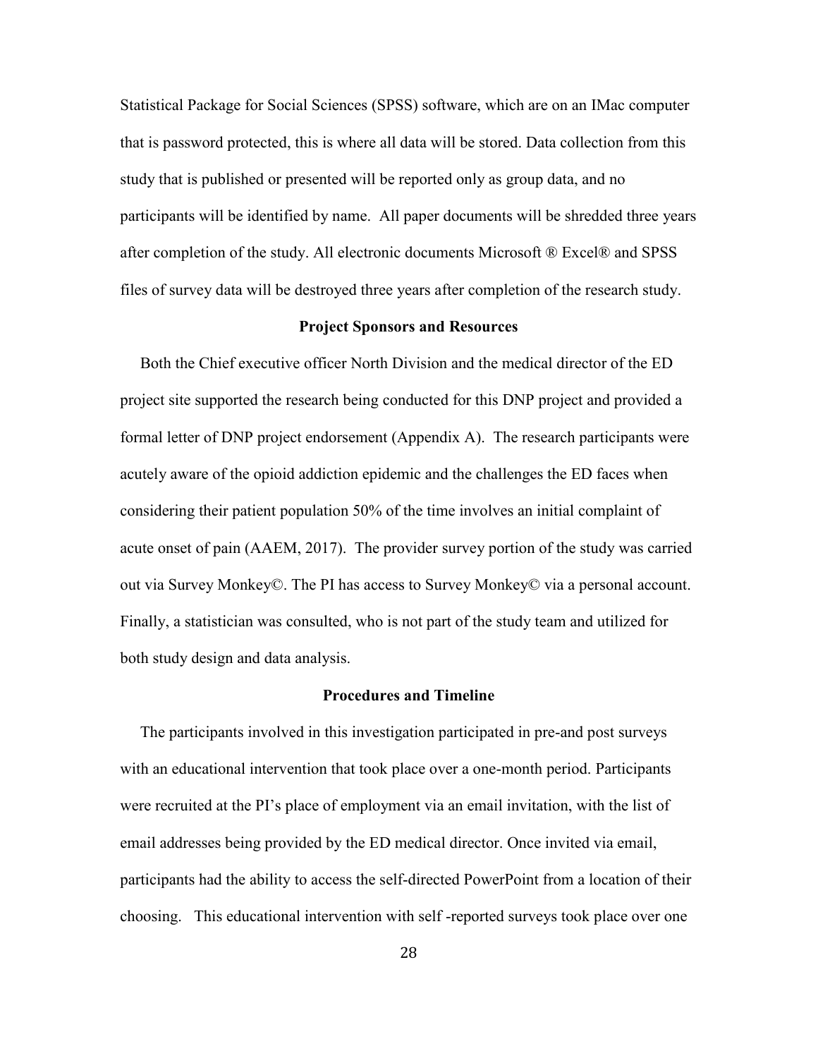Statistical Package for Social Sciences (SPSS) software, which are on an IMac computer that is password protected, this is where all data will be stored. Data collection from this study that is published or presented will be reported only as group data, and no participants will be identified by name. All paper documents will be shredded three years after completion of the study. All electronic documents Microsoft ® Excel® and SPSS files of survey data will be destroyed three years after completion of the research study.

## Project Sponsors and Resources

Both the Chief executive officer North Division and the medical director of the ED project site supported the research being conducted for this DNP project and provided a formal letter of DNP project endorsement (Appendix A). The research participants were acutely aware of the opioid addiction epidemic and the challenges the ED faces when considering their patient population 50% of the time involves an initial complaint of acute onset of pain (AAEM, 2017). The provider survey portion of the study was carried out via Survey Monkey©. The PI has access to Survey Monkey© via a personal account. Finally, a statistician was consulted, who is not part of the study team and utilized for both study design and data analysis.

## Procedures and Timeline

The participants involved in this investigation participated in pre-and post surveys with an educational intervention that took place over a one-month period. Participants were recruited at the PI's place of employment via an email invitation, with the list of email addresses being provided by the ED medical director. Once invited via email, participants had the ability to access the self-directed PowerPoint from a location of their choosing. This educational intervention with self -reported surveys took place over one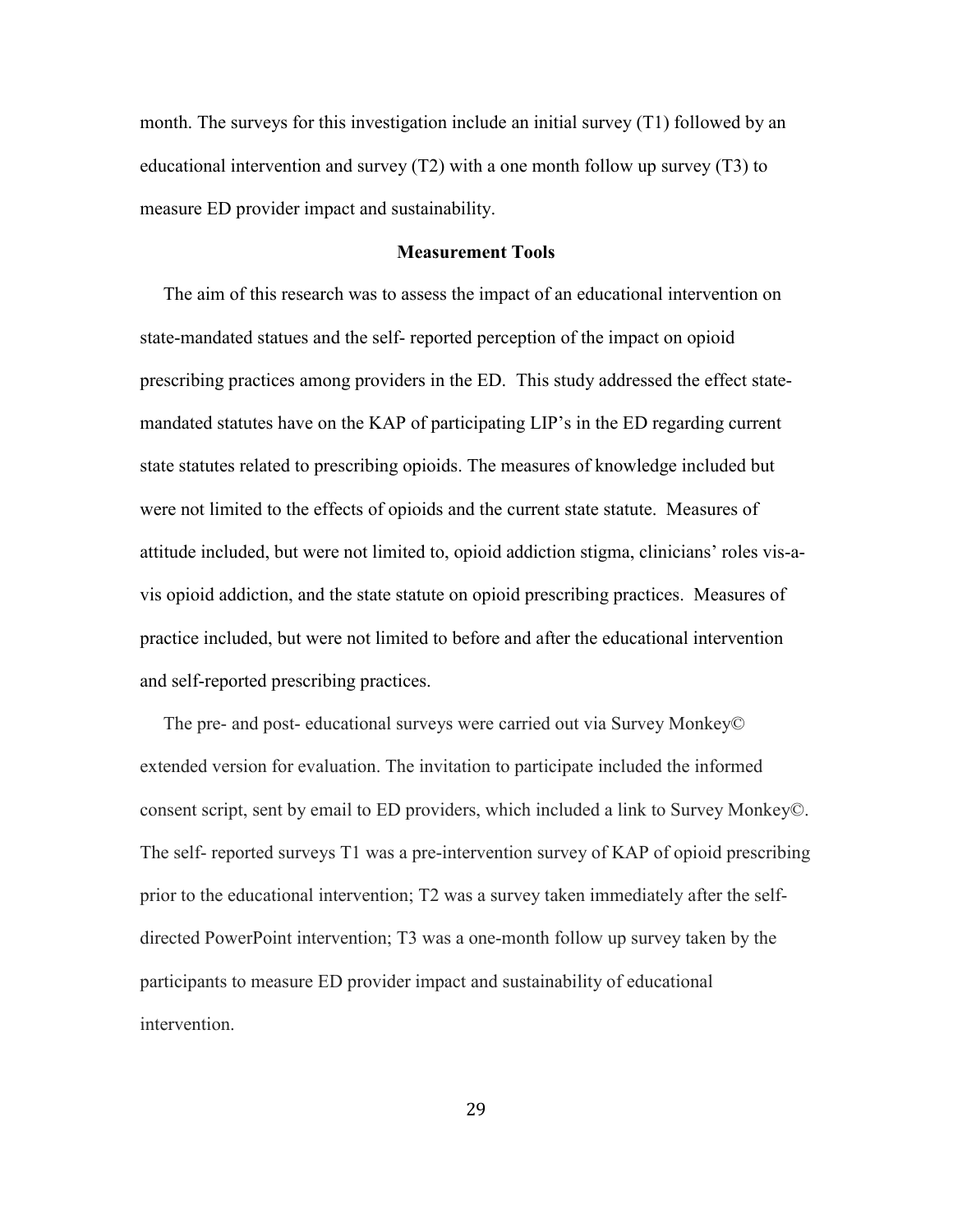month. The surveys for this investigation include an initial survey (T1) followed by an educational intervention and survey (T2) with a one month follow up survey (T3) to measure ED provider impact and sustainability.

## Measurement Tools

The aim of this research was to assess the impact of an educational intervention on state-mandated statues and the self- reported perception of the impact on opioid prescribing practices among providers in the ED. This study addressed the effect state-mandated statutes have on the KAP of participating LIP's in the ED regarding current state statutes related to prescribing opioids. The measures of knowledge included but were not limited to the effects of opioids and the current state statute. Measures of attitude included, but were not limited to, opioid addiction stigma, clinicians' roles vis-a-vis opioid addiction, and the state statute on opioid prescribing practices. Measures of practice included, but were not limited to before and after the educational intervention and self-reported prescribing practices.

The pre- and post- educational surveys were carried out via Survey Monkey© extended version for evaluation. The invitation to participate included the informed consent script, sent by email to ED providers, which included a link to Survey Monkey©. The self- reported surveys T1 was a pre-intervention survey of KAP of opioid prescribing prior to the educational intervention; T2 was a survey taken immediately after the self-directed PowerPoint intervention; T3 was a one-month follow up survey taken by the participants to measure ED provider impact and sustainability of educational intervention.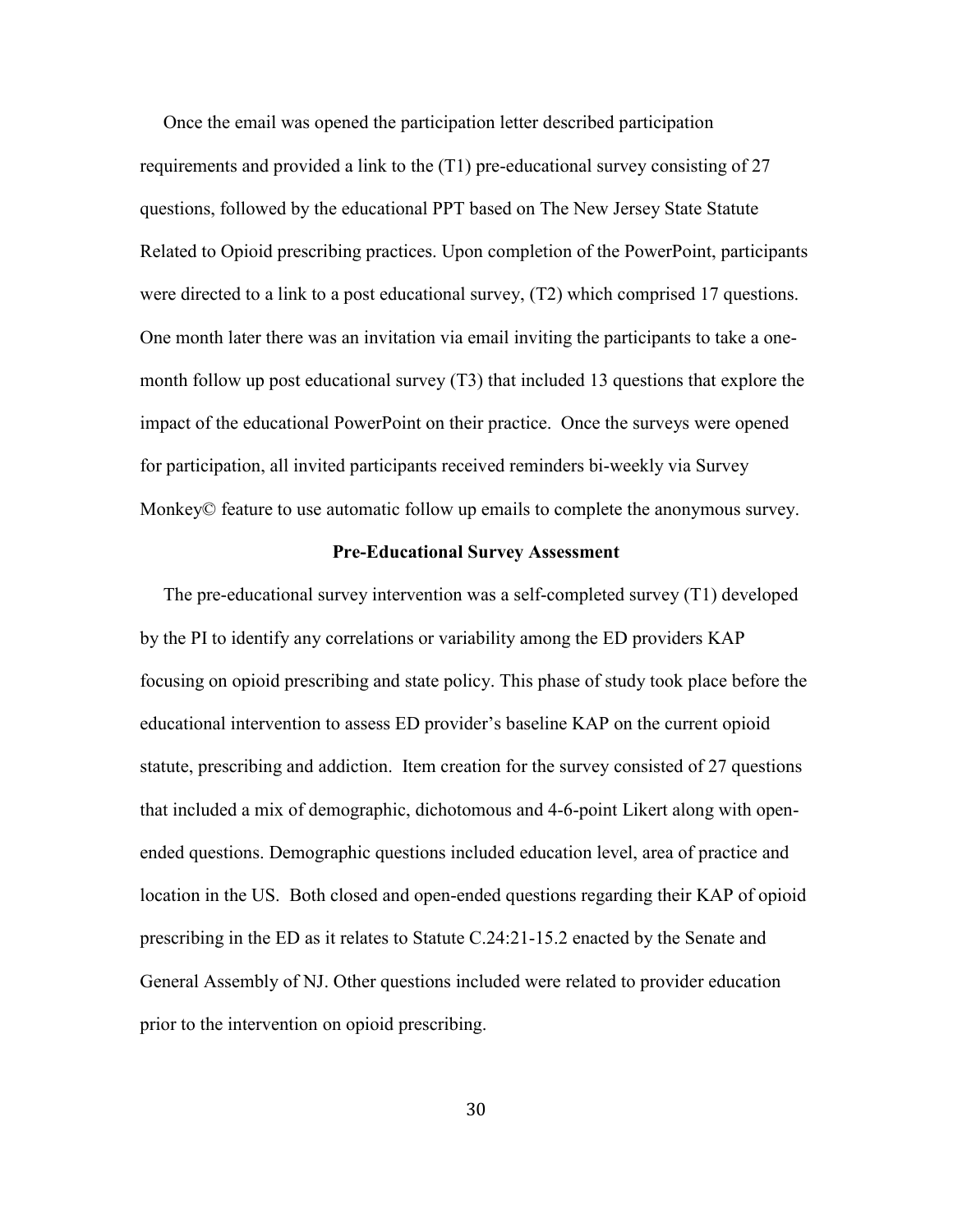Once the email was opened the participation letter described participation requirements and provided a link to the (T1) pre-educational survey consisting of 27 questions, followed by the educational PPT based on The New Jersey State Statute Related to Opioid prescribing practices. Upon completion of the PowerPoint, participants were directed to a link to a post educational survey, (T2) which comprised 17 questions. One month later there was an invitation via email inviting the participants to take a one-month follow up post educational survey (T3) that included 13 questions that explore the impact of the educational PowerPoint on their practice. Once the surveys were opened for participation, all invited participants received reminders bi-weekly via Survey Monkey© feature to use automatic follow up emails to complete the anonymous survey.

**Pre-Educational Survey Assessment**

The pre-educational survey intervention was a self-completed survey (T1) developed by the PI to identify any correlations or variability among the ED providers KAP focusing on opioid prescribing and state policy. This phase of study took place before the educational intervention to assess ED provider's baseline KAP on the current opioid statute, prescribing and addiction. Item creation for the survey consisted of 27 questions that included a mix of demographic, dichotomous and 4-6-point Likert along with open-ended questions. Demographic questions included education level, area of practice and location in the US. Both closed and open-ended questions regarding their KAP of opioid prescribing in the ED as it relates to Statute C.24:21-15.2 enacted by the Senate and General Assembly of NJ. Other questions included were related to provider education prior to the intervention on opioid prescribing.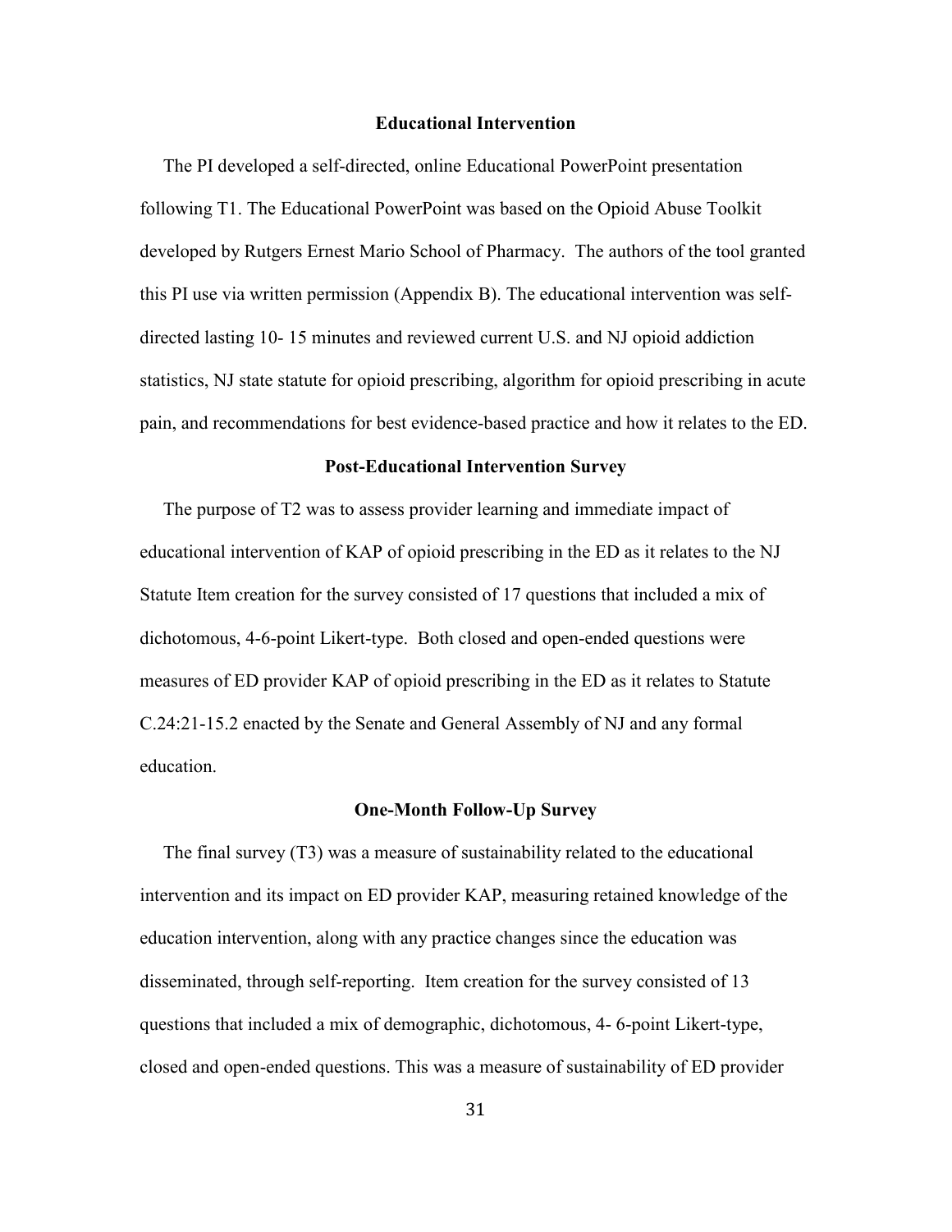### Educational Intervention

The PI developed a self-directed, online Educational PowerPoint presentation following T1. The Educational PowerPoint was based on the Opioid Abuse Toolkit developed by Rutgers Ernest Mario School of Pharmacy. The authors of the tool granted this PI use via written permission (Appendix B). The educational intervention was self-directed lasting 10- 15 minutes and reviewed current U.S. and NJ opioid addiction statistics, NJ state statute for opioid prescribing, algorithm for opioid prescribing in acute pain, and recommendations for best evidence-based practice and how it relates to the ED.

### Post-Educational Intervention Survey

The purpose of T2 was to assess provider learning and immediate impact of educational intervention of KAP of opioid prescribing in the ED as it relates to the NJ Statute Item creation for the survey consisted of 17 questions that included a mix of dichotomous, 4-6-point Likert-type. Both closed and open-ended questions were measures of ED provider KAP of opioid prescribing in the ED as it relates to Statute C.24:21-15.2 enacted by the Senate and General Assembly of NJ and any formal education.

### One-Month Follow-Up Survey

The final survey (T3) was a measure of sustainability related to the educational intervention and its impact on ED provider KAP, measuring retained knowledge of the education intervention, along with any practice changes since the education was disseminated, through self-reporting. Item creation for the survey consisted of 13 questions that included a mix of demographic, dichotomous, 4- 6-point Likert-type, closed and open-ended questions. This was a measure of sustainability of ED provider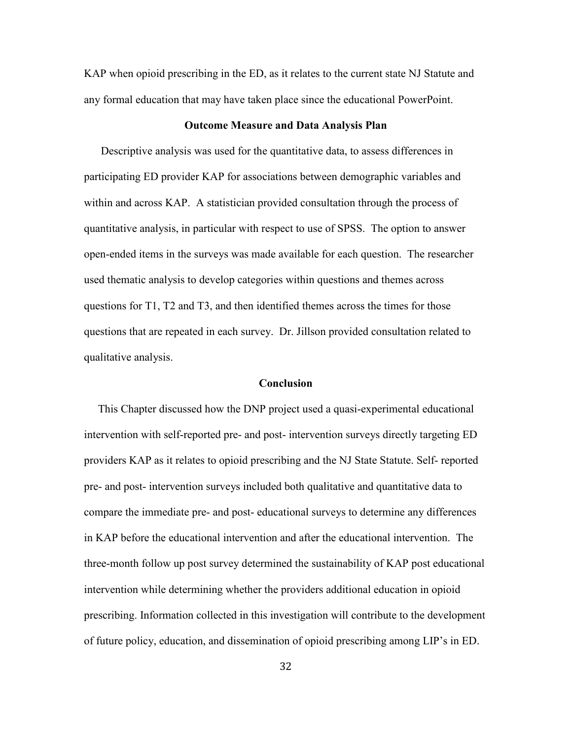KAP when opioid prescribing in the ED, as it relates to the current state NJ Statute and any formal education that may have taken place since the educational PowerPoint.

### Outcome Measure and Data Analysis Plan

Descriptive analysis was used for the quantitative data, to assess differences in participating ED provider KAP for associations between demographic variables and within and across KAP. A statistician provided consultation through the process of quantitative analysis, in particular with respect to use of SPSS. The option to answer open-ended items in the surveys was made available for each question. The researcher used thematic analysis to develop categories within questions and themes across questions for T1, T2 and T3, and then identified themes across the times for those questions that are repeated in each survey. Dr. Jillson provided consultation related to qualitative analysis.

### Conclusion

This Chapter discussed how the DNP project used a quasi-experimental educational intervention with self-reported pre- and post- intervention surveys directly targeting ED providers KAP as it relates to opioid prescribing and the NJ State Statute. Self- reported pre- and post- intervention surveys included both qualitative and quantitative data to compare the immediate pre- and post- educational surveys to determine any differences in KAP before the educational intervention and after the educational intervention. The three-month follow up post survey determined the sustainability of KAP post educational intervention while determining whether the providers additional education in opioid prescribing. Information collected in this investigation will contribute to the development of future policy, education, and dissemination of opioid prescribing among LIP's in ED.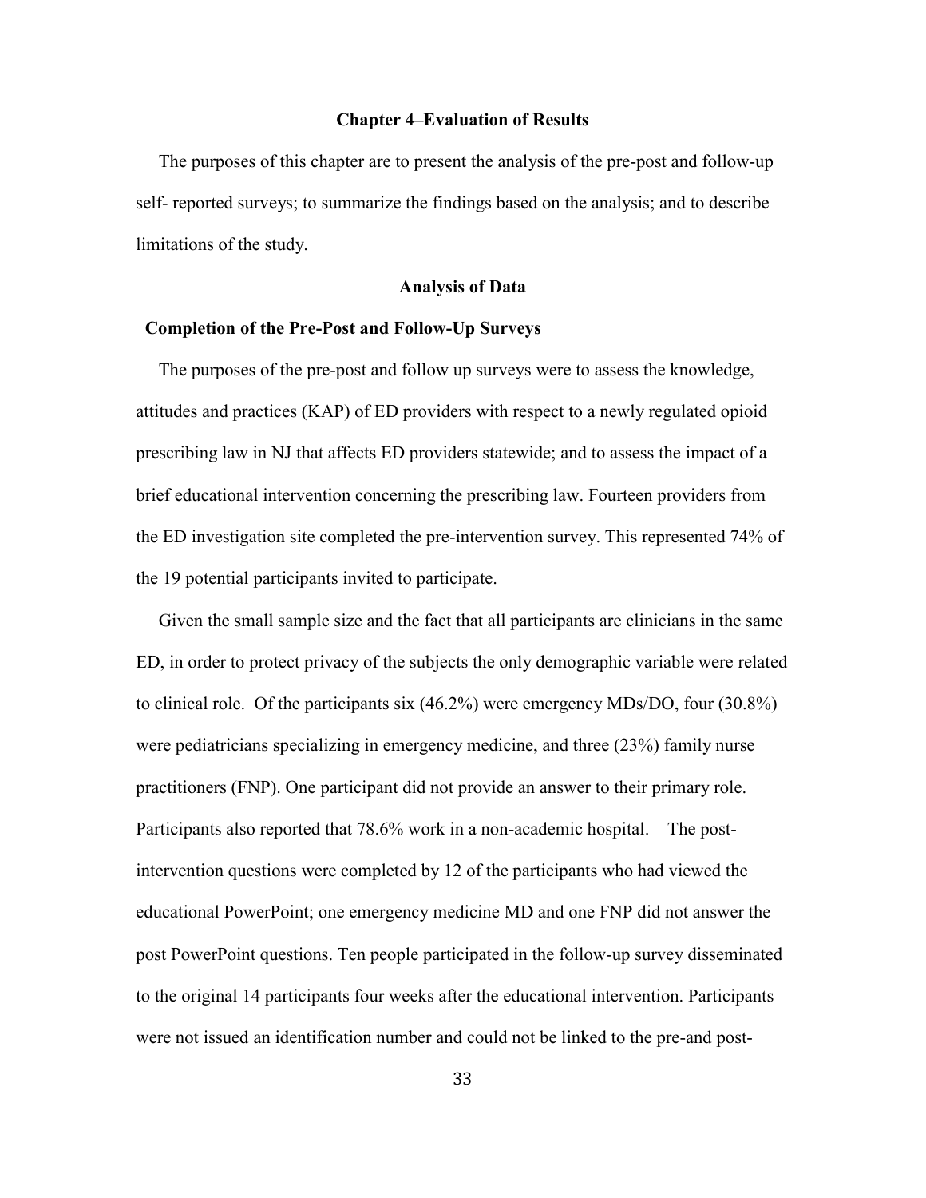# Chapter 4–Evaluation of Results

The purposes of this chapter are to present the analysis of the pre-post and follow-up self- reported surveys; to summarize the findings based on the analysis; and to describe limitations of the study.

## Analysis of Data

### Completion of the Pre-Post and Follow-Up Surveys

The purposes of the pre-post and follow up surveys were to assess the knowledge, attitudes and practices (KAP) of ED providers with respect to a newly regulated opioid prescribing law in NJ that affects ED providers statewide; and to assess the impact of a brief educational intervention concerning the prescribing law. Fourteen providers from the ED investigation site completed the pre-intervention survey. This represented 74% of the 19 potential participants invited to participate.

Given the small sample size and the fact that all participants are clinicians in the same ED, in order to protect privacy of the subjects the only demographic variable were related to clinical role. Of the participants six (46.2%) were emergency MDs/DO, four (30.8%) were pediatricians specializing in emergency medicine, and three (23%) family nurse practitioners (FNP). One participant did not provide an answer to their primary role. Participants also reported that 78.6% work in a non-academic hospital. The post-intervention questions were completed by 12 of the participants who had viewed the educational PowerPoint; one emergency medicine MD and one FNP did not answer the post PowerPoint questions. Ten people participated in the follow-up survey disseminated to the original 14 participants four weeks after the educational intervention. Participants were not issued an identification number and could not be linked to the pre-and post-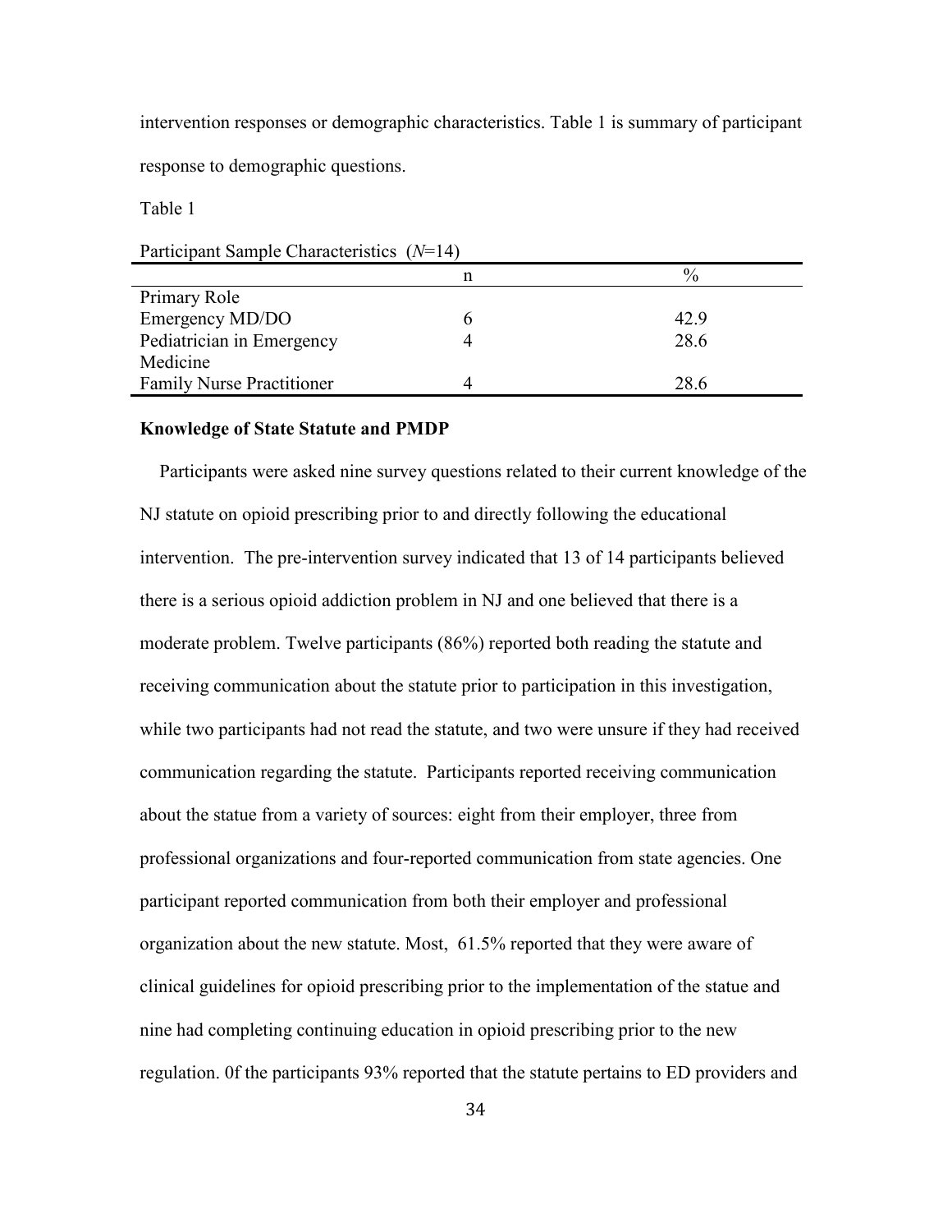intervention responses or demographic characteristics. Table 1 is summary of participant response to demographic questions.

Table 1

Participant Sample Characteristics (*N*=14)

| | n | % |
|---|---|---|
| Primary Role | | |
| Emergency MD/DO | 6 | 42.9 |
| Pediatrician in Emergency Medicine | 4 | 28.6 |
| Family Nurse Practitioner | 4 | 28.6 |

**Knowledge of State Statute and PMDP**

Participants were asked nine survey questions related to their current knowledge of the NJ statute on opioid prescribing prior to and directly following the educational intervention. The pre-intervention survey indicated that 13 of 14 participants believed there is a serious opioid addiction problem in NJ and one believed that there is a moderate problem. Twelve participants (86%) reported both reading the statute and receiving communication about the statute prior to participation in this investigation, while two participants had not read the statute, and two were unsure if they had received communication regarding the statute. Participants reported receiving communication about the statue from a variety of sources: eight from their employer, three from professional organizations and four-reported communication from state agencies. One participant reported communication from both their employer and professional organization about the new statute. Most, 61.5% reported that they were aware of clinical guidelines for opioid prescribing prior to the implementation of the statue and nine had completing continuing education in opioid prescribing prior to the new regulation. 0f the participants 93% reported that the statute pertains to ED providers and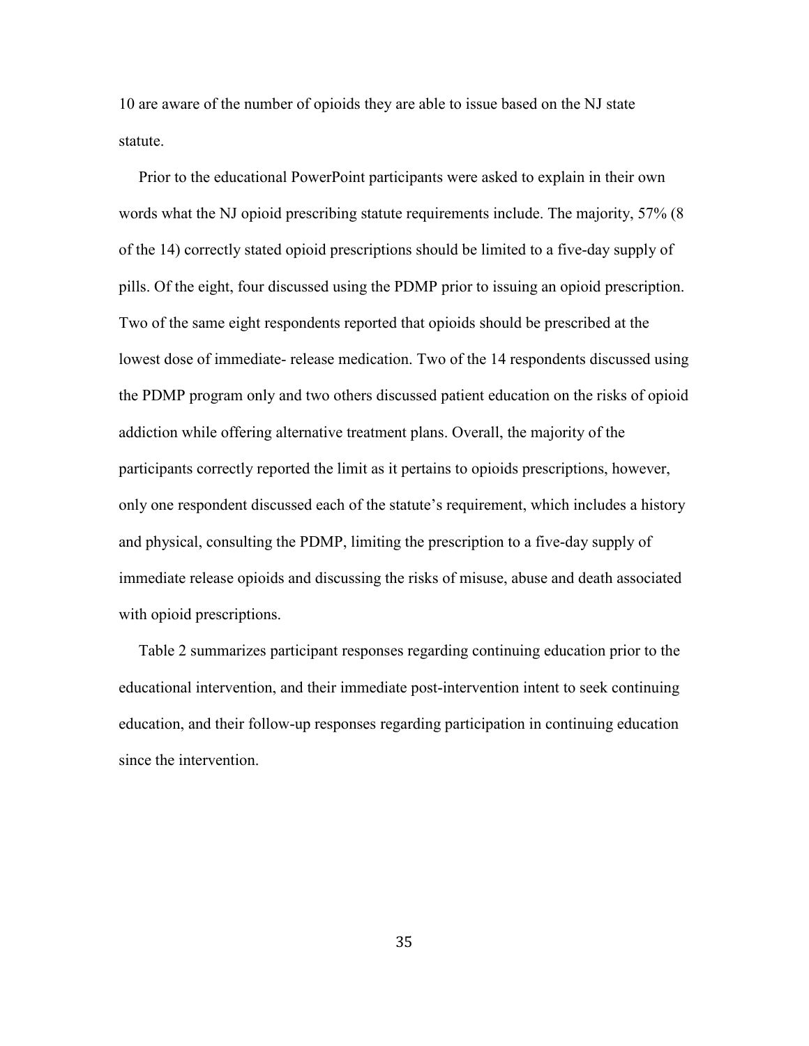10 are aware of the number of opioids they are able to issue based on the NJ state statute.

Prior to the educational PowerPoint participants were asked to explain in their own words what the NJ opioid prescribing statute requirements include. The majority, 57% (8 of the 14) correctly stated opioid prescriptions should be limited to a five-day supply of pills. Of the eight, four discussed using the PDMP prior to issuing an opioid prescription. Two of the same eight respondents reported that opioids should be prescribed at the lowest dose of immediate- release medication. Two of the 14 respondents discussed using the PDMP program only and two others discussed patient education on the risks of opioid addiction while offering alternative treatment plans. Overall, the majority of the participants correctly reported the limit as it pertains to opioids prescriptions, however, only one respondent discussed each of the statute's requirement, which includes a history and physical, consulting the PDMP, limiting the prescription to a five-day supply of immediate release opioids and discussing the risks of misuse, abuse and death associated with opioid prescriptions.

Table 2 summarizes participant responses regarding continuing education prior to the educational intervention, and their immediate post-intervention intent to seek continuing education, and their follow-up responses regarding participation in continuing education since the intervention.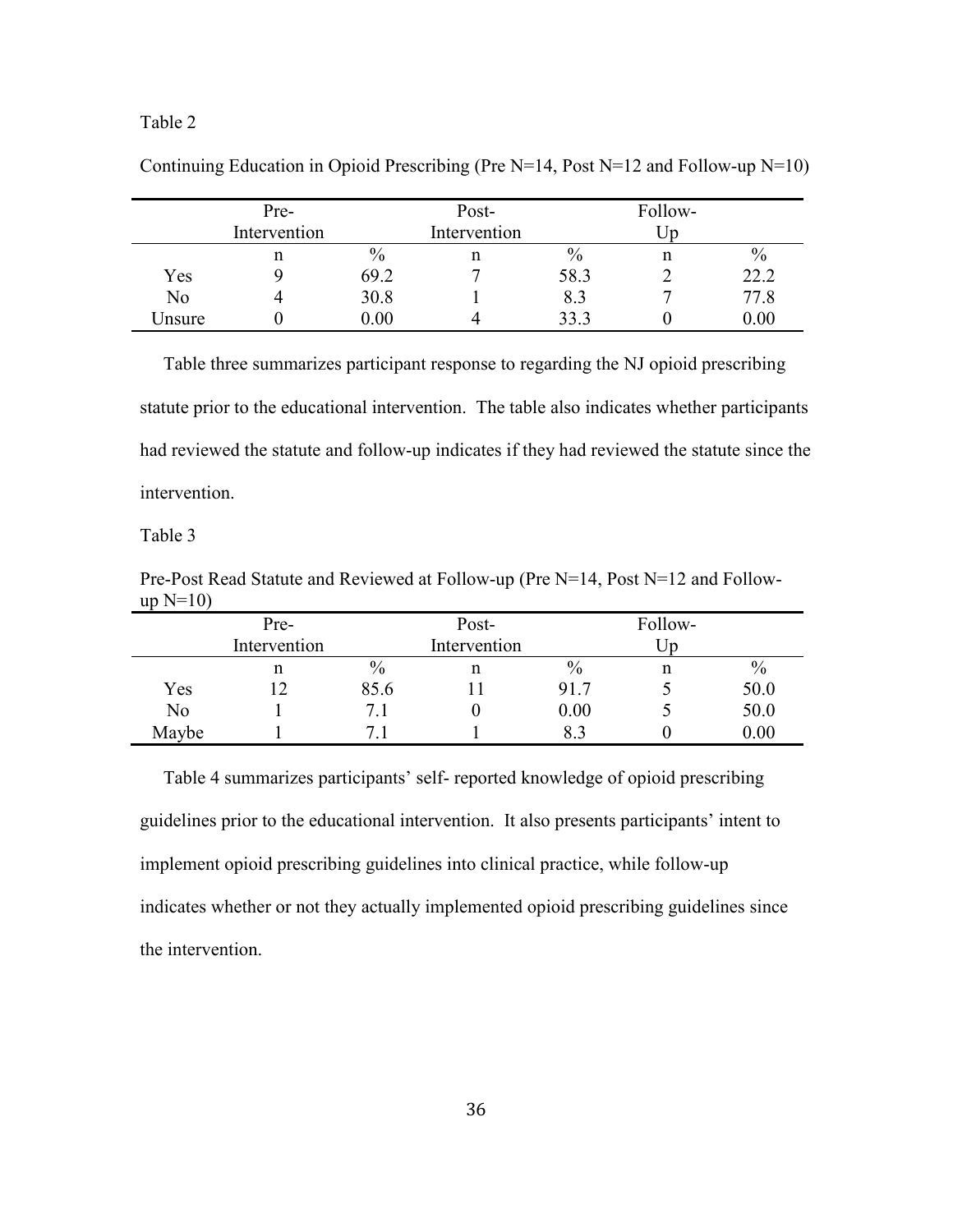Table 2

Continuing Education in Opioid Prescribing (Pre N=14, Post N=12 and Follow-up N=10)

| | Pre-Intervention | | Post-Intervention | | Follow-Up | |
|---|---|---|---|---|---|---|
| | n | % | n | % | n | % |
| Yes | 9 | 69.2 | 7 | 58.3 | 2 | 22.2 |
| No | 4 | 30.8 | 1 | 8.3 | 7 | 77.8 |
| Unsure | 0 | 0.00 | 4 | 33.3 | 0 | 0.00 |

Table three summarizes participant response to regarding the NJ opioid prescribing statute prior to the educational intervention. The table also indicates whether participants had reviewed the statute and follow-up indicates if they had reviewed the statute since the intervention.

Table 3

Pre-Post Read Statute and Reviewed at Follow-up (Pre N=14, Post N=12 and Follow-up N=10)

| | Pre-Intervention | | Post-Intervention | | Follow-Up | |
|---|---|---|---|---|---|---|
| | n | % | n | % | n | % |
| Yes | 12 | 85.6 | 11 | 91.7 | 5 | 50.0 |
| No | 1 | 7.1 | 0 | 0.00 | 5 | 50.0 |
| Maybe | 1 | 7.1 | 1 | 8.3 | 0 | 0.00 |

Table 4 summarizes participants' self- reported knowledge of opioid prescribing guidelines prior to the educational intervention. It also presents participants' intent to implement opioid prescribing guidelines into clinical practice, while follow-up indicates whether or not they actually implemented opioid prescribing guidelines since the intervention.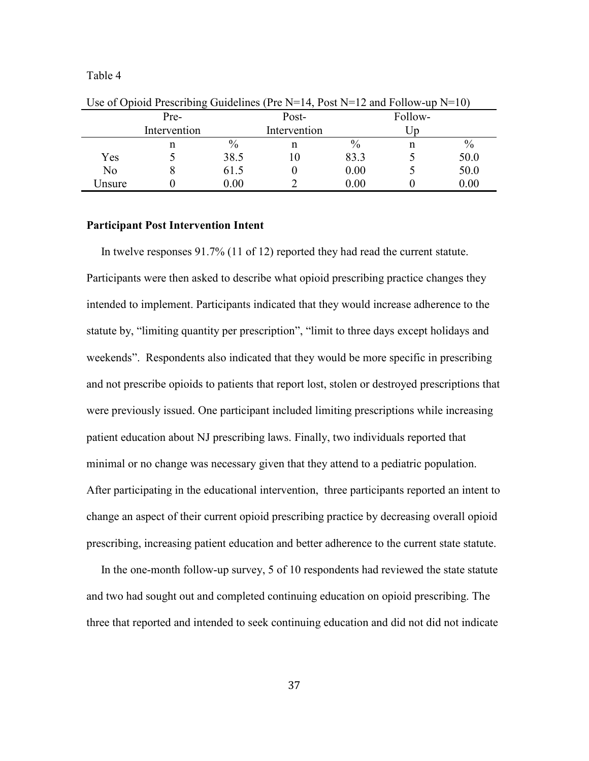Table 4

Use of Opioid Prescribing Guidelines (Pre N=14, Post N=12 and Follow-up N=10)

| | Pre-Intervention | | Post-Intervention | | Follow-Up | |
|---|---|---|---|---|---|---|
| | n | % | n | % | n | % |
| Yes | 5 | 38.5 | 10 | 83.3 | 5 | 50.0 |
| No | 8 | 61.5 | 0 | 0.00 | 5 | 50.0 |
| Unsure | 0 | 0.00 | 2 | 0.00 | 0 | 0.00 |

**Participant Post Intervention Intent**

In twelve responses 91.7% (11 of 12) reported they had read the current statute. Participants were then asked to describe what opioid prescribing practice changes they intended to implement. Participants indicated that they would increase adherence to the statute by, "limiting quantity per prescription", "limit to three days except holidays and weekends". Respondents also indicated that they would be more specific in prescribing and not prescribe opioids to patients that report lost, stolen or destroyed prescriptions that were previously issued. One participant included limiting prescriptions while increasing patient education about NJ prescribing laws. Finally, two individuals reported that minimal or no change was necessary given that they attend to a pediatric population. After participating in the educational intervention, three participants reported an intent to change an aspect of their current opioid prescribing practice by decreasing overall opioid prescribing, increasing patient education and better adherence to the current state statute.

In the one-month follow-up survey, 5 of 10 respondents had reviewed the state statute and two had sought out and completed continuing education on opioid prescribing. The three that reported and intended to seek continuing education and did not did not indicate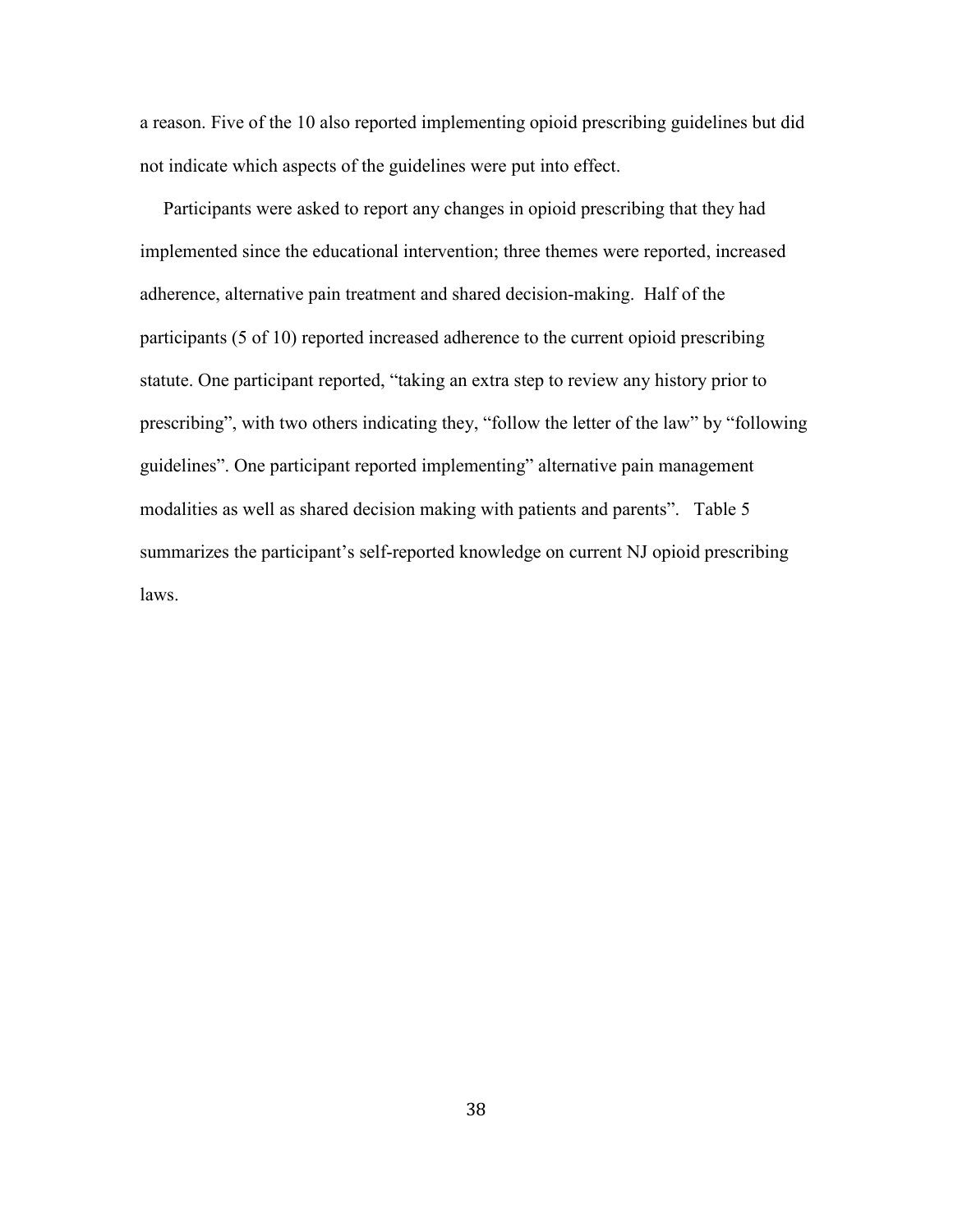a reason. Five of the 10 also reported implementing opioid prescribing guidelines but did not indicate which aspects of the guidelines were put into effect.

Participants were asked to report any changes in opioid prescribing that they had implemented since the educational intervention; three themes were reported, increased adherence, alternative pain treatment and shared decision-making. Half of the participants (5 of 10) reported increased adherence to the current opioid prescribing statute. One participant reported, "taking an extra step to review any history prior to prescribing", with two others indicating they, "follow the letter of the law" by "following guidelines". One participant reported implementing" alternative pain management modalities as well as shared decision making with patients and parents". Table 5 summarizes the participant's self-reported knowledge on current NJ opioid prescribing laws.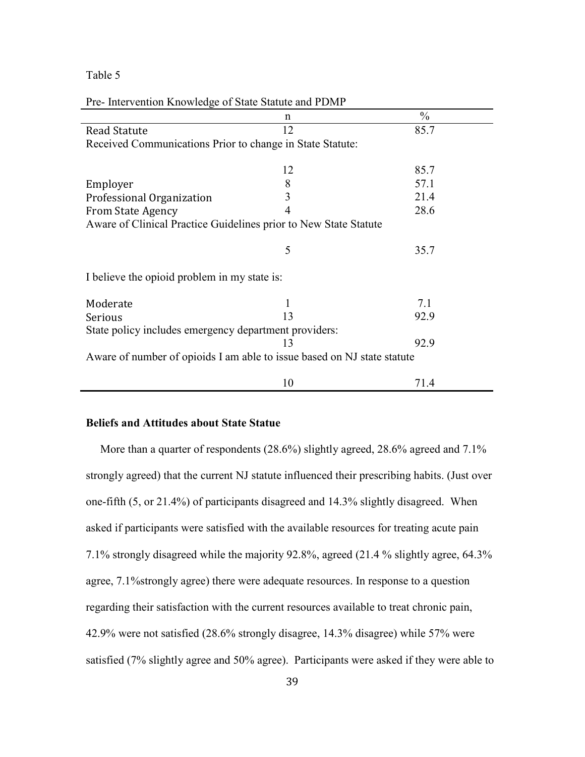Table 5

Pre- Intervention Knowledge of State Statute and PDMP

| | n | % |
|---|---|---|
| Read Statute | 12 | 85.7 |
| Received Communications Prior to change in State Statute: | | |
| | 12 | 85.7 |
| Employer | 8 | 57.1 |
| Professional Organization | 3 | 21.4 |
| From State Agency | 4 | 28.6 |
| Aware of Clinical Practice Guidelines prior to New State Statute | | |
| | 5 | 35.7 |
| I believe the opioid problem in my state is: | | |
| Moderate | 1 | 7.1 |
| Serious | 13 | 92.9 |
| State policy includes emergency department providers: | | |
| | 13 | 92.9 |
| Aware of number of opioids I am able to issue based on NJ state statute | | |
| | 10 | 71.4 |

**Beliefs and Attitudes about State Statue**

More than a quarter of respondents (28.6%) slightly agreed, 28.6% agreed and 7.1% strongly agreed) that the current NJ statute influenced their prescribing habits. (Just over one-fifth (5, or 21.4%) of participants disagreed and 14.3% slightly disagreed. When asked if participants were satisfied with the available resources for treating acute pain 7.1% strongly disagreed while the majority 92.8%, agreed (21.4 % slightly agree, 64.3% agree, 7.1%strongly agree) there were adequate resources. In response to a question regarding their satisfaction with the current resources available to treat chronic pain, 42.9% were not satisfied (28.6% strongly disagree, 14.3% disagree) while 57% were satisfied (7% slightly agree and 50% agree). Participants were asked if they were able to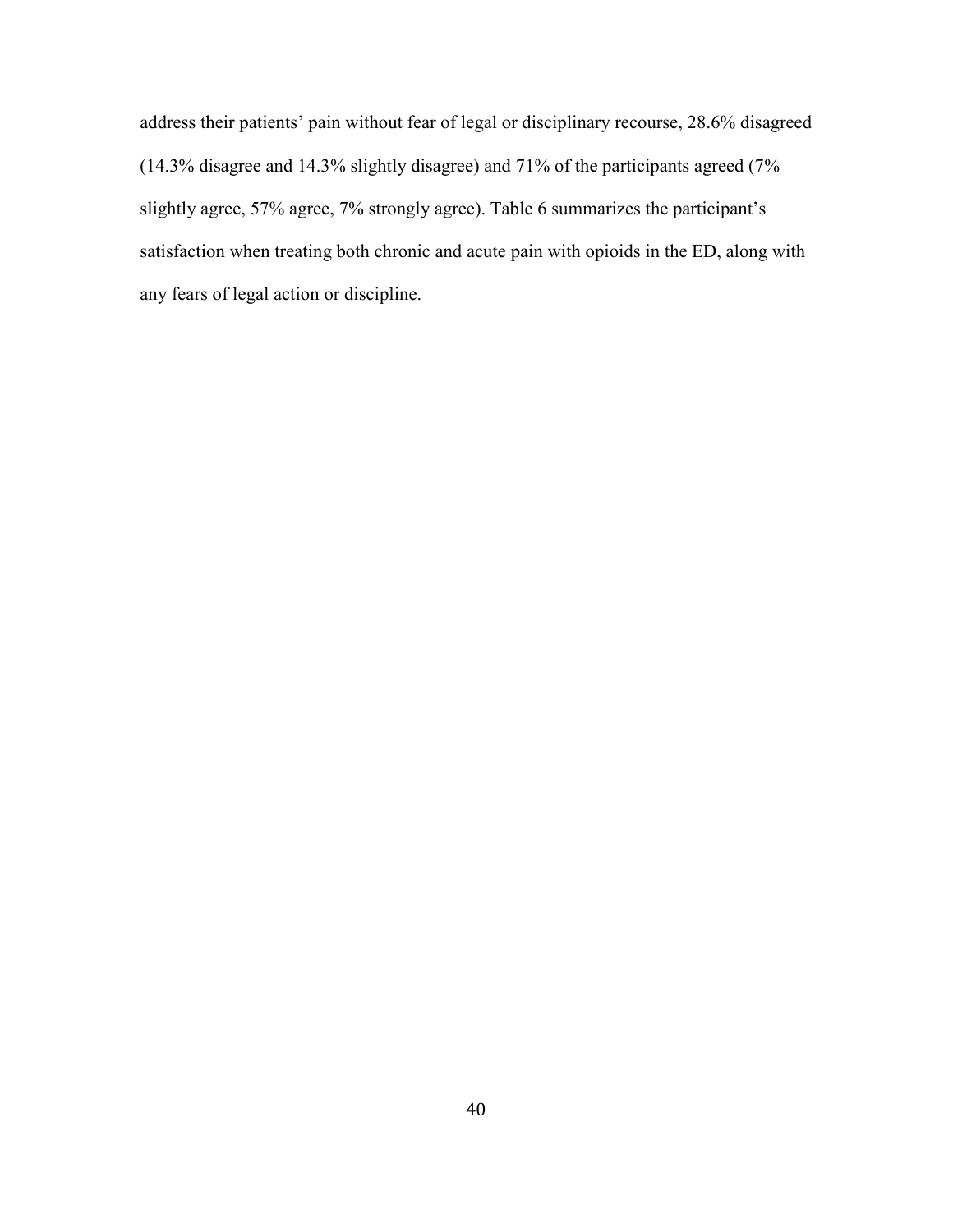address their patients' pain without fear of legal or disciplinary recourse, 28.6% disagreed (14.3% disagree and 14.3% slightly disagree) and 71% of the participants agreed (7% slightly agree, 57% agree, 7% strongly agree). Table 6 summarizes the participant's satisfaction when treating both chronic and acute pain with opioids in the ED, along with any fears of legal action or discipline.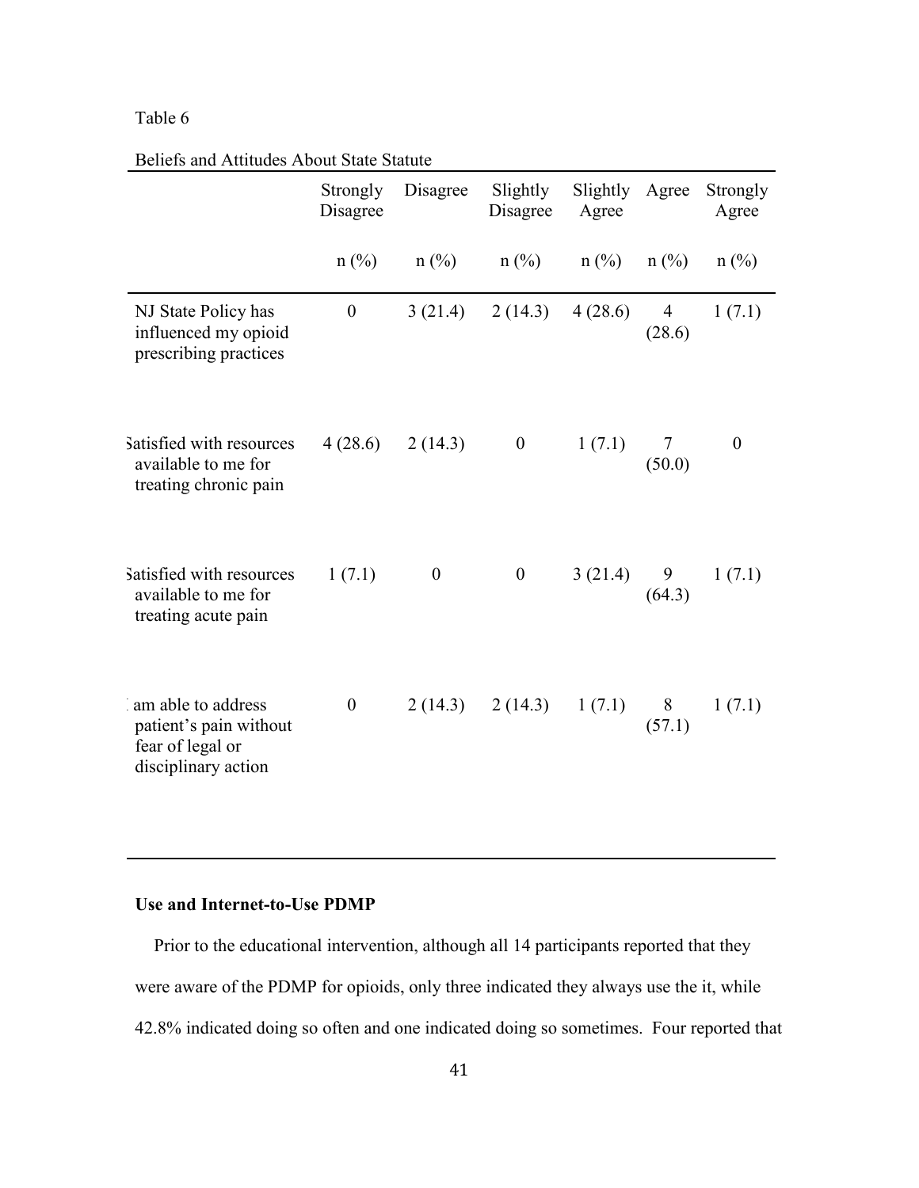Table 6

Beliefs and Attitudes About State Statute

| | Strongly Disagree | Disagree | Slightly Disagree | Slightly Agree | Agree | Strongly Agree |
|---|---|---|---|---|---|---|
| | n (%) | n (%) | n (%) | n (%) | n (%) | n (%) |
| NJ State Policy has influenced my opioid prescribing practices | 0 | 3 (21.4) | 2 (14.3) | 4 (28.6) | 4 (28.6) | 1 (7.1) |
| Satisfied with resources available to me for treating chronic pain | 4 (28.6) | 2 (14.3) | 0 | 1 (7.1) | 7 (50.0) | 0 |
| Satisfied with resources available to me for treating acute pain | 1 (7.1) | 0 | 0 | 3 (21.4) | 9 (64.3) | 1 (7.1) |
| I am able to address patient's pain without fear of legal or disciplinary action | 0 | 2 (14.3) | 2 (14.3) | 1 (7.1) | 8 (57.1) | 1 (7.1) |

**Use and Internet-to-Use PDMP**

Prior to the educational intervention, although all 14 participants reported that they were aware of the PDMP for opioids, only three indicated they always use the it, while 42.8% indicated doing so often and one indicated doing so sometimes. Four reported that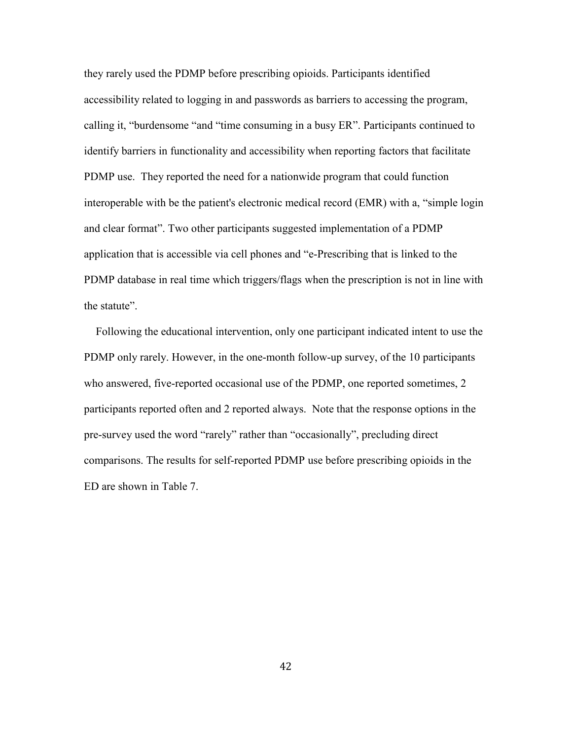they rarely used the PDMP before prescribing opioids. Participants identified accessibility related to logging in and passwords as barriers to accessing the program, calling it, "burdensome "and "time consuming in a busy ER". Participants continued to identify barriers in functionality and accessibility when reporting factors that facilitate PDMP use. They reported the need for a nationwide program that could function interoperable with be the patient's electronic medical record (EMR) with a, "simple login and clear format". Two other participants suggested implementation of a PDMP application that is accessible via cell phones and "e-Prescribing that is linked to the PDMP database in real time which triggers/flags when the prescription is not in line with the statute".

Following the educational intervention, only one participant indicated intent to use the PDMP only rarely. However, in the one-month follow-up survey, of the 10 participants who answered, five-reported occasional use of the PDMP, one reported sometimes, 2 participants reported often and 2 reported always. Note that the response options in the pre-survey used the word "rarely" rather than "occasionally", precluding direct comparisons. The results for self-reported PDMP use before prescribing opioids in the ED are shown in Table 7.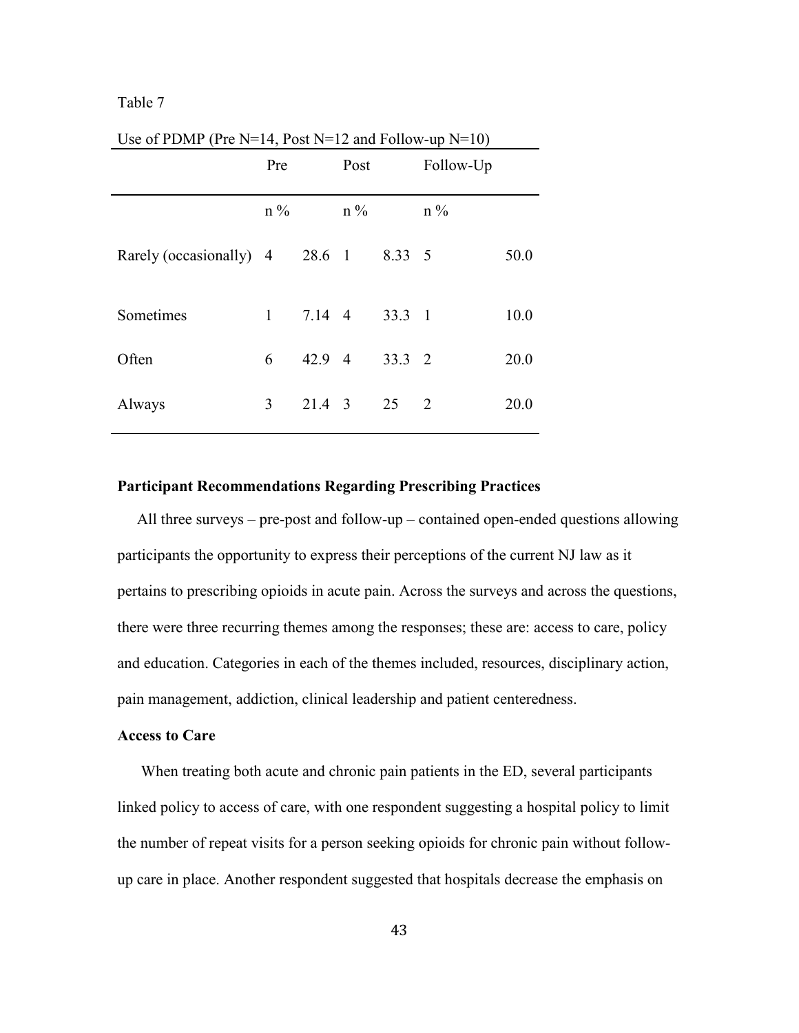Table 7

Use of PDMP (Pre N=14, Post N=12 and Follow-up N=10)

| | Pre | | Post | | Follow-Up | |
|---|---|---|---|---|---|---|
| | n | % | n | % | n | % |
| Rarely (occasionally) | 4 | 28.6 | 1 | 8.33 | 5 | 50.0 |
| Sometimes | 1 | 7.14 | 4 | 33.3 | 1 | 10.0 |
| Often | 6 | 42.9 | 4 | 33.3 | 2 | 20.0 |
| Always | 3 | 21.4 | 3 | 25 | 2 | 20.0 |

**Participant Recommendations Regarding Prescribing Practices**

All three surveys – pre-post and follow-up – contained open-ended questions allowing participants the opportunity to express their perceptions of the current NJ law as it pertains to prescribing opioids in acute pain. Across the surveys and across the questions, there were three recurring themes among the responses; these are: access to care, policy and education. Categories in each of the themes included, resources, disciplinary action, pain management, addiction, clinical leadership and patient centeredness.

**Access to Care**

When treating both acute and chronic pain patients in the ED, several participants linked policy to access of care, with one respondent suggesting a hospital policy to limit the number of repeat visits for a person seeking opioids for chronic pain without follow-up care in place. Another respondent suggested that hospitals decrease the emphasis on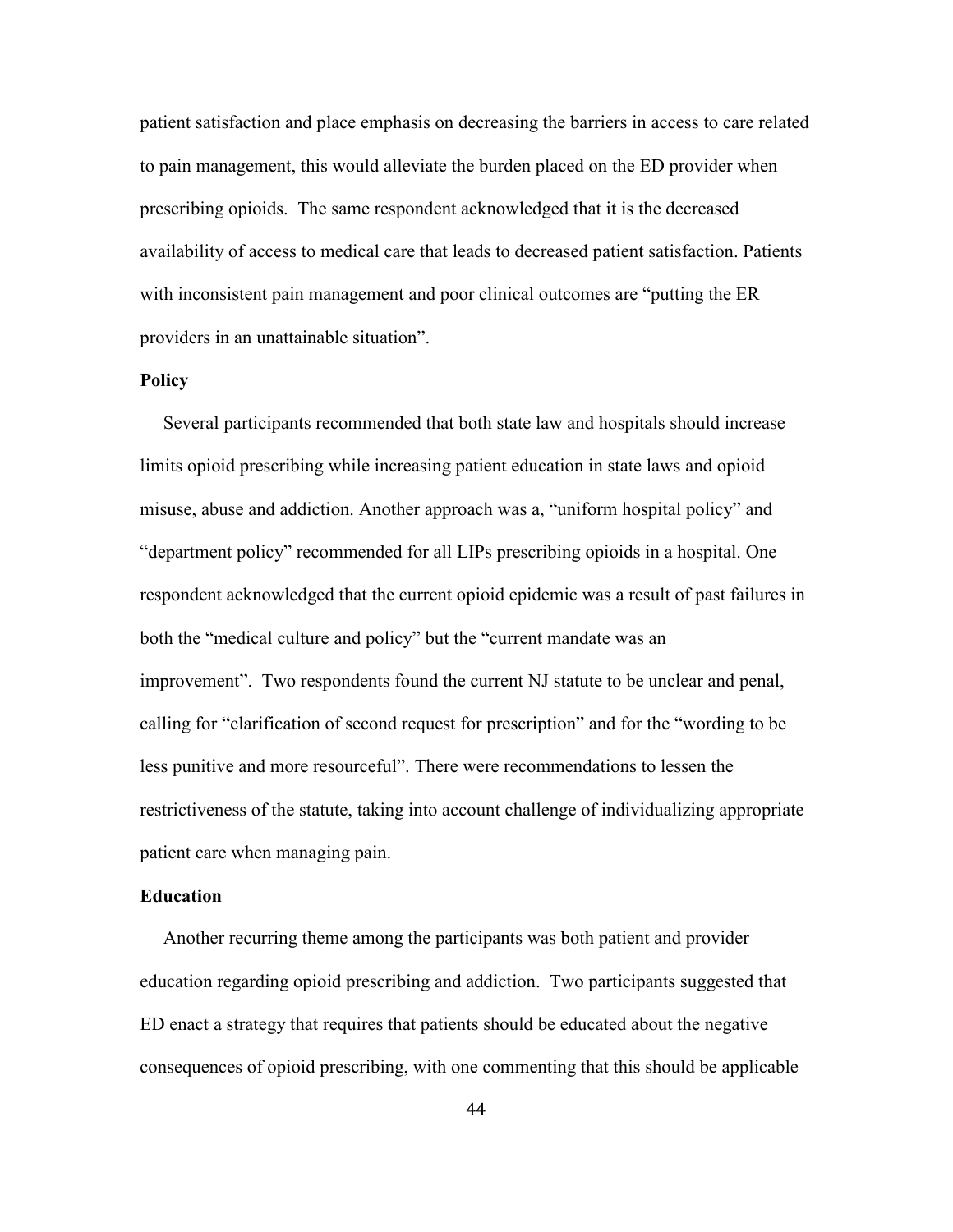patient satisfaction and place emphasis on decreasing the barriers in access to care related to pain management, this would alleviate the burden placed on the ED provider when prescribing opioids. The same respondent acknowledged that it is the decreased availability of access to medical care that leads to decreased patient satisfaction. Patients with inconsistent pain management and poor clinical outcomes are "putting the ER providers in an unattainable situation".

**Policy**

Several participants recommended that both state law and hospitals should increase limits opioid prescribing while increasing patient education in state laws and opioid misuse, abuse and addiction. Another approach was a, "uniform hospital policy" and "department policy" recommended for all LIPs prescribing opioids in a hospital. One respondent acknowledged that the current opioid epidemic was a result of past failures in both the "medical culture and policy" but the "current mandate was an improvement". Two respondents found the current NJ statute to be unclear and penal, calling for "clarification of second request for prescription" and for the "wording to be less punitive and more resourceful". There were recommendations to lessen the restrictiveness of the statute, taking into account challenge of individualizing appropriate patient care when managing pain.

**Education**

Another recurring theme among the participants was both patient and provider education regarding opioid prescribing and addiction. Two participants suggested that ED enact a strategy that requires that patients should be educated about the negative consequences of opioid prescribing, with one commenting that this should be applicable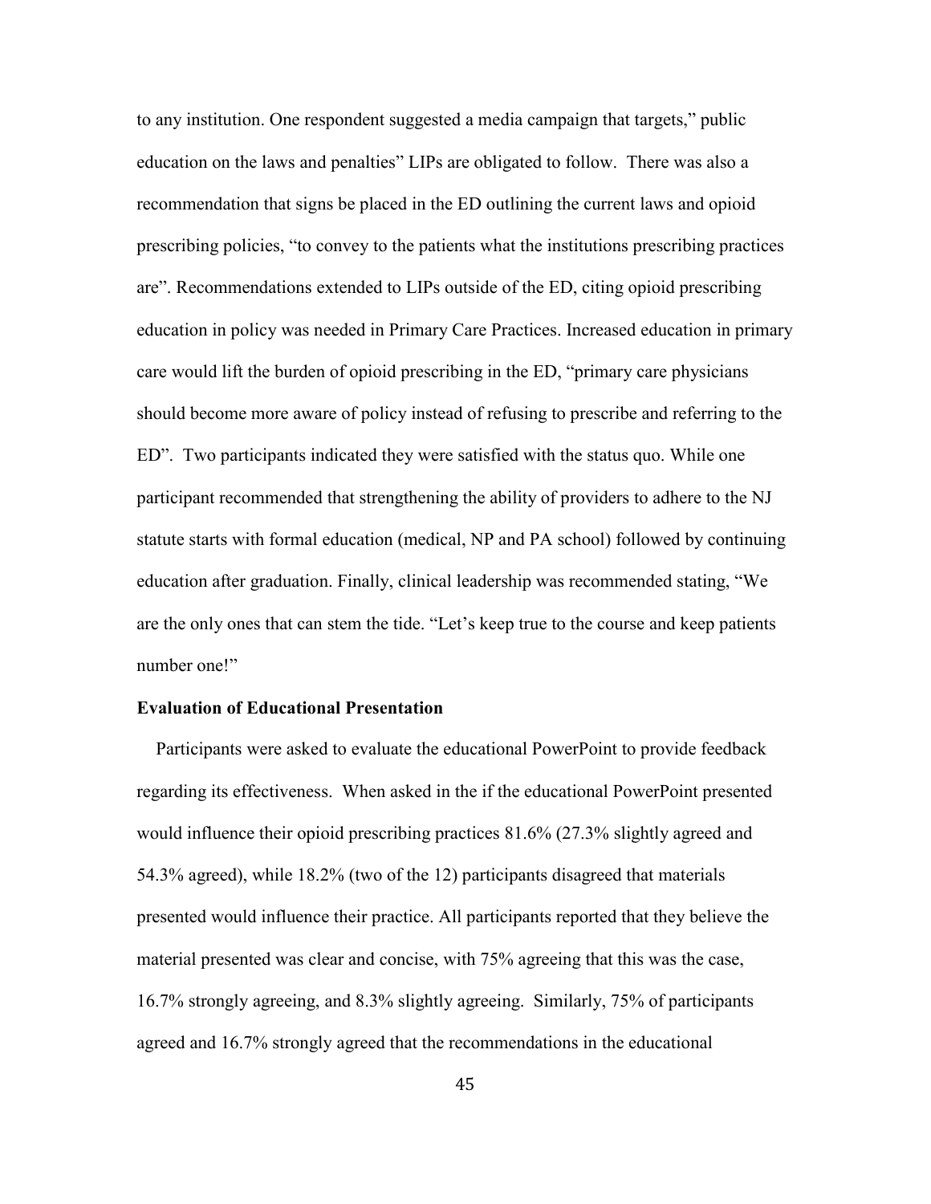to any institution. One respondent suggested a media campaign that targets," public education on the laws and penalties" LIPs are obligated to follow. There was also a recommendation that signs be placed in the ED outlining the current laws and opioid prescribing policies, "to convey to the patients what the institutions prescribing practices are". Recommendations extended to LIPs outside of the ED, citing opioid prescribing education in policy was needed in Primary Care Practices. Increased education in primary care would lift the burden of opioid prescribing in the ED, "primary care physicians should become more aware of policy instead of refusing to prescribe and referring to the ED". Two participants indicated they were satisfied with the status quo. While one participant recommended that strengthening the ability of providers to adhere to the NJ statute starts with formal education (medical, NP and PA school) followed by continuing education after graduation. Finally, clinical leadership was recommended stating, "We are the only ones that can stem the tide. "Let's keep true to the course and keep patients number one!"

**Evaluation of Educational Presentation**

Participants were asked to evaluate the educational PowerPoint to provide feedback regarding its effectiveness. When asked in the if the educational PowerPoint presented would influence their opioid prescribing practices 81.6% (27.3% slightly agreed and 54.3% agreed), while 18.2% (two of the 12) participants disagreed that materials presented would influence their practice. All participants reported that they believe the material presented was clear and concise, with 75% agreeing that this was the case, 16.7% strongly agreeing, and 8.3% slightly agreeing. Similarly, 75% of participants agreed and 16.7% strongly agreed that the recommendations in the educational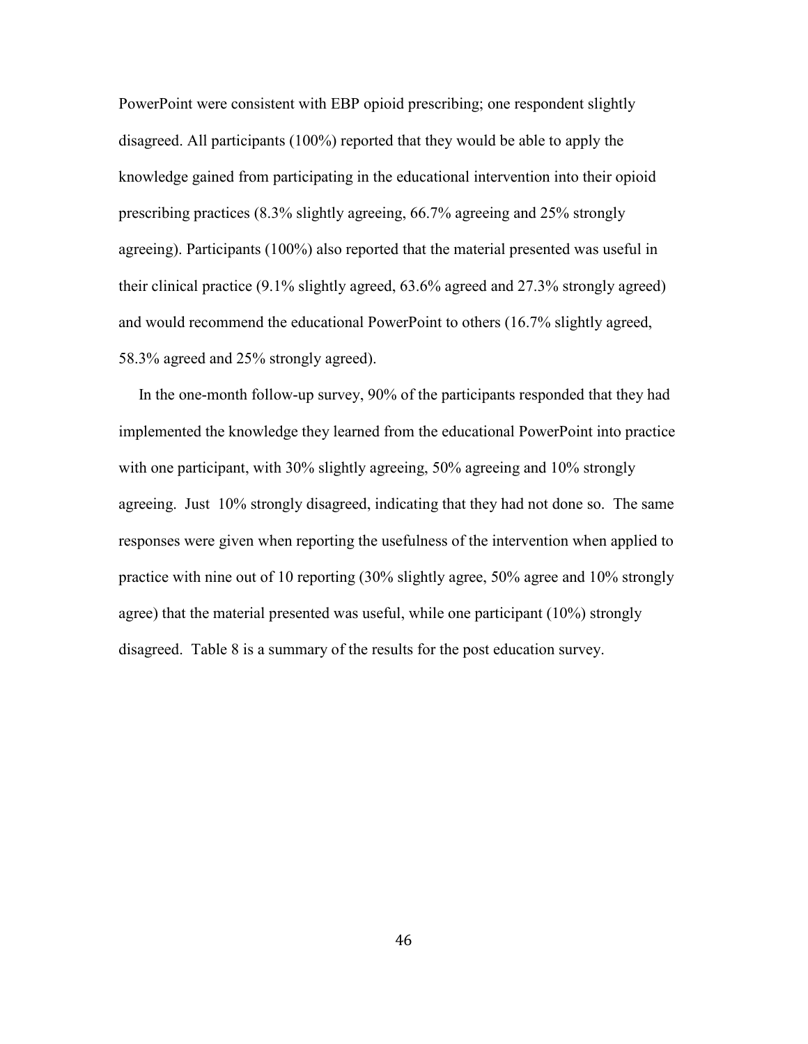PowerPoint were consistent with EBP opioid prescribing; one respondent slightly disagreed. All participants (100%) reported that they would be able to apply the knowledge gained from participating in the educational intervention into their opioid prescribing practices (8.3% slightly agreeing, 66.7% agreeing and 25% strongly agreeing). Participants (100%) also reported that the material presented was useful in their clinical practice (9.1% slightly agreed, 63.6% agreed and 27.3% strongly agreed) and would recommend the educational PowerPoint to others (16.7% slightly agreed, 58.3% agreed and 25% strongly agreed).

In the one-month follow-up survey, 90% of the participants responded that they had implemented the knowledge they learned from the educational PowerPoint into practice with one participant, with 30% slightly agreeing, 50% agreeing and 10% strongly agreeing. Just 10% strongly disagreed, indicating that they had not done so. The same responses were given when reporting the usefulness of the intervention when applied to practice with nine out of 10 reporting (30% slightly agree, 50% agree and 10% strongly agree) that the material presented was useful, while one participant (10%) strongly disagreed. Table 8 is a summary of the results for the post education survey.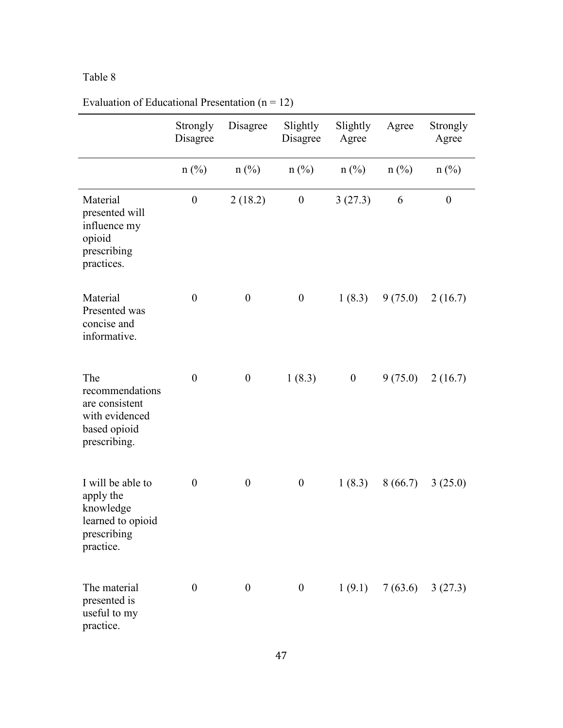Table 8

Evaluation of Educational Presentation (n = 12)

| | Strongly Disagree | Disagree | Slightly Disagree | Slightly Agree | Agree | Strongly Agree |
|---|---|---|---|---|---|---|
| | n (%) | n (%) | n (%) | n (%) | n (%) | n (%) |
| Material presented will influence my opioid prescribing practices. | 0 | 2 (18.2) | 0 | 3 (27.3) | 6 | 0 |
| Material Presented was concise and informative. | 0 | 0 | 0 | 1 (8.3) | 9 (75.0) | 2 (16.7) |
| The recommendations are consistent with evidenced based opioid prescribing. | 0 | 0 | 1 (8.3) | 0 | 9 (75.0) | 2 (16.7) |
| I will be able to apply the knowledge learned to opioid prescribing practice. | 0 | 0 | 0 | 1 (8.3) | 8 (66.7) | 3 (25.0) |
| The material presented is useful to my practice. | 0 | 0 | 0 | 1 (9.1) | 7 (63.6) | 3 (27.3) |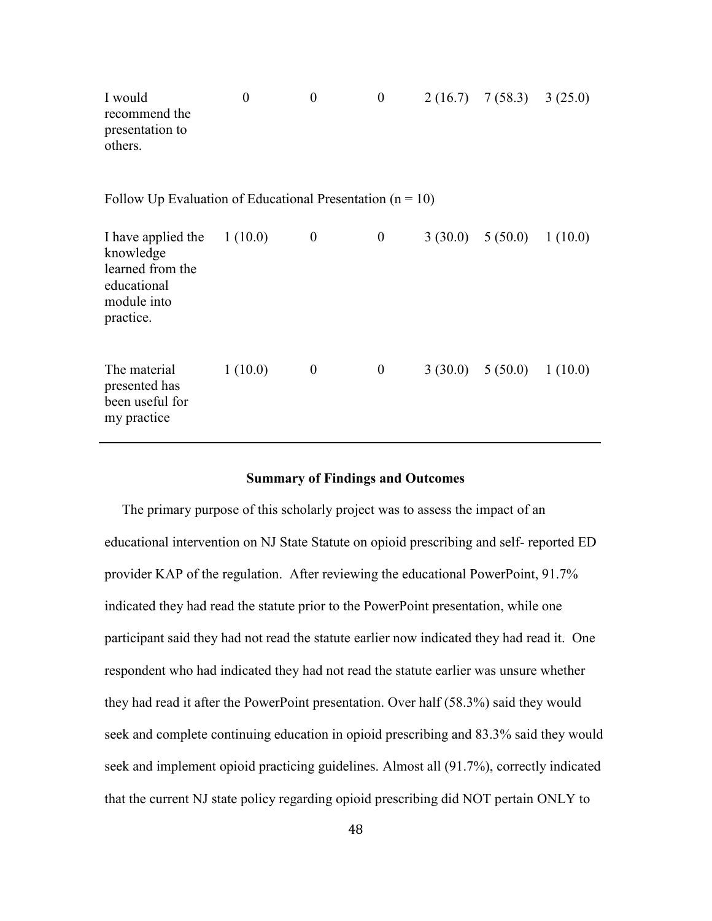| | | | | | | |
|---|---|---|---|---|---|---|
| I would recommend the presentation to others. | 0 | 0 | 0 | 2 (16.7) | 7 (58.3) | 3 (25.0) |
| Follow Up Evaluation of Educational Presentation (n = 10) | | | | | | |
| I have applied the knowledge learned from the educational module into practice. | 1 (10.0) | 0 | 0 | 3 (30.0) | 5 (50.0) | 1 (10.0) |
| The material presented has been useful for my practice | 1 (10.0) | 0 | 0 | 3 (30.0) | 5 (50.0) | 1 (10.0) |

**Summary of Findings and Outcomes**

The primary purpose of this scholarly project was to assess the impact of an educational intervention on NJ State Statute on opioid prescribing and self- reported ED provider KAP of the regulation. After reviewing the educational PowerPoint, 91.7% indicated they had read the statute prior to the PowerPoint presentation, while one participant said they had not read the statute earlier now indicated they had read it. One respondent who had indicated they had not read the statute earlier was unsure whether they had read it after the PowerPoint presentation. Over half (58.3%) said they would seek and complete continuing education in opioid prescribing and 83.3% said they would seek and implement opioid practicing guidelines. Almost all (91.7%), correctly indicated that the current NJ state policy regarding opioid prescribing did NOT pertain ONLY to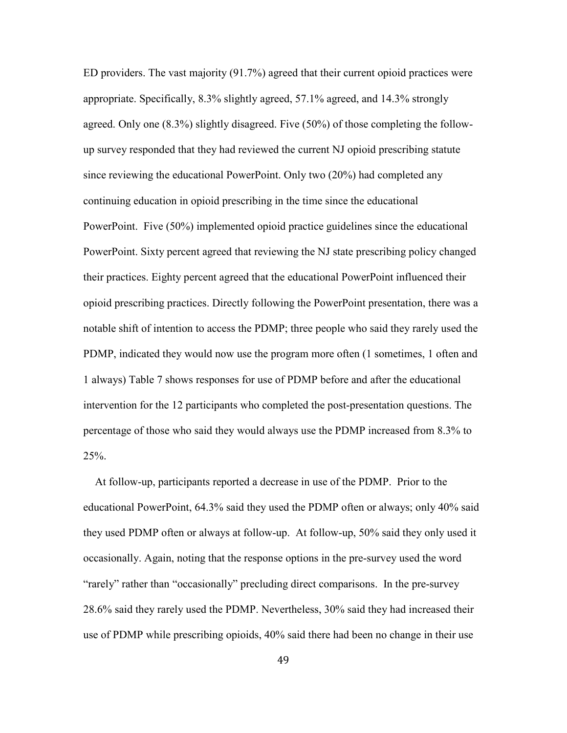ED providers. The vast majority (91.7%) agreed that their current opioid practices were appropriate. Specifically, 8.3% slightly agreed, 57.1% agreed, and 14.3% strongly agreed. Only one (8.3%) slightly disagreed. Five (50%) of those completing the follow-up survey responded that they had reviewed the current NJ opioid prescribing statute since reviewing the educational PowerPoint. Only two (20%) had completed any continuing education in opioid prescribing in the time since the educational PowerPoint. Five (50%) implemented opioid practice guidelines since the educational PowerPoint. Sixty percent agreed that reviewing the NJ state prescribing policy changed their practices. Eighty percent agreed that the educational PowerPoint influenced their opioid prescribing practices. Directly following the PowerPoint presentation, there was a notable shift of intention to access the PDMP; three people who said they rarely used the PDMP, indicated they would now use the program more often (1 sometimes, 1 often and 1 always) Table 7 shows responses for use of PDMP before and after the educational intervention for the 12 participants who completed the post-presentation questions. The percentage of those who said they would always use the PDMP increased from 8.3% to 25%.

At follow-up, participants reported a decrease in use of the PDMP. Prior to the educational PowerPoint, 64.3% said they used the PDMP often or always; only 40% said they used PDMP often or always at follow-up. At follow-up, 50% said they only used it occasionally. Again, noting that the response options in the pre-survey used the word "rarely" rather than "occasionally" precluding direct comparisons. In the pre-survey 28.6% said they rarely used the PDMP. Nevertheless, 30% said they had increased their use of PDMP while prescribing opioids, 40% said there had been no change in their use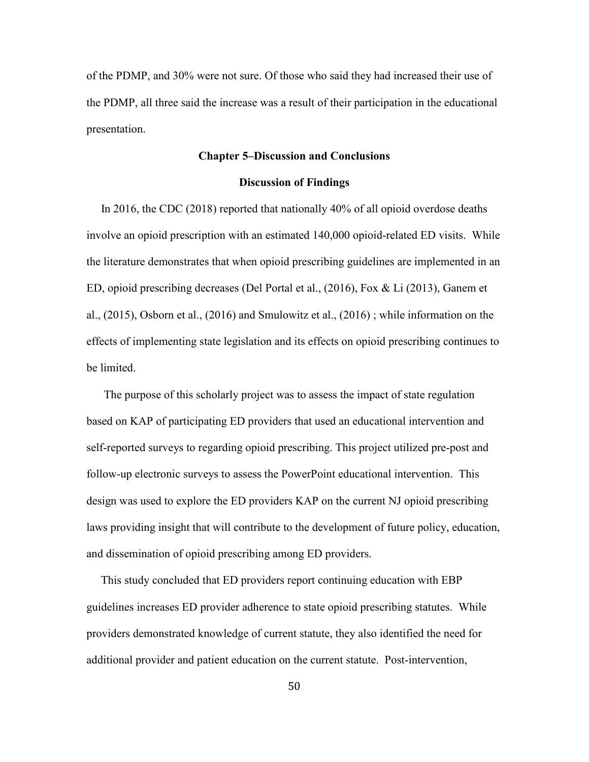of the PDMP, and 30% were not sure. Of those who said they had increased their use of the PDMP, all three said the increase was a result of their participation in the educational presentation.

## Chapter 5–Discussion and Conclusions

### Discussion of Findings

In 2016, the CDC (2018) reported that nationally 40% of all opioid overdose deaths involve an opioid prescription with an estimated 140,000 opioid-related ED visits. While the literature demonstrates that when opioid prescribing guidelines are implemented in an ED, opioid prescribing decreases (Del Portal et al., (2016), Fox & Li (2013), Ganem et al., (2015), Osborn et al., (2016) and Smulowitz et al., (2016) ; while information on the effects of implementing state legislation and its effects on opioid prescribing continues to be limited.

The purpose of this scholarly project was to assess the impact of state regulation based on KAP of participating ED providers that used an educational intervention and self-reported surveys to regarding opioid prescribing. This project utilized pre-post and follow-up electronic surveys to assess the PowerPoint educational intervention. This design was used to explore the ED providers KAP on the current NJ opioid prescribing laws providing insight that will contribute to the development of future policy, education, and dissemination of opioid prescribing among ED providers.

This study concluded that ED providers report continuing education with EBP guidelines increases ED provider adherence to state opioid prescribing statutes. While providers demonstrated knowledge of current statute, they also identified the need for additional provider and patient education on the current statute. Post-intervention,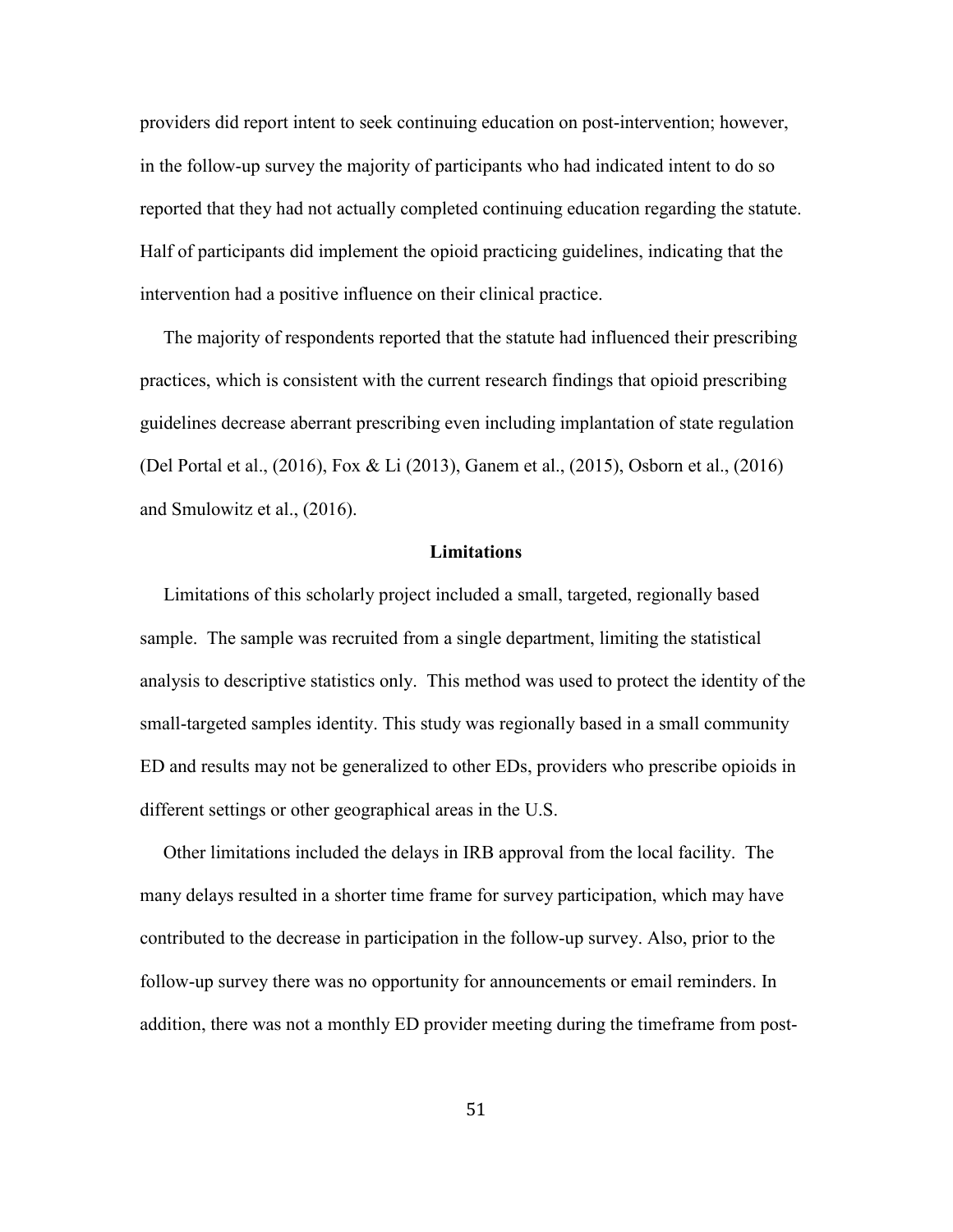providers did report intent to seek continuing education on post-intervention; however, in the follow-up survey the majority of participants who had indicated intent to do so reported that they had not actually completed continuing education regarding the statute. Half of participants did implement the opioid practicing guidelines, indicating that the intervention had a positive influence on their clinical practice.

The majority of respondents reported that the statute had influenced their prescribing practices, which is consistent with the current research findings that opioid prescribing guidelines decrease aberrant prescribing even including implantation of state regulation (Del Portal et al., (2016), Fox & Li (2013), Ganem et al., (2015), Osborn et al., (2016) and Smulowitz et al., (2016).

## Limitations

Limitations of this scholarly project included a small, targeted, regionally based sample. The sample was recruited from a single department, limiting the statistical analysis to descriptive statistics only. This method was used to protect the identity of the small-targeted samples identity. This study was regionally based in a small community ED and results may not be generalized to other EDs, providers who prescribe opioids in different settings or other geographical areas in the U.S.

Other limitations included the delays in IRB approval from the local facility. The many delays resulted in a shorter time frame for survey participation, which may have contributed to the decrease in participation in the follow-up survey. Also, prior to the follow-up survey there was no opportunity for announcements or email reminders. In addition, there was not a monthly ED provider meeting during the timeframe from post-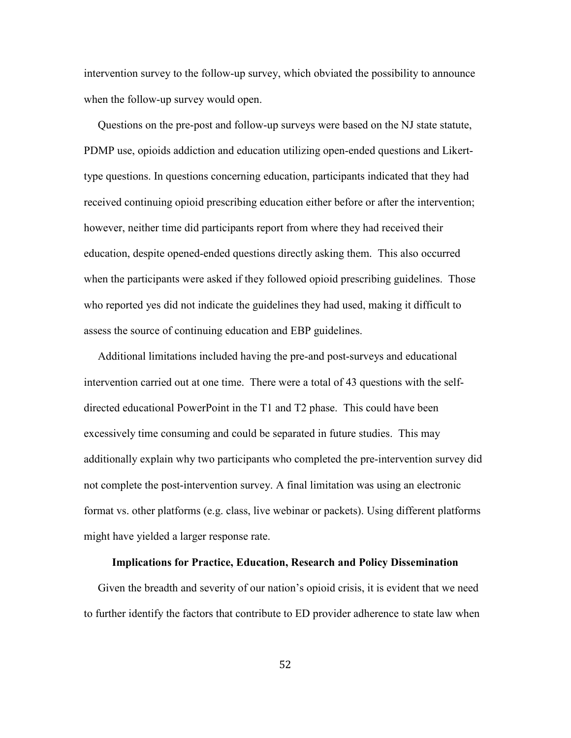intervention survey to the follow-up survey, which obviated the possibility to announce when the follow-up survey would open.

Questions on the pre-post and follow-up surveys were based on the NJ state statute, PDMP use, opioids addiction and education utilizing open-ended questions and Likert-type questions. In questions concerning education, participants indicated that they had received continuing opioid prescribing education either before or after the intervention; however, neither time did participants report from where they had received their education, despite opened-ended questions directly asking them. This also occurred when the participants were asked if they followed opioid prescribing guidelines. Those who reported yes did not indicate the guidelines they had used, making it difficult to assess the source of continuing education and EBP guidelines.

Additional limitations included having the pre-and post-surveys and educational intervention carried out at one time. There were a total of 43 questions with the self-directed educational PowerPoint in the T1 and T2 phase. This could have been excessively time consuming and could be separated in future studies. This may additionally explain why two participants who completed the pre-intervention survey did not complete the post-intervention survey. A final limitation was using an electronic format vs. other platforms (e.g. class, live webinar or packets). Using different platforms might have yielded a larger response rate.

## Implications for Practice, Education, Research and Policy Dissemination

Given the breadth and severity of our nation's opioid crisis, it is evident that we need to further identify the factors that contribute to ED provider adherence to state law when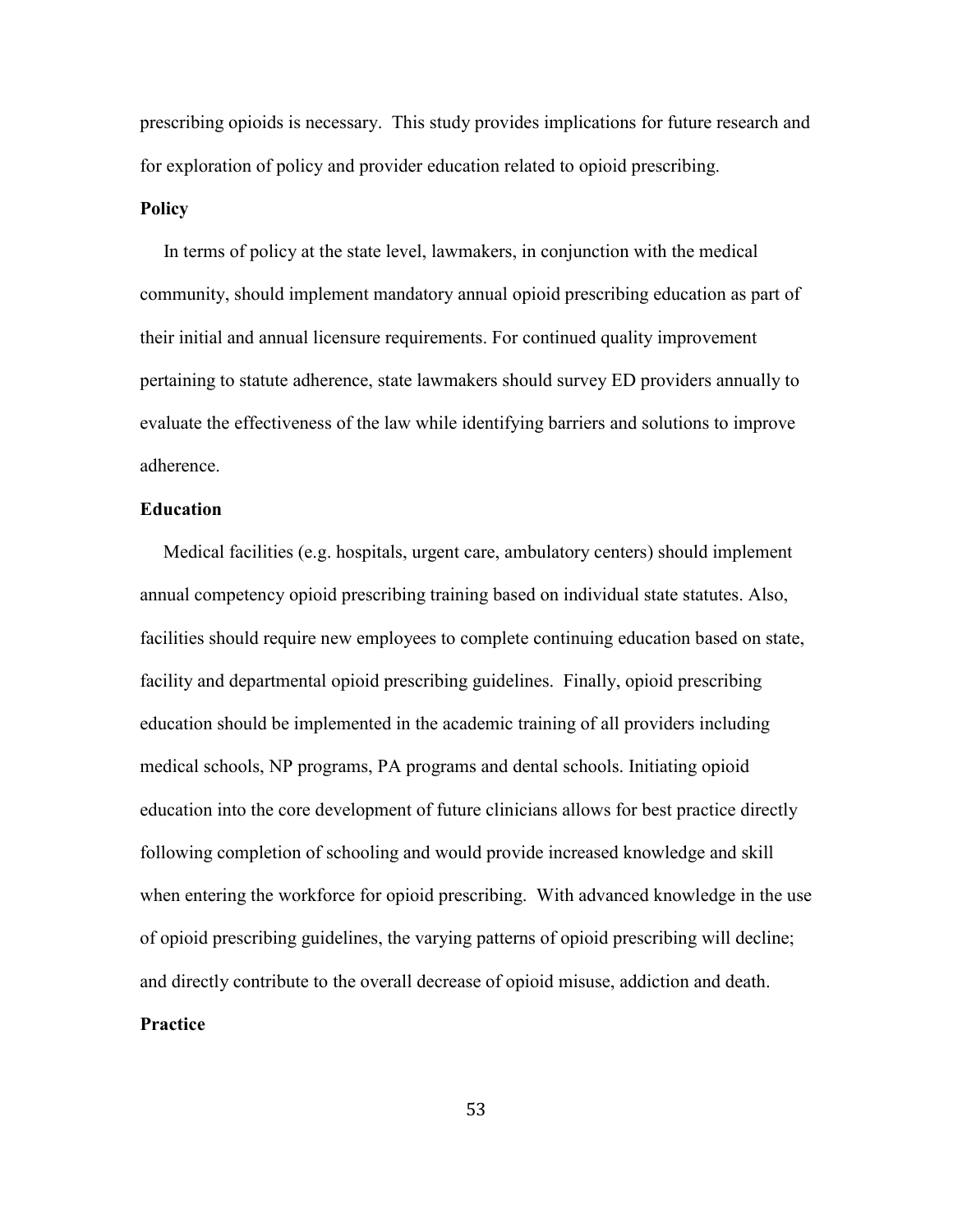prescribing opioids is necessary. This study provides implications for future research and for exploration of policy and provider education related to opioid prescribing.

### Policy

In terms of policy at the state level, lawmakers, in conjunction with the medical community, should implement mandatory annual opioid prescribing education as part of their initial and annual licensure requirements. For continued quality improvement pertaining to statute adherence, state lawmakers should survey ED providers annually to evaluate the effectiveness of the law while identifying barriers and solutions to improve adherence.

### Education

Medical facilities (e.g. hospitals, urgent care, ambulatory centers) should implement annual competency opioid prescribing training based on individual state statutes. Also, facilities should require new employees to complete continuing education based on state, facility and departmental opioid prescribing guidelines. Finally, opioid prescribing education should be implemented in the academic training of all providers including medical schools, NP programs, PA programs and dental schools. Initiating opioid education into the core development of future clinicians allows for best practice directly following completion of schooling and would provide increased knowledge and skill when entering the workforce for opioid prescribing. With advanced knowledge in the use of opioid prescribing guidelines, the varying patterns of opioid prescribing will decline; and directly contribute to the overall decrease of opioid misuse, addiction and death.

### Practice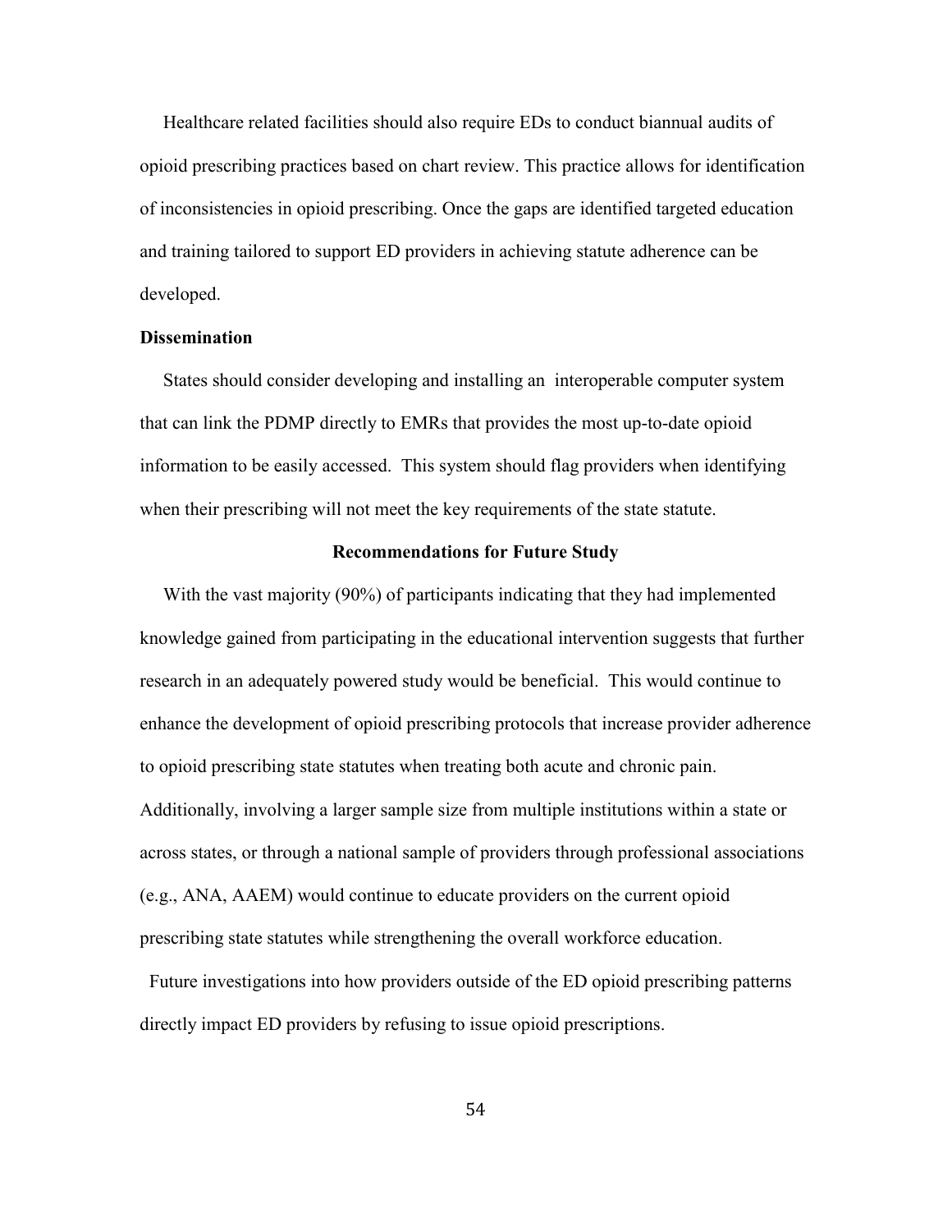Healthcare related facilities should also require EDs to conduct biannual audits of opioid prescribing practices based on chart review. This practice allows for identification of inconsistencies in opioid prescribing. Once the gaps are identified targeted education and training tailored to support ED providers in achieving statute adherence can be developed.

**Dissemination**

States should consider developing and installing an interoperable computer system that can link the PDMP directly to EMRs that provides the most up-to-date opioid information to be easily accessed. This system should flag providers when identifying when their prescribing will not meet the key requirements of the state statute.

## Recommendations for Future Study

With the vast majority (90%) of participants indicating that they had implemented knowledge gained from participating in the educational intervention suggests that further research in an adequately powered study would be beneficial. This would continue to enhance the development of opioid prescribing protocols that increase provider adherence to opioid prescribing state statutes when treating both acute and chronic pain. Additionally, involving a larger sample size from multiple institutions within a state or across states, or through a national sample of providers through professional associations (e.g., ANA, AAEM) would continue to educate providers on the current opioid prescribing state statutes while strengthening the overall workforce education.

Future investigations into how providers outside of the ED opioid prescribing patterns directly impact ED providers by refusing to issue opioid prescriptions.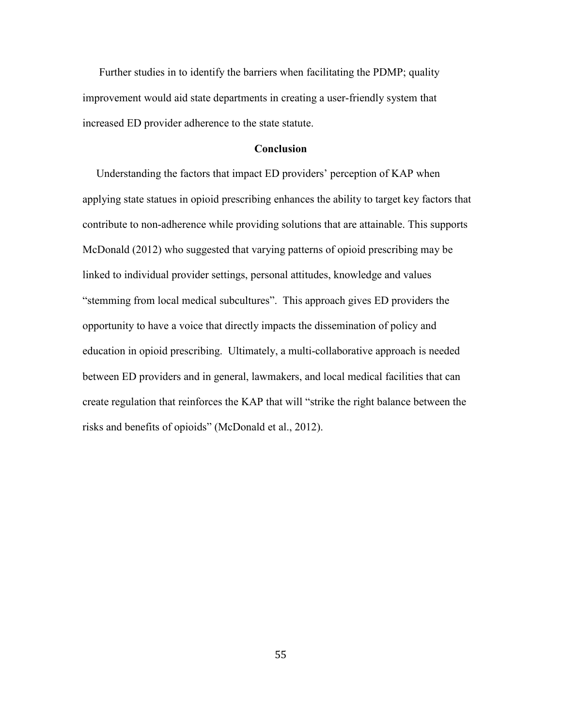Further studies in to identify the barriers when facilitating the PDMP; quality improvement would aid state departments in creating a user-friendly system that increased ED provider adherence to the state statute.

## Conclusion

Understanding the factors that impact ED providers' perception of KAP when applying state statues in opioid prescribing enhances the ability to target key factors that contribute to non-adherence while providing solutions that are attainable. This supports McDonald (2012) who suggested that varying patterns of opioid prescribing may be linked to individual provider settings, personal attitudes, knowledge and values "stemming from local medical subcultures". This approach gives ED providers the opportunity to have a voice that directly impacts the dissemination of policy and education in opioid prescribing. Ultimately, a multi-collaborative approach is needed between ED providers and in general, lawmakers, and local medical facilities that can create regulation that reinforces the KAP that will "strike the right balance between the risks and benefits of opioids" (McDonald et al., 2012).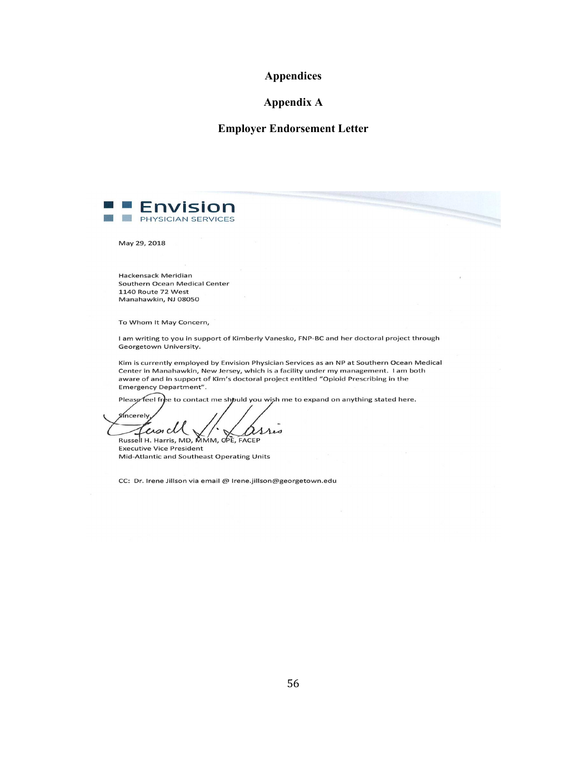# Appendices

## Appendix A

### Employer Endorsement Letter

Envision
PHYSICIAN SERVICES

May 29, 2018

Hackensack Meridian
Southern Ocean Medical Center
1140 Route 72 West
Manahawkin, NJ 08050

To Whom It May Concern,

I am writing to you in support of Kimberly Vanesko, FNP-BC and her doctoral project through Georgetown University.

Kim is currently employed by Envision Physician Services as an NP at Southern Ocean Medical Center in Manahawkin, New Jersey, which is a facility under my management. I am both aware of and in support of Kim's doctoral project entitled "Opioid Prescribing in the Emergency Department".

Please feel free to contact me should you wish me to expand on anything stated here.

Sincerely,

Russell H. Harris, MD, MMM, CPE, FACEP
Executive Vice President
Mid-Atlantic and Southeast Operating Units

CC: Dr. Irene Jillson via email @ Irene.jillson@georgetown.edu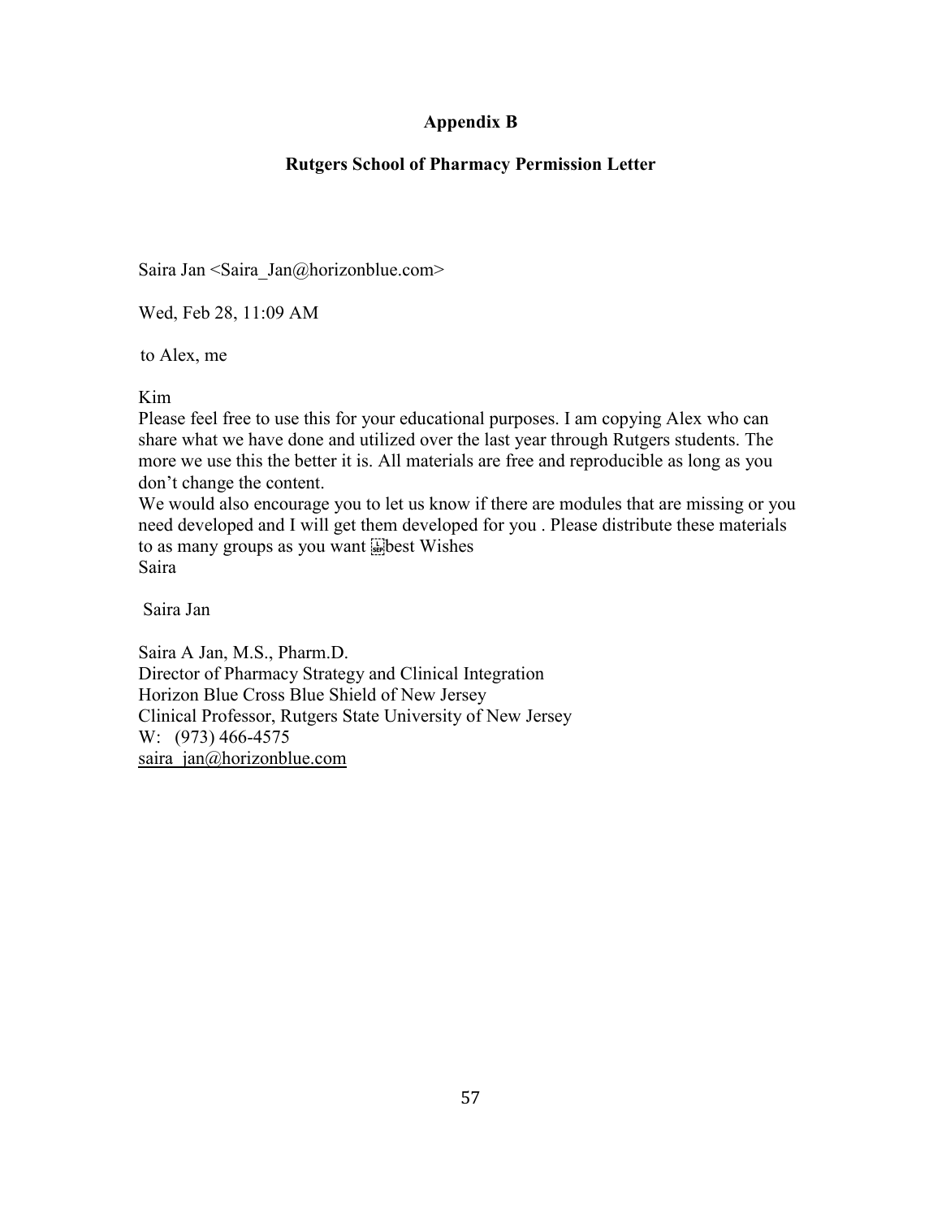## Appendix B

## Rutgers School of Pharmacy Permission Letter

Saira Jan <Saira_Jan@horizonblue.com>

Wed, Feb 28, 11:09 AM

to Alex, me

Kim
Please feel free to use this for your educational purposes. I am copying Alex who can share what we have done and utilized over the last year through Rutgers students. The more we use this the better it is. All materials are free and reproducible as long as you don't change the content.
We would also encourage you to let us know if there are modules that are missing or you need developed and I will get them developed for you . Please distribute these materials to as many groups as you want best Wishes
Saira

Saira Jan

Saira A Jan, M.S., Pharm.D.
Director of Pharmacy Strategy and Clinical Integration
Horizon Blue Cross Blue Shield of New Jersey
Clinical Professor, Rutgers State University of New Jersey
W: (973) 466-4575
saira_jan@horizonblue.com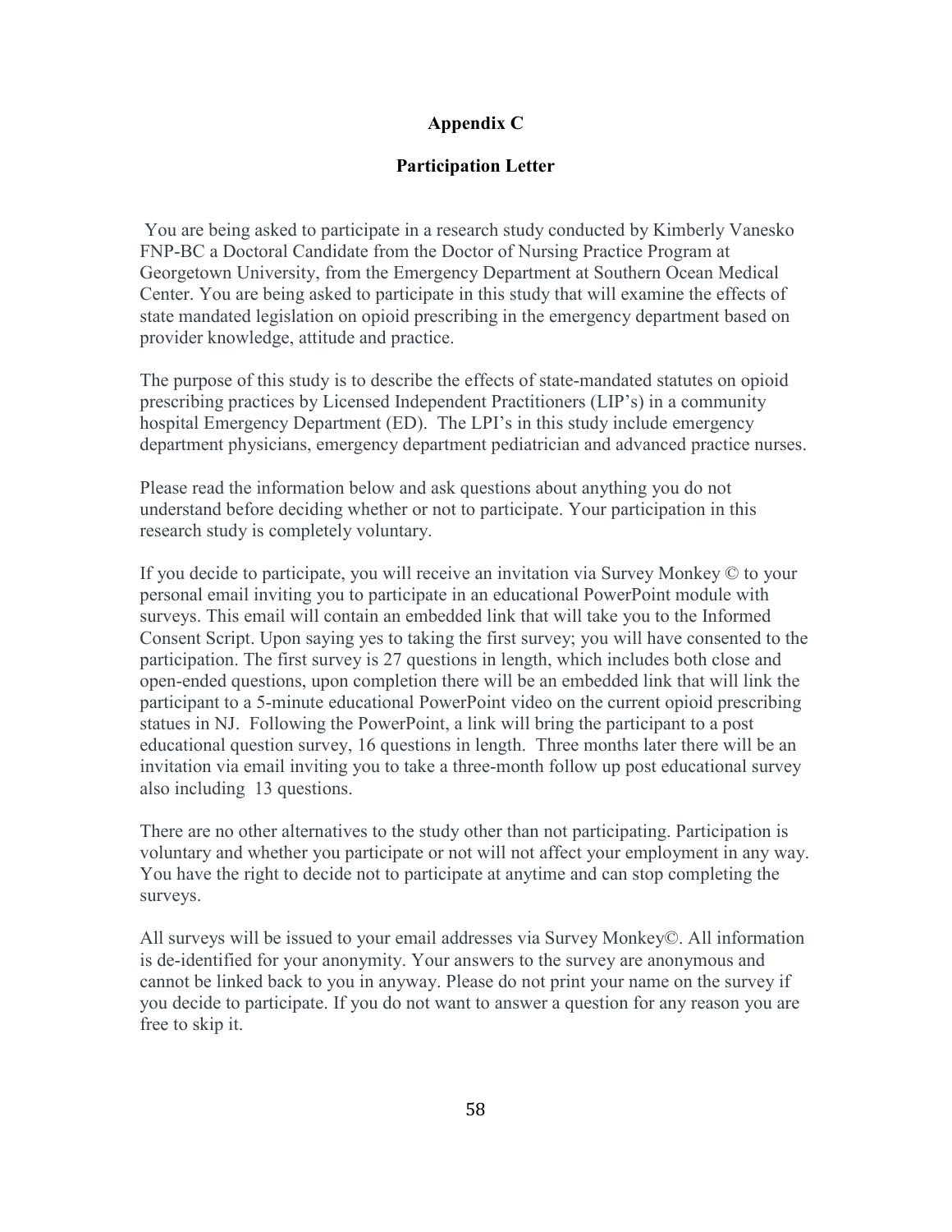## Appendix C

### Participation Letter

You are being asked to participate in a research study conducted by Kimberly Vanesko FNP-BC a Doctoral Candidate from the Doctor of Nursing Practice Program at Georgetown University, from the Emergency Department at Southern Ocean Medical Center. You are being asked to participate in this study that will examine the effects of state mandated legislation on opioid prescribing in the emergency department based on provider knowledge, attitude and practice.

The purpose of this study is to describe the effects of state-mandated statutes on opioid prescribing practices by Licensed Independent Practitioners (LIP's) in a community hospital Emergency Department (ED). The LPI's in this study include emergency department physicians, emergency department pediatrician and advanced practice nurses.

Please read the information below and ask questions about anything you do not understand before deciding whether or not to participate. Your participation in this research study is completely voluntary.

If you decide to participate, you will receive an invitation via Survey Monkey © to your personal email inviting you to participate in an educational PowerPoint module with surveys. This email will contain an embedded link that will take you to the Informed Consent Script. Upon saying yes to taking the first survey; you will have consented to the participation. The first survey is 27 questions in length, which includes both close and open-ended questions, upon completion there will be an embedded link that will link the participant to a 5-minute educational PowerPoint video on the current opioid prescribing statues in NJ. Following the PowerPoint, a link will bring the participant to a post educational question survey, 16 questions in length. Three months later there will be an invitation via email inviting you to take a three-month follow up post educational survey also including 13 questions.

There are no other alternatives to the study other than not participating. Participation is voluntary and whether you participate or not will not affect your employment in any way. You have the right to decide not to participate at anytime and can stop completing the surveys.

All surveys will be issued to your email addresses via Survey Monkey©. All information is de-identified for your anonymity. Your answers to the survey are anonymous and cannot be linked back to you in anyway. Please do not print your name on the survey if you decide to participate. If you do not want to answer a question for any reason you are free to skip it.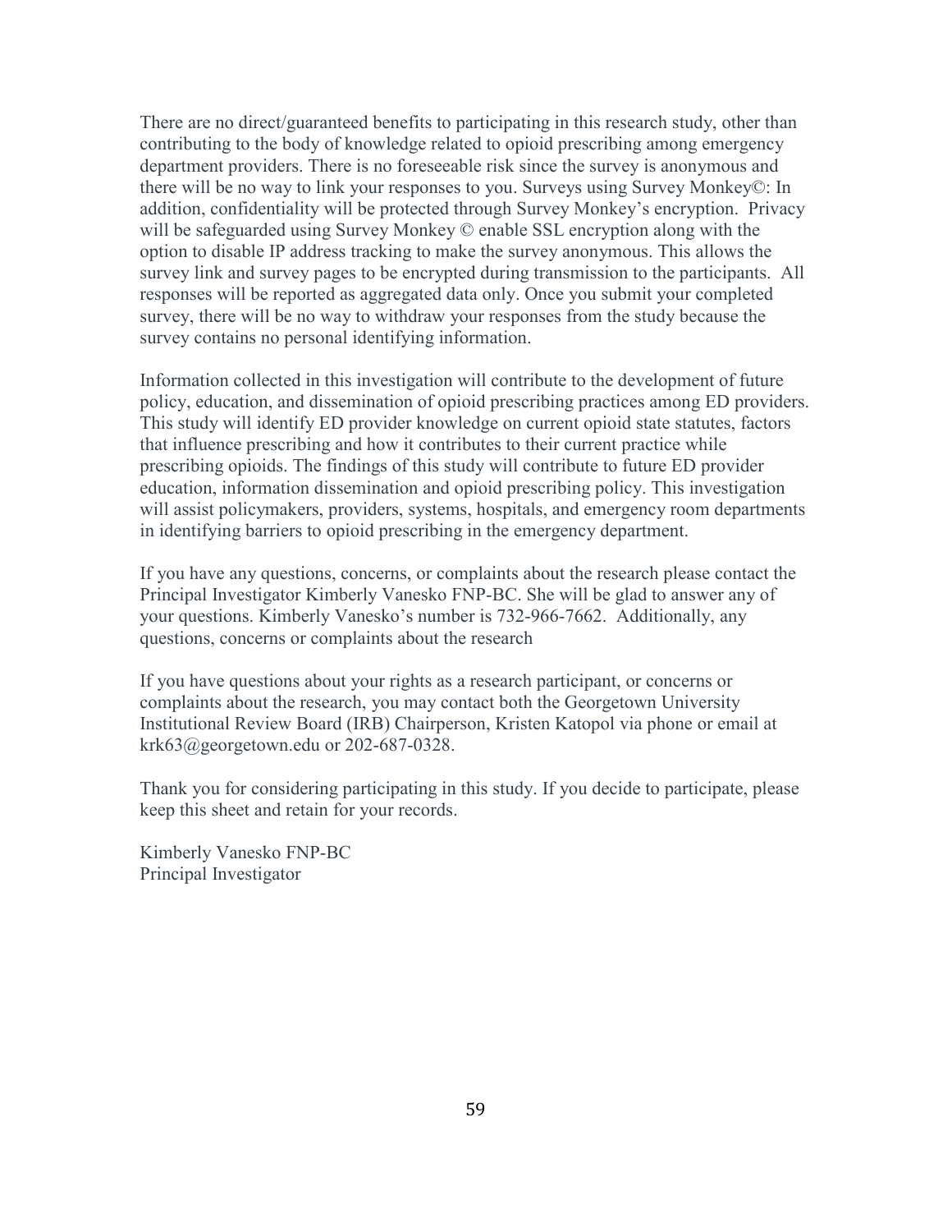There are no direct/guaranteed benefits to participating in this research study, other than contributing to the body of knowledge related to opioid prescribing among emergency department providers. There is no foreseeable risk since the survey is anonymous and there will be no way to link your responses to you. Surveys using Survey Monkey©: In addition, confidentiality will be protected through Survey Monkey's encryption. Privacy will be safeguarded using Survey Monkey © enable SSL encryption along with the option to disable IP address tracking to make the survey anonymous. This allows the survey link and survey pages to be encrypted during transmission to the participants. All responses will be reported as aggregated data only. Once you submit your completed survey, there will be no way to withdraw your responses from the study because the survey contains no personal identifying information.

Information collected in this investigation will contribute to the development of future policy, education, and dissemination of opioid prescribing practices among ED providers. This study will identify ED provider knowledge on current opioid state statutes, factors that influence prescribing and how it contributes to their current practice while prescribing opioids. The findings of this study will contribute to future ED provider education, information dissemination and opioid prescribing policy. This investigation will assist policymakers, providers, systems, hospitals, and emergency room departments in identifying barriers to opioid prescribing in the emergency department.

If you have any questions, concerns, or complaints about the research please contact the Principal Investigator Kimberly Vanesko FNP-BC. She will be glad to answer any of your questions. Kimberly Vanesko's number is 732-966-7662. Additionally, any questions, concerns or complaints about the research

If you have questions about your rights as a research participant, or concerns or complaints about the research, you may contact both the Georgetown University Institutional Review Board (IRB) Chairperson, Kristen Katopol via phone or email at krk63@georgetown.edu or 202-687-0328.

Thank you for considering participating in this study. If you decide to participate, please keep this sheet and retain for your records.

Kimberly Vanesko FNP-BC
Principal Investigator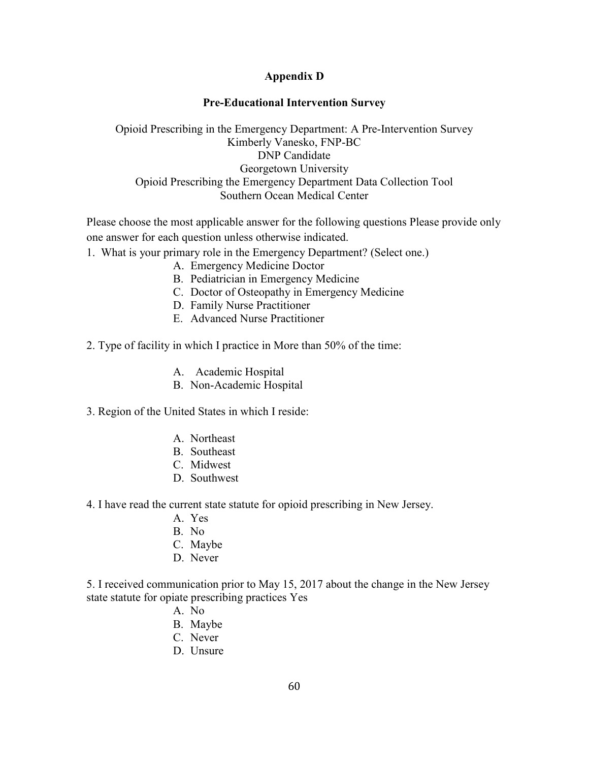## Appendix D

### Pre-Educational Intervention Survey

Opioid Prescribing in the Emergency Department: A Pre-Intervention Survey
Kimberly Vanesko, FNP-BC
DNP Candidate
Georgetown University
Opioid Prescribing the Emergency Department Data Collection Tool
Southern Ocean Medical Center

Please choose the most applicable answer for the following questions Please provide only one answer for each question unless otherwise indicated.

1. What is your primary role in the Emergency Department? (Select one.)
   - A. Emergency Medicine Doctor
   - B. Pediatrician in Emergency Medicine
   - C. Doctor of Osteopathy in Emergency Medicine
   - D. Family Nurse Practitioner
   - E. Advanced Nurse Practitioner

2. Type of facility in which I practice in More than 50% of the time:
   - A. Academic Hospital
   - B. Non-Academic Hospital

3. Region of the United States in which I reside:
   - A. Northeast
   - B. Southeast
   - C. Midwest
   - D. Southwest

4. I have read the current state statute for opioid prescribing in New Jersey.
   - A. Yes
   - B. No
   - C. Maybe
   - D. Never

5. I received communication prior to May 15, 2017 about the change in the New Jersey state statute for opiate prescribing practices Yes
   - A. No
   - B. Maybe
   - C. Never
   - D. Unsure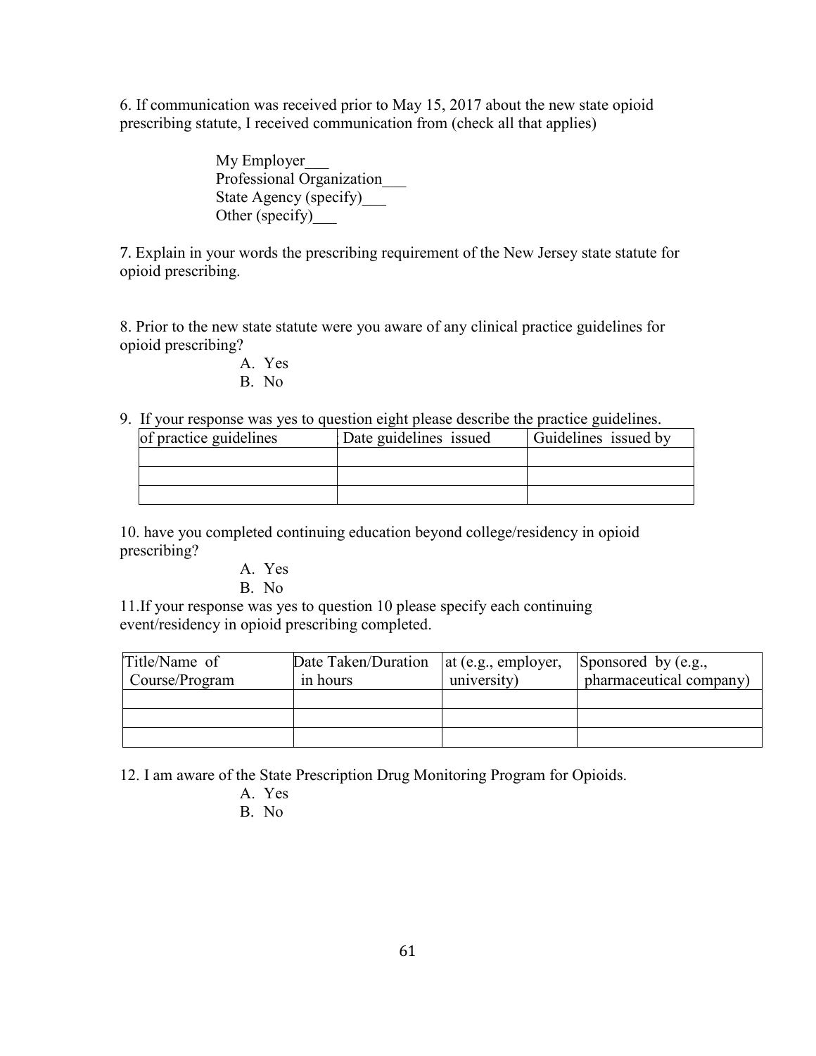6. If communication was received prior to May 15, 2017 about the new state opioid prescribing statute, I received communication from (check all that applies)

My Employer___
Professional Organization___
State Agency (specify)___
Other (specify)___

7. Explain in your words the prescribing requirement of the New Jersey state statute for opioid prescribing.

8. Prior to the new state statute were you aware of any clinical practice guidelines for opioid prescribing?

A. Yes
B. No

9. If your response was yes to question eight please describe the practice guidelines.

| of practice guidelines | Date guidelines issued | Guidelines issued by |
|---|---|---|
| | | |
| | | |
| | | |

10. have you completed continuing education beyond college/residency in opioid prescribing?

A. Yes
B. No

11.If your response was yes to question 10 please specify each continuing event/residency in opioid prescribing completed.

| Title/Name of Course/Program | Date Taken/Duration in hours | at (e.g., employer, university) | Sponsored by (e.g., pharmaceutical company) |
|---|---|---|---|
| | | | |
| | | | |
| | | | |

12. I am aware of the State Prescription Drug Monitoring Program for Opioids.

A. Yes
B. No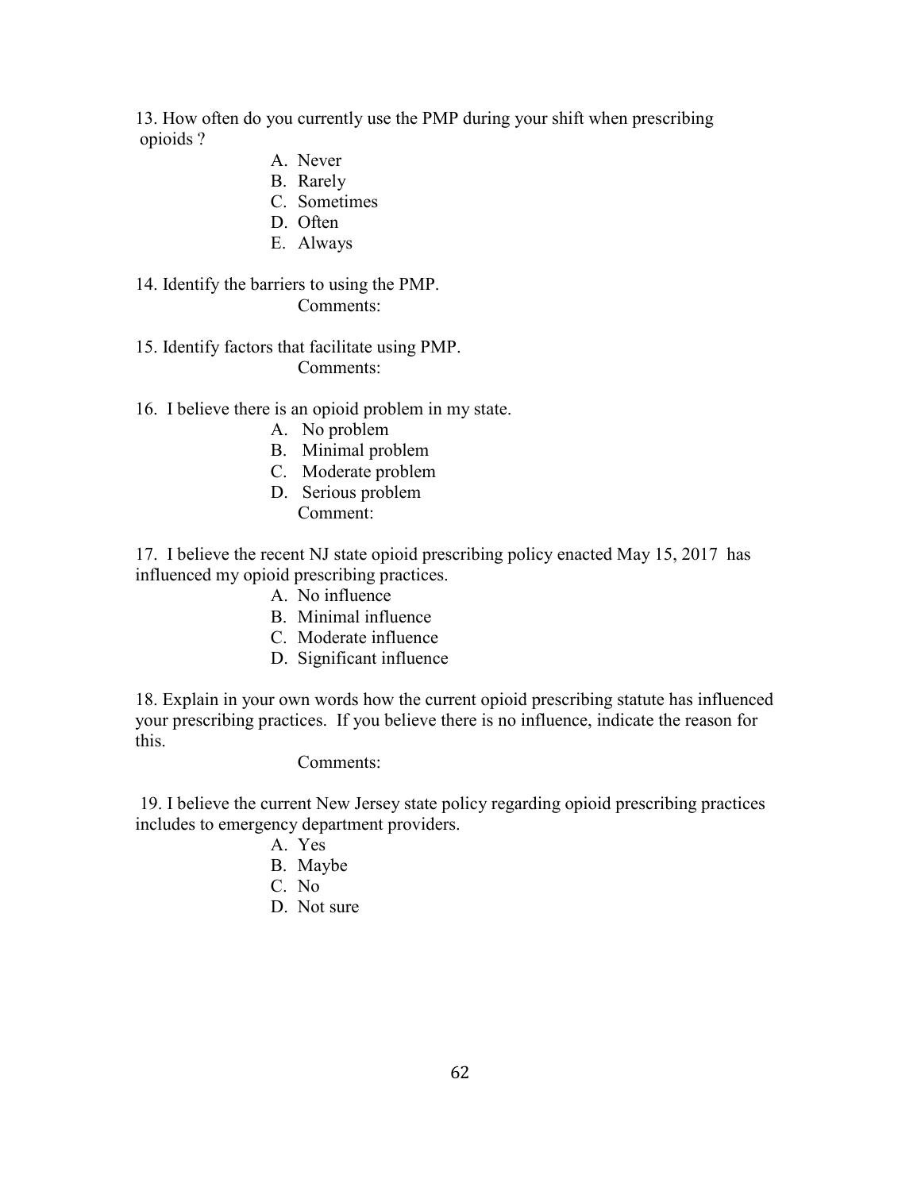13. How often do you currently use the PMP during your shift when prescribing opioids ?

A. Never
B. Rarely
C. Sometimes
D. Often
E. Always

14. Identify the barriers to using the PMP.

Comments:

15. Identify factors that facilitate using PMP.

Comments:

16. I believe there is an opioid problem in my state.

A. No problem
B. Minimal problem
C. Moderate problem
D. Serious problem

Comment:

17. I believe the recent NJ state opioid prescribing policy enacted May 15, 2017 has influenced my opioid prescribing practices.

A. No influence
B. Minimal influence
C. Moderate influence
D. Significant influence

18. Explain in your own words how the current opioid prescribing statute has influenced your prescribing practices. If you believe there is no influence, indicate the reason for this.

Comments:

19. I believe the current New Jersey state policy regarding opioid prescribing practices includes to emergency department providers.

A. Yes
B. Maybe
C. No
D. Not sure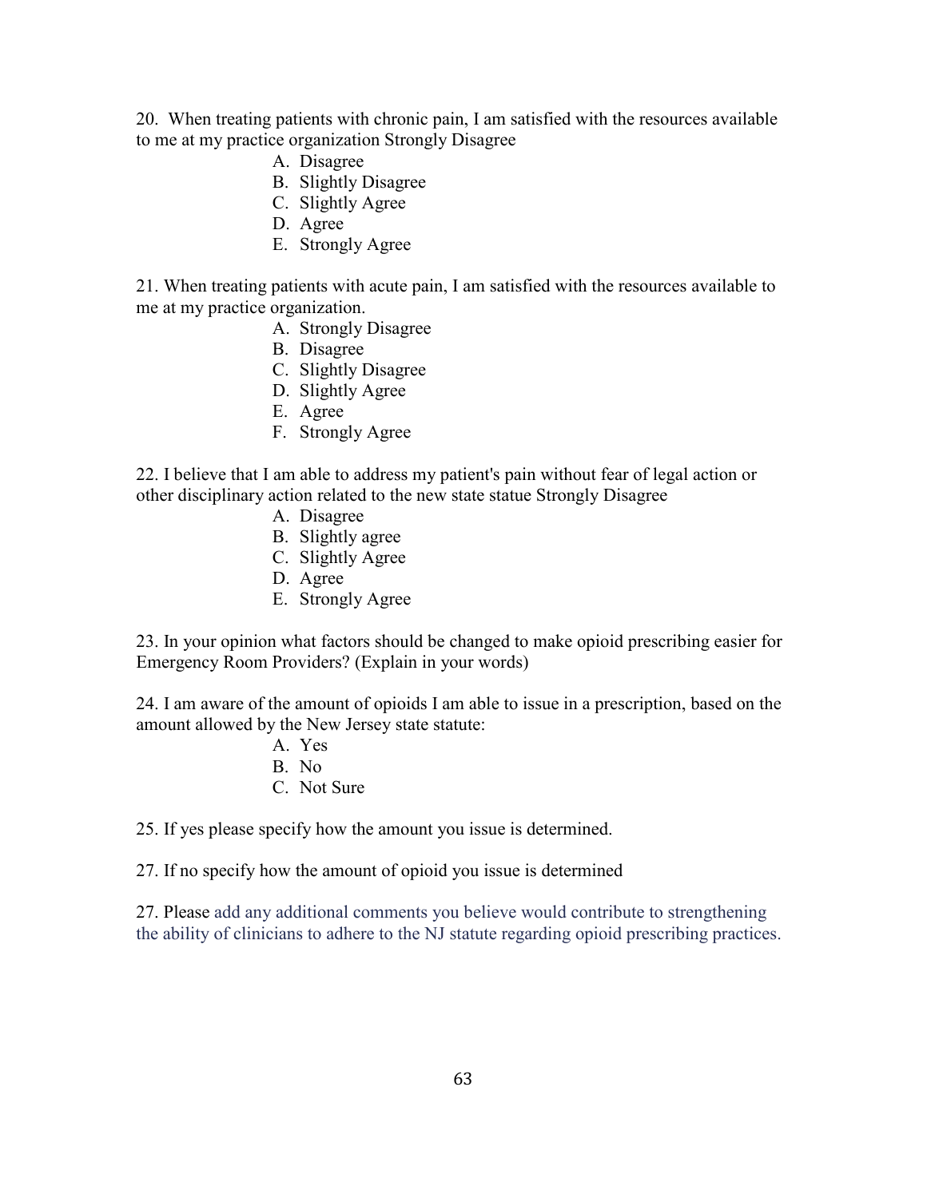20. When treating patients with chronic pain, I am satisfied with the resources available to me at my practice organization Strongly Disagree

A. Disagree
B. Slightly Disagree
C. Slightly Agree
D. Agree
E. Strongly Agree

21. When treating patients with acute pain, I am satisfied with the resources available to me at my practice organization.

A. Strongly Disagree
B. Disagree
C. Slightly Disagree
D. Slightly Agree
E. Agree
F. Strongly Agree

22. I believe that I am able to address my patient's pain without fear of legal action or other disciplinary action related to the new state statue Strongly Disagree

A. Disagree
B. Slightly agree
C. Slightly Agree
D. Agree
E. Strongly Agree

23. In your opinion what factors should be changed to make opioid prescribing easier for Emergency Room Providers? (Explain in your words)

24. I am aware of the amount of opioids I am able to issue in a prescription, based on the amount allowed by the New Jersey state statute:

A. Yes
B. No
C. Not Sure

25. If yes please specify how the amount you issue is determined.

27. If no specify how the amount of opioid you issue is determined

27. Please add any additional comments you believe would contribute to strengthening the ability of clinicians to adhere to the NJ statute regarding opioid prescribing practices.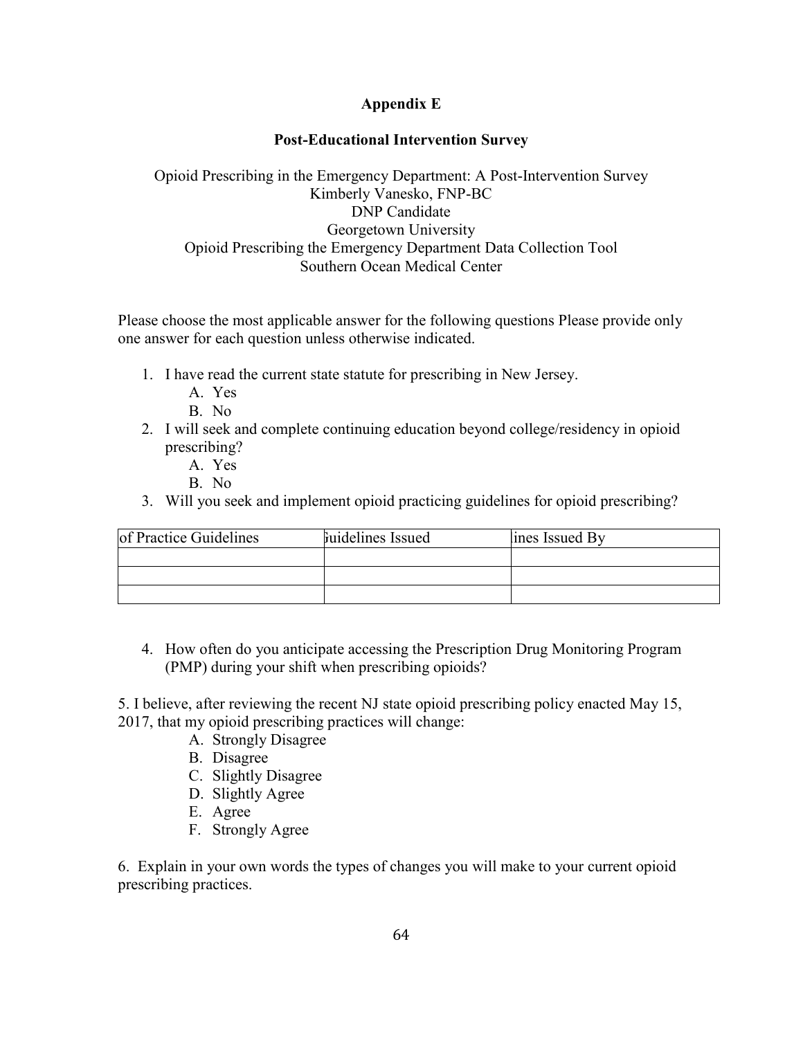## Appendix E

### Post-Educational Intervention Survey

Opioid Prescribing in the Emergency Department: A Post-Intervention Survey
Kimberly Vanesko, FNP-BC
DNP Candidate
Georgetown University
Opioid Prescribing the Emergency Department Data Collection Tool
Southern Ocean Medical Center

Please choose the most applicable answer for the following questions Please provide only one answer for each question unless otherwise indicated.

1. I have read the current state statute for prescribing in New Jersey.
   A. Yes
   B. No
2. I will seek and complete continuing education beyond college/residency in opioid prescribing?
   A. Yes
   B. No
3. Will you seek and implement opioid practicing guidelines for opioid prescribing?

| of Practice Guidelines | Guidelines Issued | lines Issued By |
| --- | --- | --- |
| | | |
| | | |
| | | |

4. How often do you anticipate accessing the Prescription Drug Monitoring Program (PMP) during your shift when prescribing opioids?

5. I believe, after reviewing the recent NJ state opioid prescribing policy enacted May 15, 2017, that my opioid prescribing practices will change:
   A. Strongly Disagree
   B. Disagree
   C. Slightly Disagree
   D. Slightly Agree
   E. Agree
   F. Strongly Agree

6. Explain in your own words the types of changes you will make to your current opioid prescribing practices.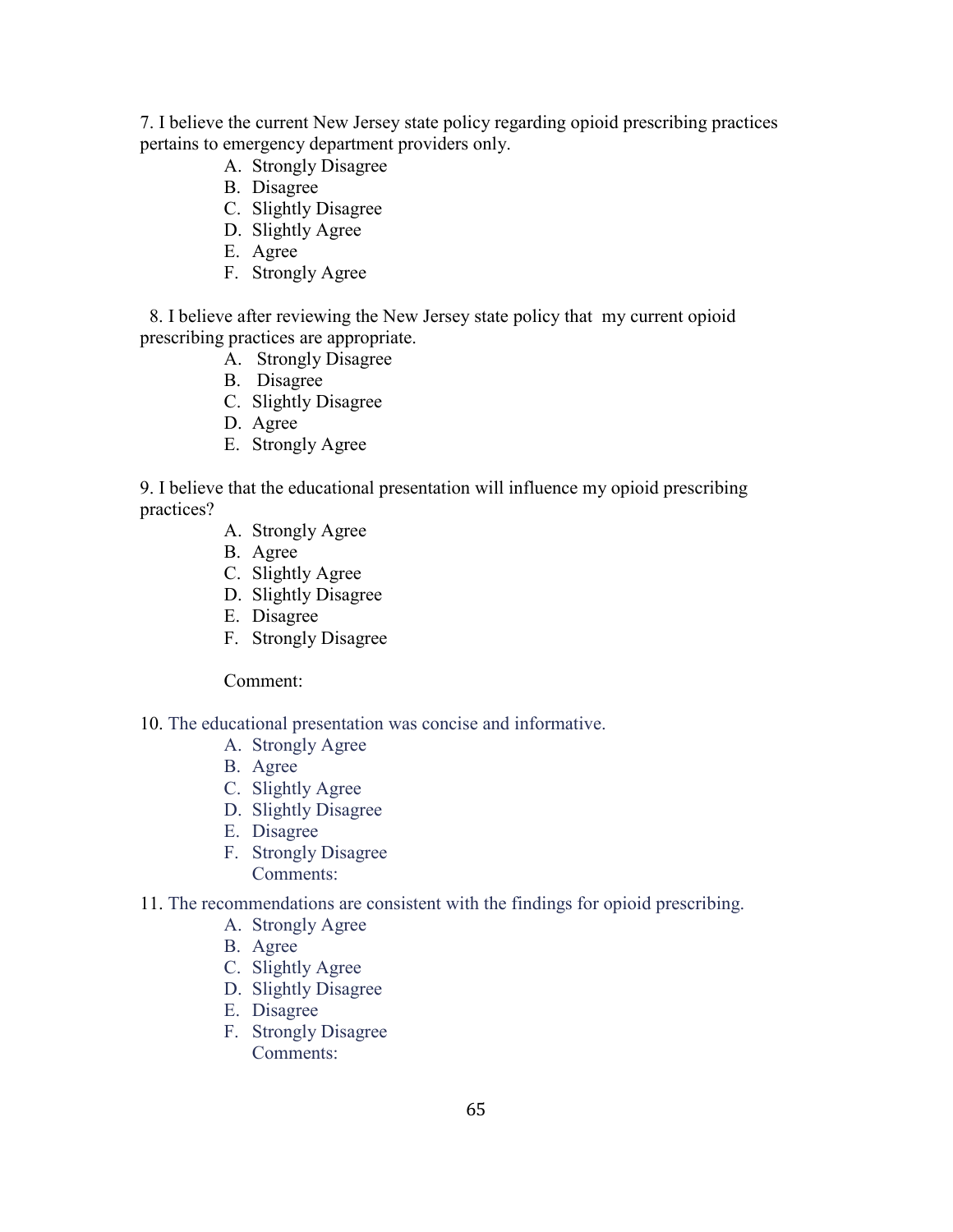7. I believe the current New Jersey state policy regarding opioid prescribing practices pertains to emergency department providers only.

A. Strongly Disagree
B. Disagree
C. Slightly Disagree
D. Slightly Agree
E. Agree
F. Strongly Agree

8. I believe after reviewing the New Jersey state policy that my current opioid prescribing practices are appropriate.

A. Strongly Disagree
B. Disagree
C. Slightly Disagree
D. Agree
E. Strongly Agree

9. I believe that the educational presentation will influence my opioid prescribing practices?

A. Strongly Agree
B. Agree
C. Slightly Agree
D. Slightly Disagree
E. Disagree
F. Strongly Disagree

Comment:

10. The educational presentation was concise and informative.

A. Strongly Agree
B. Agree
C. Slightly Agree
D. Slightly Disagree
E. Disagree
F. Strongly Disagree

Comments:

11. The recommendations are consistent with the findings for opioid prescribing.

A. Strongly Agree
B. Agree
C. Slightly Agree
D. Slightly Disagree
E. Disagree
F. Strongly Disagree

Comments: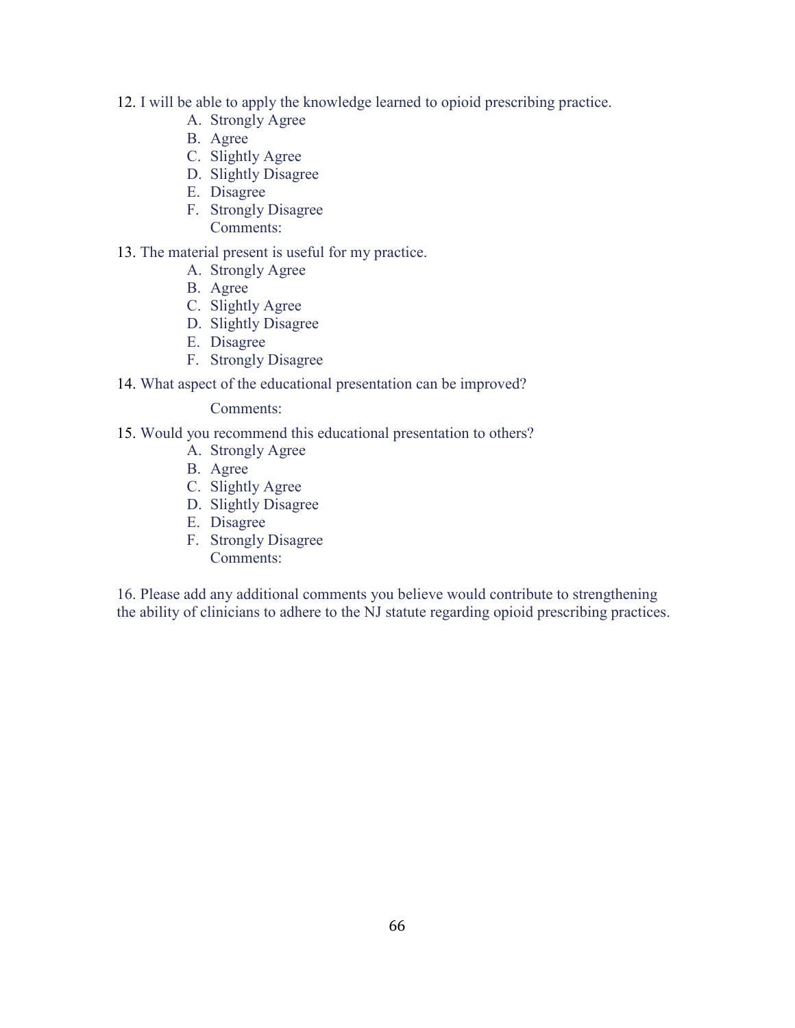12. I will be able to apply the knowledge learned to opioid prescribing practice.
    - A. Strongly Agree
    - B. Agree
    - C. Slightly Agree
    - D. Slightly Disagree
    - E. Disagree
    - F. Strongly Disagree

    Comments:

13. The material present is useful for my practice.
    - A. Strongly Agree
    - B. Agree
    - C. Slightly Agree
    - D. Slightly Disagree
    - E. Disagree
    - F. Strongly Disagree

14. What aspect of the educational presentation can be improved?

    Comments:

15. Would you recommend this educational presentation to others?
    - A. Strongly Agree
    - B. Agree
    - C. Slightly Agree
    - D. Slightly Disagree
    - E. Disagree
    - F. Strongly Disagree

    Comments:

16. Please add any additional comments you believe would contribute to strengthening the ability of clinicians to adhere to the NJ statute regarding opioid prescribing practices.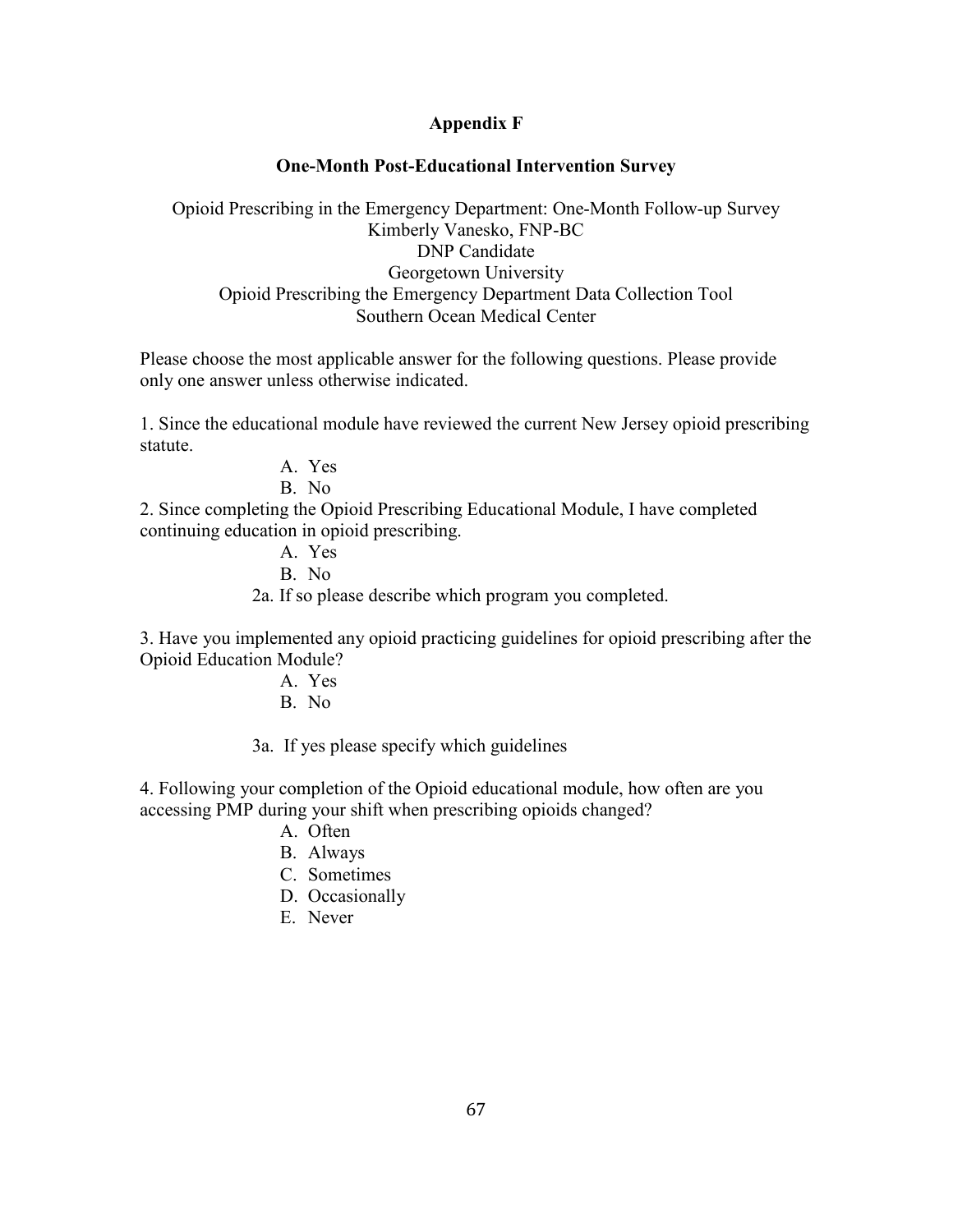## Appendix F

### One-Month Post-Educational Intervention Survey

Opioid Prescribing in the Emergency Department: One-Month Follow-up Survey
Kimberly Vanesko, FNP-BC
DNP Candidate
Georgetown University
Opioid Prescribing the Emergency Department Data Collection Tool
Southern Ocean Medical Center

Please choose the most applicable answer for the following questions. Please provide only one answer unless otherwise indicated.

1. Since the educational module have reviewed the current New Jersey opioid prescribing statute.
   - A. Yes
   - B. No

2. Since completing the Opioid Prescribing Educational Module, I have completed continuing education in opioid prescribing.
   - A. Yes
   - B. No

   2a. If so please describe which program you completed.

3. Have you implemented any opioid practicing guidelines for opioid prescribing after the Opioid Education Module?
   - A. Yes
   - B. No

   3a. If yes please specify which guidelines

4. Following your completion of the Opioid educational module, how often are you accessing PMP during your shift when prescribing opioids changed?
   - A. Often
   - B. Always
   - C. Sometimes
   - D. Occasionally
   - E. Never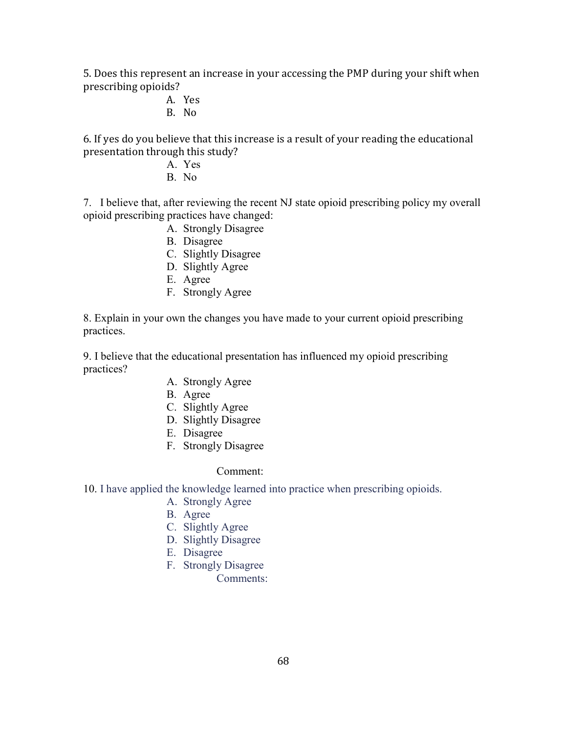5. Does this represent an increase in your accessing the PMP during your shift when prescribing opioids?

A. Yes
B. No

6. If yes do you believe that this increase is a result of your reading the educational presentation through this study?

A. Yes
B. No

7. I believe that, after reviewing the recent NJ state opioid prescribing policy my overall opioid prescribing practices have changed:

A. Strongly Disagree
B. Disagree
C. Slightly Disagree
D. Slightly Agree
E. Agree
F. Strongly Agree

8. Explain in your own the changes you have made to your current opioid prescribing practices.

9. I believe that the educational presentation has influenced my opioid prescribing practices?

A. Strongly Agree
B. Agree
C. Slightly Agree
D. Slightly Disagree
E. Disagree
F. Strongly Disagree

Comment:

10. I have applied the knowledge learned into practice when prescribing opioids.

A. Strongly Agree
B. Agree
C. Slightly Agree
D. Slightly Disagree
E. Disagree
F. Strongly Disagree

Comments: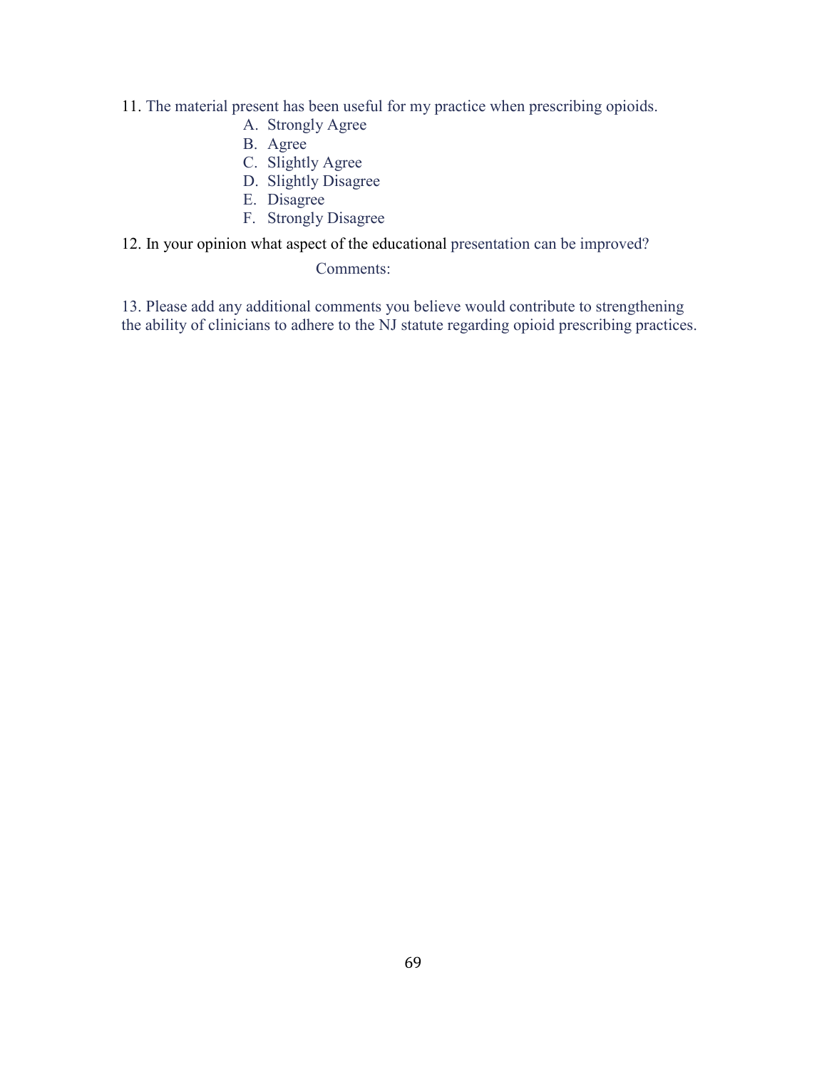11. The material present has been useful for my practice when prescribing opioids.

   A. Strongly Agree
   B. Agree
   C. Slightly Agree
   D. Slightly Disagree
   E. Disagree
   F. Strongly Disagree

12. In your opinion what aspect of the educational presentation can be improved?

   Comments:

13. Please add any additional comments you believe would contribute to strengthening the ability of clinicians to adhere to the NJ statute regarding opioid prescribing practices.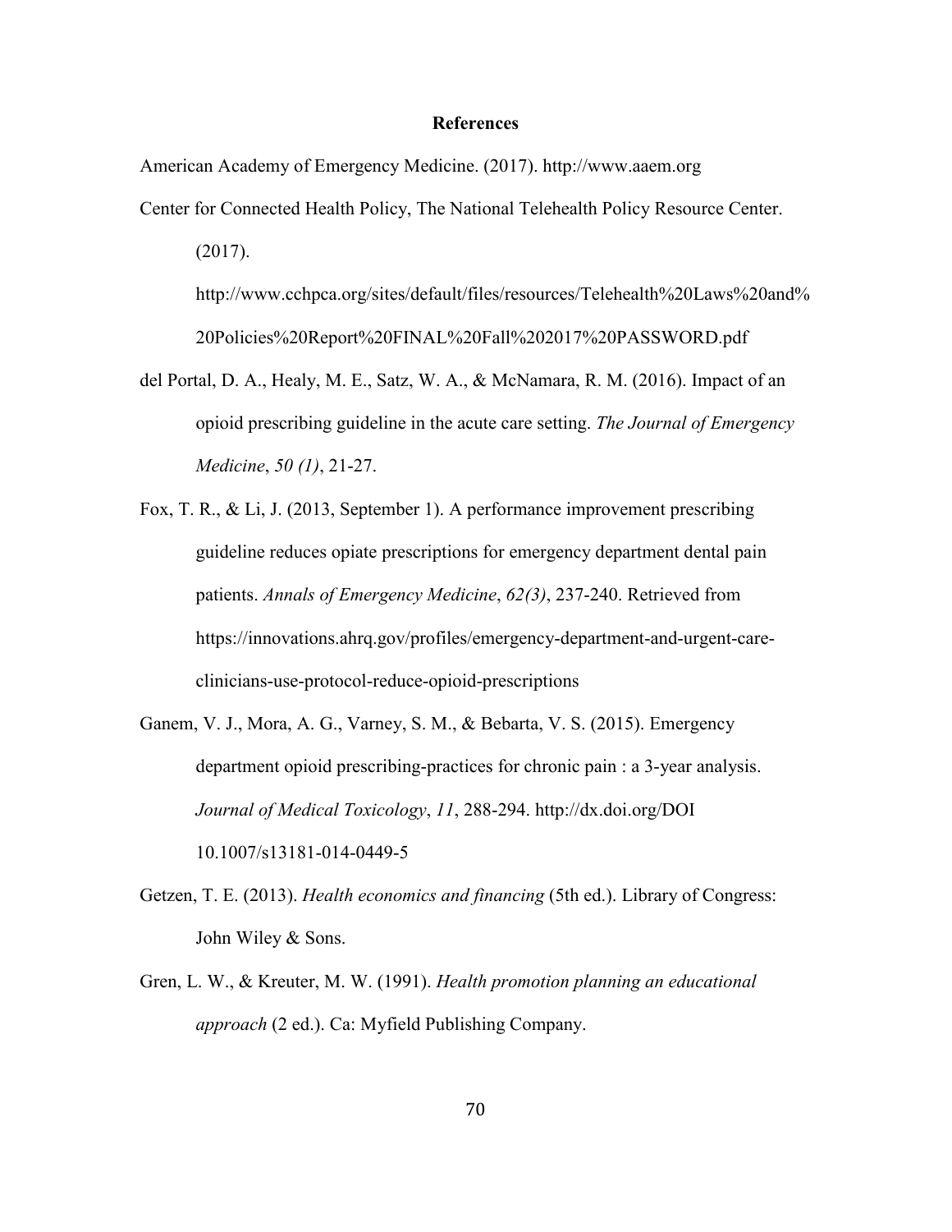# References

American Academy of Emergency Medicine. (2017). http://www.aaem.org

Center for Connected Health Policy, The National Telehealth Policy Resource Center. (2017). http://www.cchpca.org/sites/default/files/resources/Telehealth%20Laws%20and%20Policies%20Report%20FINAL%20Fall%202017%20PASSWORD.pdf

del Portal, D. A., Healy, M. E., Satz, W. A., & McNamara, R. M. (2016). Impact of an opioid prescribing guideline in the acute care setting. *The Journal of Emergency Medicine*, *50 (1)*, 21-27.

Fox, T. R., & Li, J. (2013, September 1). A performance improvement prescribing guideline reduces opiate prescriptions for emergency department dental pain patients. *Annals of Emergency Medicine*, *62(3)*, 237-240. Retrieved from https://innovations.ahrq.gov/profiles/emergency-department-and-urgent-care-clinicians-use-protocol-reduce-opioid-prescriptions

Ganem, V. J., Mora, A. G., Varney, S. M., & Bebarta, V. S. (2015). Emergency department opioid prescribing-practices for chronic pain : a 3-year analysis. *Journal of Medical Toxicology*, *11*, 288-294. http://dx.doi.org/DOI 10.1007/s13181-014-0449-5

Getzen, T. E. (2013). *Health economics and financing* (5th ed.). Library of Congress: John Wiley & Sons.

Gren, L. W., & Kreuter, M. W. (1991). *Health promotion planning an educational approach* (2 ed.). Ca: Myfield Publishing Company.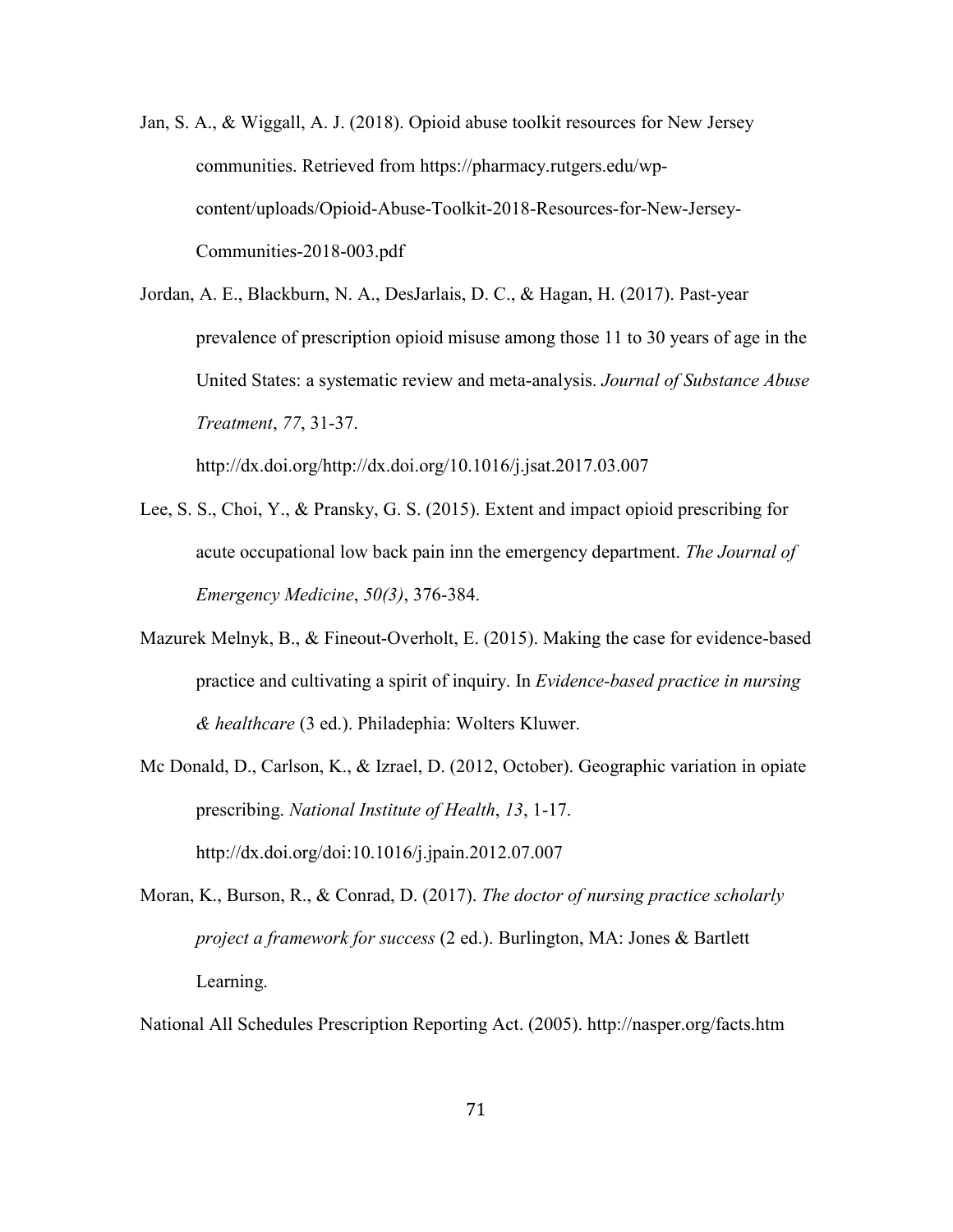Jan, S. A., & Wiggall, A. J. (2018). Opioid abuse toolkit resources for New Jersey communities. Retrieved from https://pharmacy.rutgers.edu/wp-content/uploads/Opioid-Abuse-Toolkit-2018-Resources-for-New-Jersey-Communities-2018-003.pdf

Jordan, A. E., Blackburn, N. A., DesJarlais, D. C., & Hagan, H. (2017). Past-year prevalence of prescription opioid misuse among those 11 to 30 years of age in the United States: a systematic review and meta-analysis. *Journal of Substance Abuse Treatment*, *77*, 31-37. http://dx.doi.org/http://dx.doi.org/10.1016/j.jsat.2017.03.007

Lee, S. S., Choi, Y., & Pransky, G. S. (2015). Extent and impact opioid prescribing for acute occupational low back pain inn the emergency department. *The Journal of Emergency Medicine*, *50(3)*, 376-384.

Mazurek Melnyk, B., & Fineout-Overholt, E. (2015). Making the case for evidence-based practice and cultivating a spirit of inquiry. In *Evidence-based practice in nursing & healthcare* (3 ed.). Philadephia: Wolters Kluwer.

Mc Donald, D., Carlson, K., & Izrael, D. (2012, October). Geographic variation in opiate prescribing. *National Institute of Health*, *13*, 1-17. http://dx.doi.org/doi:10.1016/j.jpain.2012.07.007

Moran, K., Burson, R., & Conrad, D. (2017). *The doctor of nursing practice scholarly project a framework for success* (2 ed.). Burlington, MA: Jones & Bartlett Learning.

National All Schedules Prescription Reporting Act. (2005). http://nasper.org/facts.htm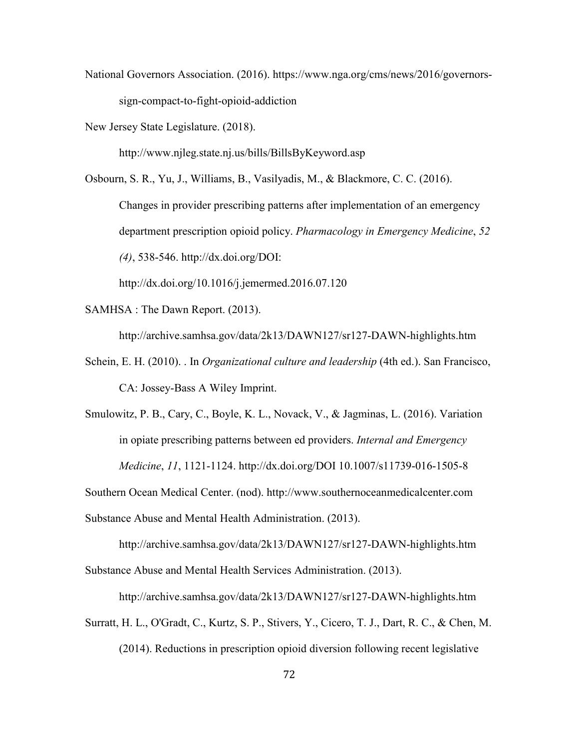National Governors Association. (2016). https://www.nga.org/cms/news/2016/governors-sign-compact-to-fight-opioid-addiction

New Jersey State Legislature. (2018). http://www.njleg.state.nj.us/bills/BillsByKeyword.asp

Osbourn, S. R., Yu, J., Williams, B., Vasilyadis, M., & Blackmore, C. C. (2016). Changes in provider prescribing patterns after implementation of an emergency department prescription opioid policy. *Pharmacology in Emergency Medicine*, *52 (4)*, 538-546. http://dx.doi.org/DOI: http://dx.doi.org/10.1016/j.jemermed.2016.07.120

SAMHSA : The Dawn Report. (2013). http://archive.samhsa.gov/data/2k13/DAWN127/sr127-DAWN-highlights.htm

Schein, E. H. (2010). . In *Organizational culture and leadership* (4th ed.). San Francisco, CA: Jossey-Bass A Wiley Imprint.

Smulowitz, P. B., Cary, C., Boyle, K. L., Novack, V., & Jagminas, L. (2016). Variation in opiate prescribing patterns between ed providers. *Internal and Emergency Medicine*, *11*, 1121-1124. http://dx.doi.org/DOI 10.1007/s11739-016-1505-8

Southern Ocean Medical Center. (nod). http://www.southernoceanmedicalcenter.com

Substance Abuse and Mental Health Administration. (2013). http://archive.samhsa.gov/data/2k13/DAWN127/sr127-DAWN-highlights.htm

Substance Abuse and Mental Health Services Administration. (2013). http://archive.samhsa.gov/data/2k13/DAWN127/sr127-DAWN-highlights.htm

Surratt, H. L., O'Gradt, C., Kurtz, S. P., Stivers, Y., Cicero, T. J., Dart, R. C., & Chen, M. (2014). Reductions in prescription opioid diversion following recent legislative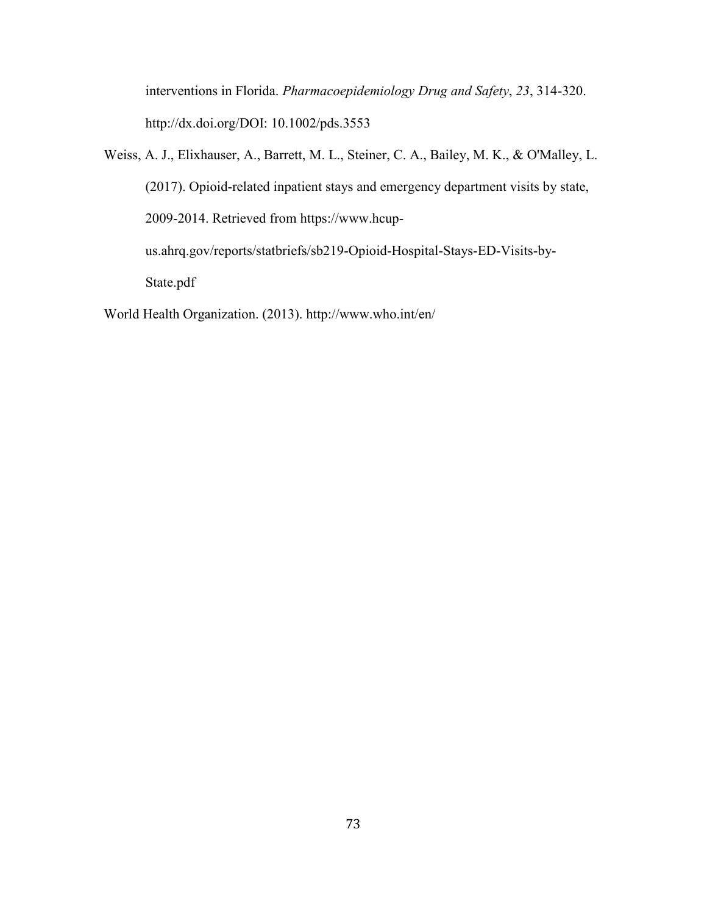interventions in Florida. *Pharmacoepidemiology Drug and Safety*, *23*, 314-320. http://dx.doi.org/DOI: 10.1002/pds.3553

Weiss, A. J., Elixhauser, A., Barrett, M. L., Steiner, C. A., Bailey, M. K., & O'Malley, L. (2017). Opioid-related inpatient stays and emergency department visits by state, 2009-2014. Retrieved from https://www.hcup-us.ahrq.gov/reports/statbriefs/sb219-Opioid-Hospital-Stays-ED-Visits-by-State.pdf

World Health Organization. (2013). http://www.who.int/en/